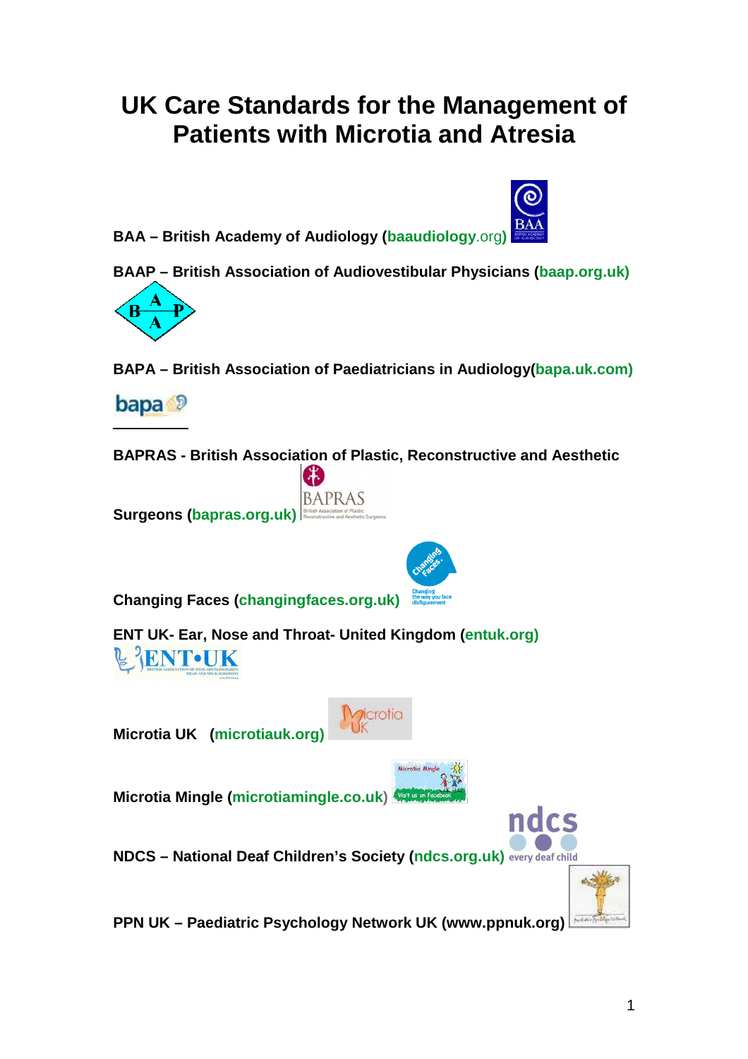# UK Care Standards for the Management of Patients with Microtia and Atresia

**BAA – British Academy of Audiology (baaudiology.org)**

**BAAP – British Association of Audiovestibular Physicians (baap.org.uk)**

**BAPA – British Association of Paediatricians in Audiology(bapa.uk.com)**

**BAPRAS - British Association of Plastic, Reconstructive and Aesthetic Surgeons (bapras.org.uk)**

**Changing Faces (changingfaces.org.uk)**

**ENT UK- Ear, Nose and Throat- United Kingdom (entuk.org)**

**Microtia UK (microtiauk.org)**

**Microtia Mingle (microtiamingle.co.uk)**

**NDCS – National Deaf Children's Society (ndcs.org.uk)**

**PPN UK – Paediatric Psychology Network UK (www.ppnuk.org)**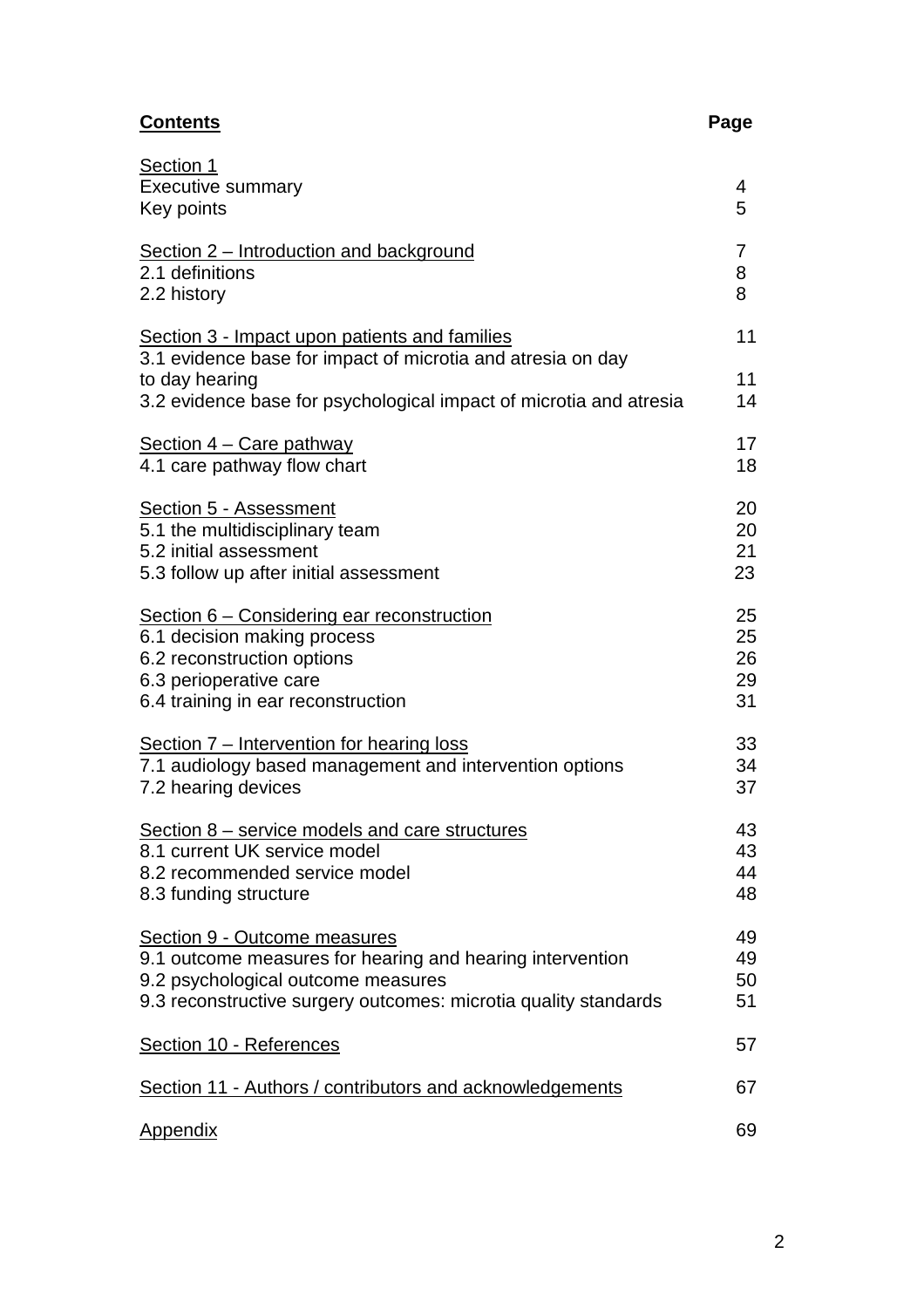| **Contents** | **Page** |
|---|---|
| Section 1 | |
| Executive summary | 4 |
| Key points | 5 |
| Section 2 – Introduction and background | 7 |
| 2.1 definitions | 8 |
| 2.2 history | 8 |
| Section 3 - Impact upon patients and families | 11 |
| 3.1 evidence base for impact of microtia and atresia on day to day hearing | 11 |
| 3.2 evidence base for psychological impact of microtia and atresia | 14 |
| Section 4 – Care pathway | 17 |
| 4.1 care pathway flow chart | 18 |
| Section 5 - Assessment | 20 |
| 5.1 the multidisciplinary team | 20 |
| 5.2 initial assessment | 21 |
| 5.3 follow up after initial assessment | 23 |
| Section 6 – Considering ear reconstruction | 25 |
| 6.1 decision making process | 25 |
| 6.2 reconstruction options | 26 |
| 6.3 perioperative care | 29 |
| 6.4 training in ear reconstruction | 31 |
| Section 7 – Intervention for hearing loss | 33 |
| 7.1 audiology based management and intervention options | 34 |
| 7.2 hearing devices | 37 |
| Section 8 – service models and care structures | 43 |
| 8.1 current UK service model | 43 |
| 8.2 recommended service model | 44 |
| 8.3 funding structure | 48 |
| Section 9 - Outcome measures | 49 |
| 9.1 outcome measures for hearing and hearing intervention | 49 |
| 9.2 psychological outcome measures | 50 |
| 9.3 reconstructive surgery outcomes: microtia quality standards | 51 |
| Section 10 - References | 57 |
| Section 11 - Authors / contributors and acknowledgements | 67 |
| Appendix | 69 |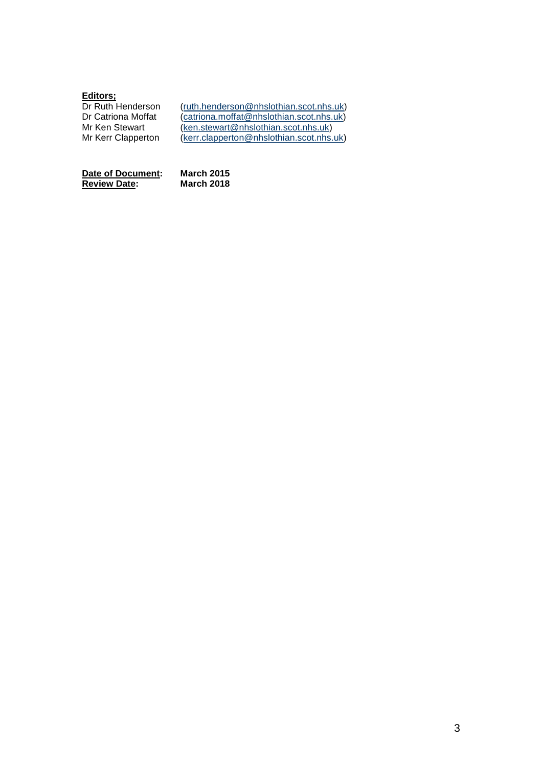**Editors;**

| | |
|---|---|
| Dr Ruth Henderson | (ruth.henderson@nhslothian.scot.nhs.uk) |
| Dr Catriona Moffat | (catriona.moffat@nhslothian.scot.nhs.uk) |
| Mr Ken Stewart | (ken.stewart@nhslothian.scot.nhs.uk) |
| Mr Kerr Clapperton | (kerr.clapperton@nhslothian.scot.nhs.uk) |

**Date of Document:** **March 2015**
**Review Date:** **March 2018**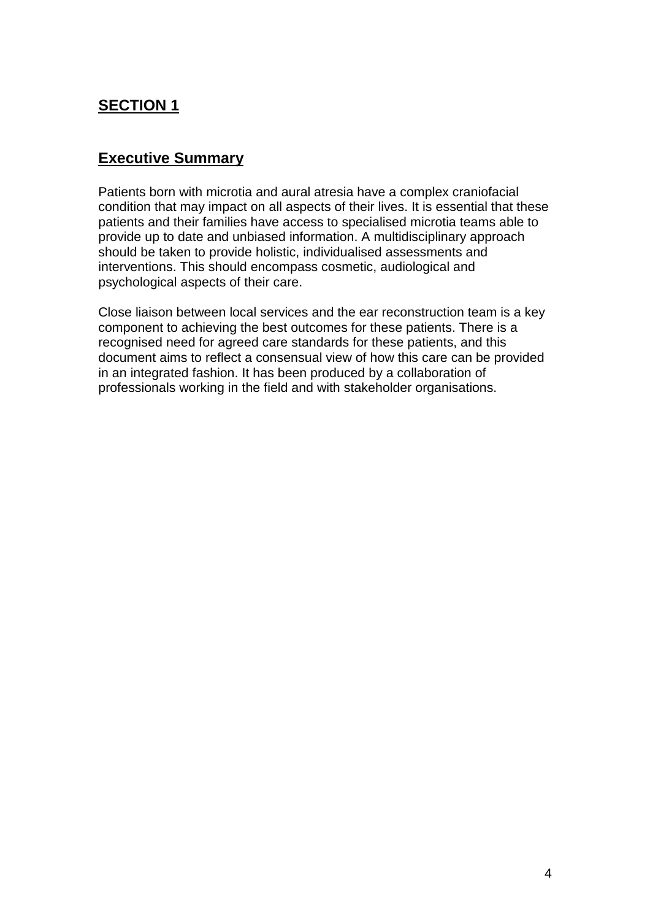# SECTION 1

## Executive Summary

Patients born with microtia and aural atresia have a complex craniofacial condition that may impact on all aspects of their lives. It is essential that these patients and their families have access to specialised microtia teams able to provide up to date and unbiased information. A multidisciplinary approach should be taken to provide holistic, individualised assessments and interventions. This should encompass cosmetic, audiological and psychological aspects of their care.

Close liaison between local services and the ear reconstruction team is a key component to achieving the best outcomes for these patients. There is a recognised need for agreed care standards for these patients, and this document aims to reflect a consensual view of how this care can be provided in an integrated fashion. It has been produced by a collaboration of professionals working in the field and with stakeholder organisations.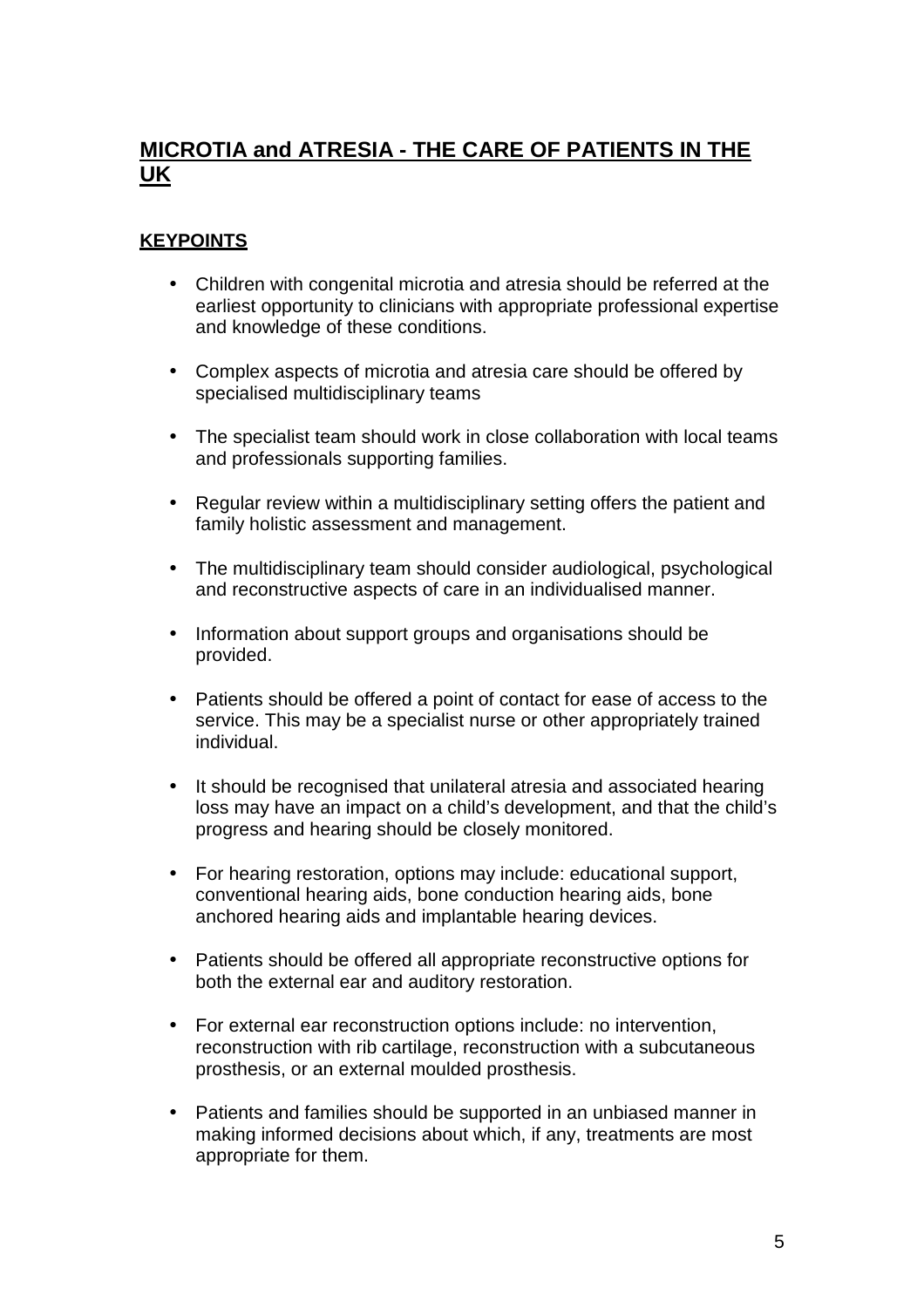## MICROTIA and ATRESIA - THE CARE OF PATIENTS IN THE UK

### KEYPOINTS

- Children with congenital microtia and atresia should be referred at the earliest opportunity to clinicians with appropriate professional expertise and knowledge of these conditions.
- Complex aspects of microtia and atresia care should be offered by specialised multidisciplinary teams
- The specialist team should work in close collaboration with local teams and professionals supporting families.
- Regular review within a multidisciplinary setting offers the patient and family holistic assessment and management.
- The multidisciplinary team should consider audiological, psychological and reconstructive aspects of care in an individualised manner.
- Information about support groups and organisations should be provided.
- Patients should be offered a point of contact for ease of access to the service. This may be a specialist nurse or other appropriately trained individual.
- It should be recognised that unilateral atresia and associated hearing loss may have an impact on a child's development, and that the child's progress and hearing should be closely monitored.
- For hearing restoration, options may include: educational support, conventional hearing aids, bone conduction hearing aids, bone anchored hearing aids and implantable hearing devices.
- Patients should be offered all appropriate reconstructive options for both the external ear and auditory restoration.
- For external ear reconstruction options include: no intervention, reconstruction with rib cartilage, reconstruction with a subcutaneous prosthesis, or an external moulded prosthesis.
- Patients and families should be supported in an unbiased manner in making informed decisions about which, if any, treatments are most appropriate for them.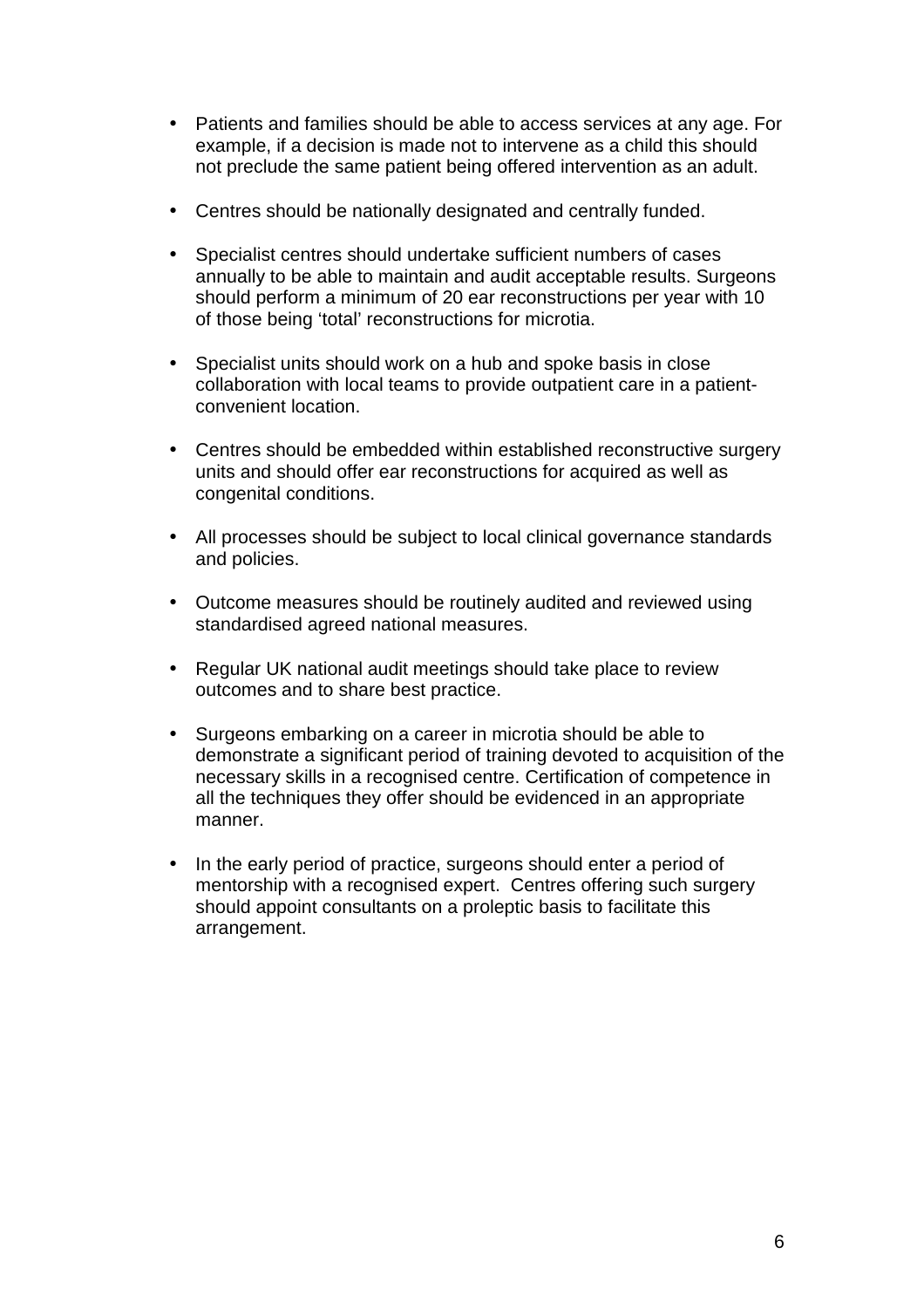- Patients and families should be able to access services at any age. For example, if a decision is made not to intervene as a child this should not preclude the same patient being offered intervention as an adult.

- Centres should be nationally designated and centrally funded.

- Specialist centres should undertake sufficient numbers of cases annually to be able to maintain and audit acceptable results. Surgeons should perform a minimum of 20 ear reconstructions per year with 10 of those being 'total' reconstructions for microtia.

- Specialist units should work on a hub and spoke basis in close collaboration with local teams to provide outpatient care in a patient-convenient location.

- Centres should be embedded within established reconstructive surgery units and should offer ear reconstructions for acquired as well as congenital conditions.

- All processes should be subject to local clinical governance standards and policies.

- Outcome measures should be routinely audited and reviewed using standardised agreed national measures.

- Regular UK national audit meetings should take place to review outcomes and to share best practice.

- Surgeons embarking on a career in microtia should be able to demonstrate a significant period of training devoted to acquisition of the necessary skills in a recognised centre. Certification of competence in all the techniques they offer should be evidenced in an appropriate manner.

- In the early period of practice, surgeons should enter a period of mentorship with a recognised expert. Centres offering such surgery should appoint consultants on a proleptic basis to facilitate this arrangement.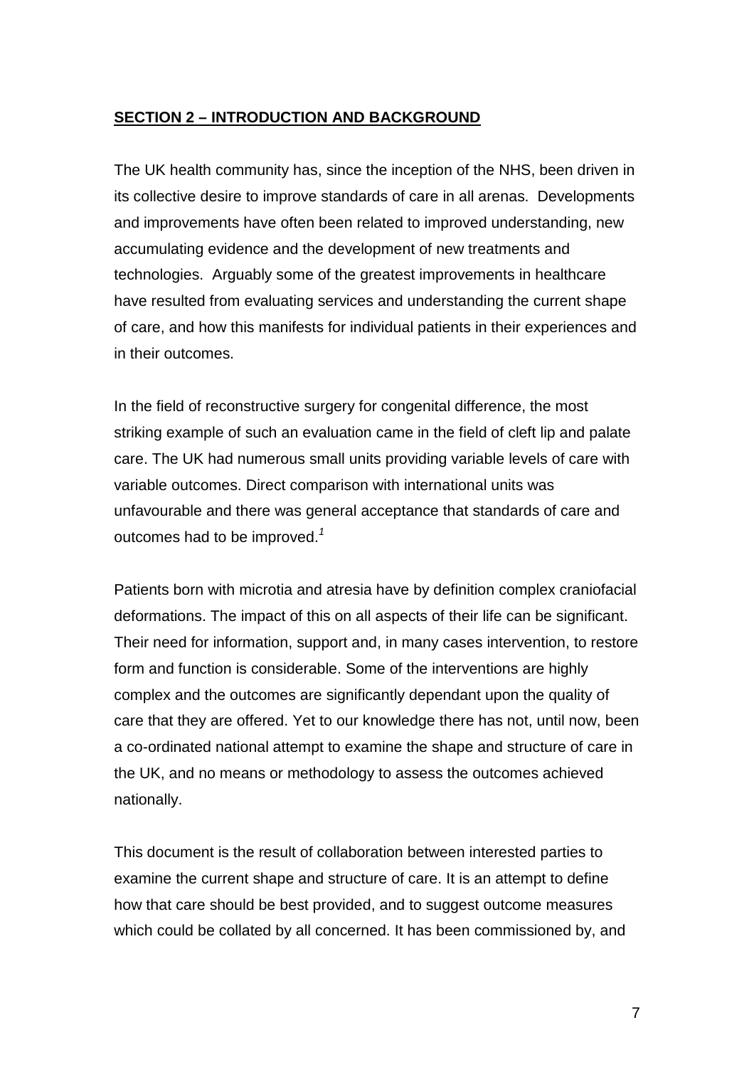## **SECTION 2 – INTRODUCTION AND BACKGROUND**

The UK health community has, since the inception of the NHS, been driven in its collective desire to improve standards of care in all arenas. Developments and improvements have often been related to improved understanding, new accumulating evidence and the development of new treatments and technologies. Arguably some of the greatest improvements in healthcare have resulted from evaluating services and understanding the current shape of care, and how this manifests for individual patients in their experiences and in their outcomes.

In the field of reconstructive surgery for congenital difference, the most striking example of such an evaluation came in the field of cleft lip and palate care. The UK had numerous small units providing variable levels of care with variable outcomes. Direct comparison with international units was unfavourable and there was general acceptance that standards of care and outcomes had to be improved.[1]

Patients born with microtia and atresia have by definition complex craniofacial deformations. The impact of this on all aspects of their life can be significant. Their need for information, support and, in many cases intervention, to restore form and function is considerable. Some of the interventions are highly complex and the outcomes are significantly dependant upon the quality of care that they are offered. Yet to our knowledge there has not, until now, been a co-ordinated national attempt to examine the shape and structure of care in the UK, and no means or methodology to assess the outcomes achieved nationally.

This document is the result of collaboration between interested parties to examine the current shape and structure of care. It is an attempt to define how that care should be best provided, and to suggest outcome measures which could be collated by all concerned. It has been commissioned by, and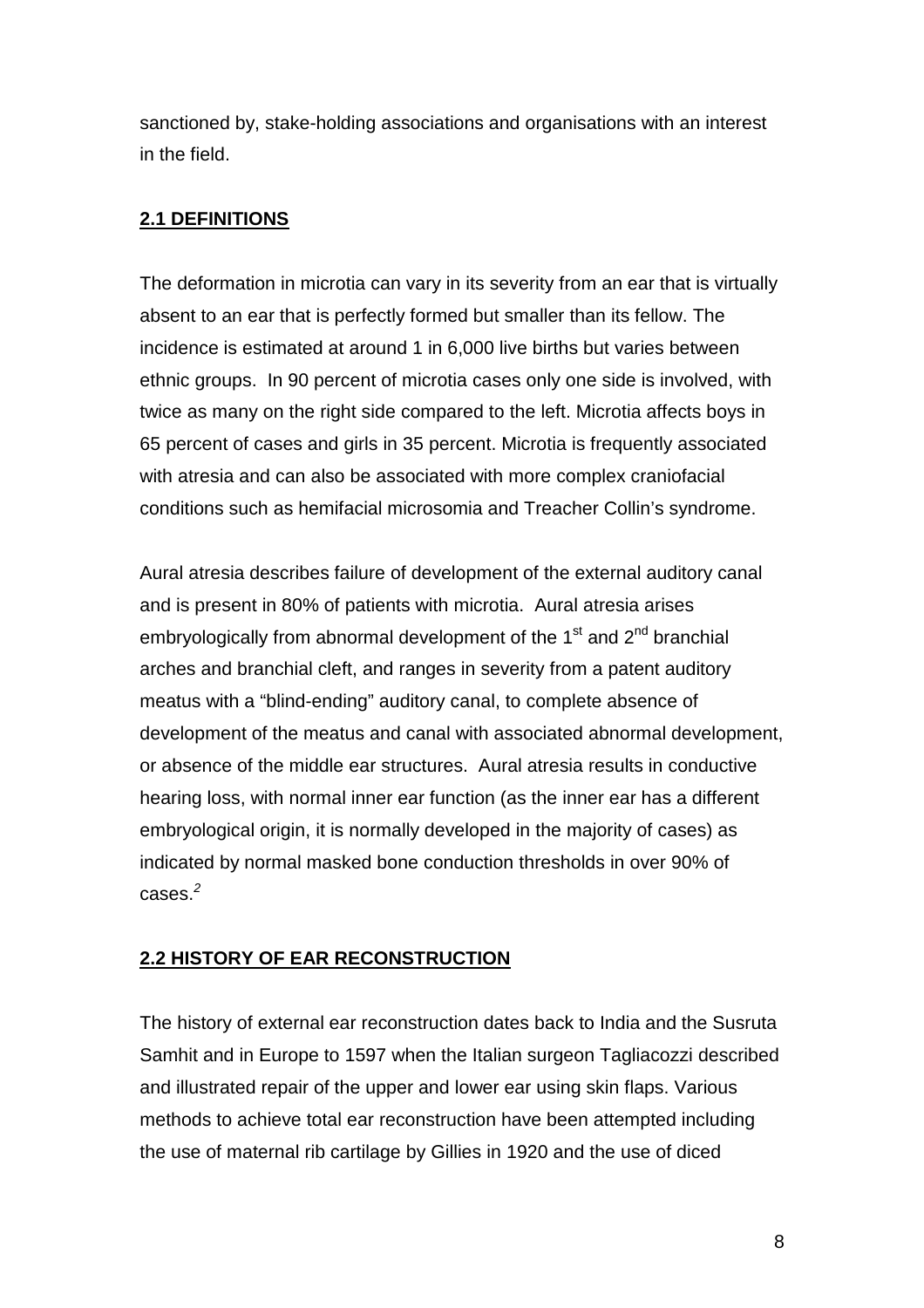sanctioned by, stake-holding associations and organisations with an interest in the field.

## 2.1 DEFINITIONS

The deformation in microtia can vary in its severity from an ear that is virtually absent to an ear that is perfectly formed but smaller than its fellow. The incidence is estimated at around 1 in 6,000 live births but varies between ethnic groups. In 90 percent of microtia cases only one side is involved, with twice as many on the right side compared to the left. Microtia affects boys in 65 percent of cases and girls in 35 percent. Microtia is frequently associated with atresia and can also be associated with more complex craniofacial conditions such as hemifacial microsomia and Treacher Collin's syndrome.

Aural atresia describes failure of development of the external auditory canal and is present in 80% of patients with microtia. Aural atresia arises embryologically from abnormal development of the 1st and 2nd branchial arches and branchial cleft, and ranges in severity from a patent auditory meatus with a "blind-ending" auditory canal, to complete absence of development of the meatus and canal with associated abnormal development, or absence of the middle ear structures. Aural atresia results in conductive hearing loss, with normal inner ear function (as the inner ear has a different embryological origin, it is normally developed in the majority of cases) as indicated by normal masked bone conduction thresholds in over 90% of cases.[2]

## 2.2 HISTORY OF EAR RECONSTRUCTION

The history of external ear reconstruction dates back to India and the Susruta Samhit and in Europe to 1597 when the Italian surgeon Tagliacozzi described and illustrated repair of the upper and lower ear using skin flaps. Various methods to achieve total ear reconstruction have been attempted including the use of maternal rib cartilage by Gillies in 1920 and the use of diced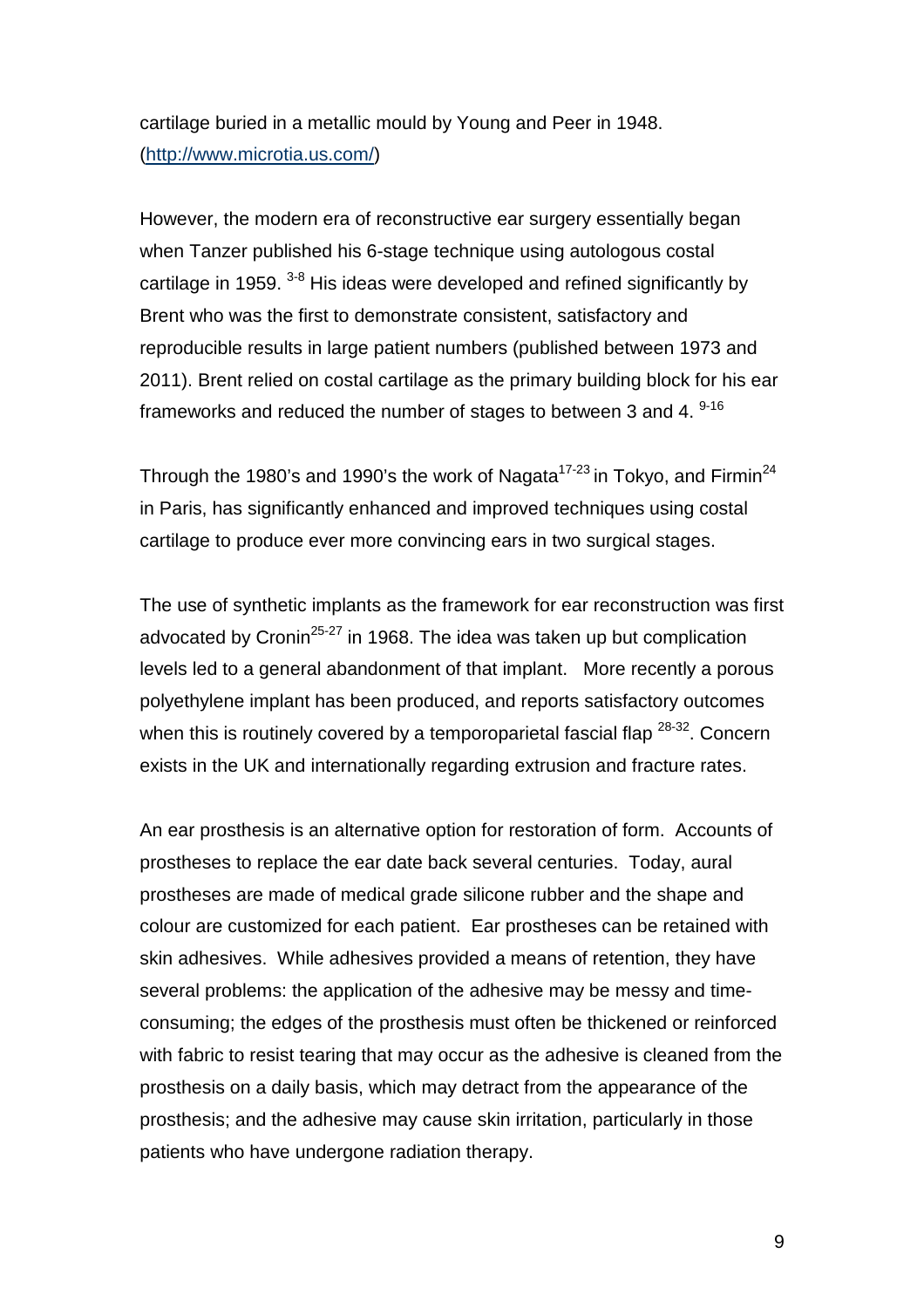cartilage buried in a metallic mould by Young and Peer in 1948. (http://www.microtia.us.com/)

However, the modern era of reconstructive ear surgery essentially began when Tanzer published his 6-stage technique using autologous costal cartilage in 1959. [3-8] His ideas were developed and refined significantly by Brent who was the first to demonstrate consistent, satisfactory and reproducible results in large patient numbers (published between 1973 and 2011). Brent relied on costal cartilage as the primary building block for his ear frameworks and reduced the number of stages to between 3 and 4. [9-16]

Through the 1980's and 1990's the work of Nagata[17-23] in Tokyo, and Firmin[24] in Paris, has significantly enhanced and improved techniques using costal cartilage to produce ever more convincing ears in two surgical stages.

The use of synthetic implants as the framework for ear reconstruction was first advocated by Cronin[25-27] in 1968. The idea was taken up but complication levels led to a general abandonment of that implant. More recently a porous polyethylene implant has been produced, and reports satisfactory outcomes when this is routinely covered by a temporoparietal fascial flap [28-32]. Concern exists in the UK and internationally regarding extrusion and fracture rates.

An ear prosthesis is an alternative option for restoration of form. Accounts of prostheses to replace the ear date back several centuries. Today, aural prostheses are made of medical grade silicone rubber and the shape and colour are customized for each patient. Ear prostheses can be retained with skin adhesives. While adhesives provided a means of retention, they have several problems: the application of the adhesive may be messy and time-consuming; the edges of the prosthesis must often be thickened or reinforced with fabric to resist tearing that may occur as the adhesive is cleaned from the prosthesis on a daily basis, which may detract from the appearance of the prosthesis; and the adhesive may cause skin irritation, particularly in those patients who have undergone radiation therapy.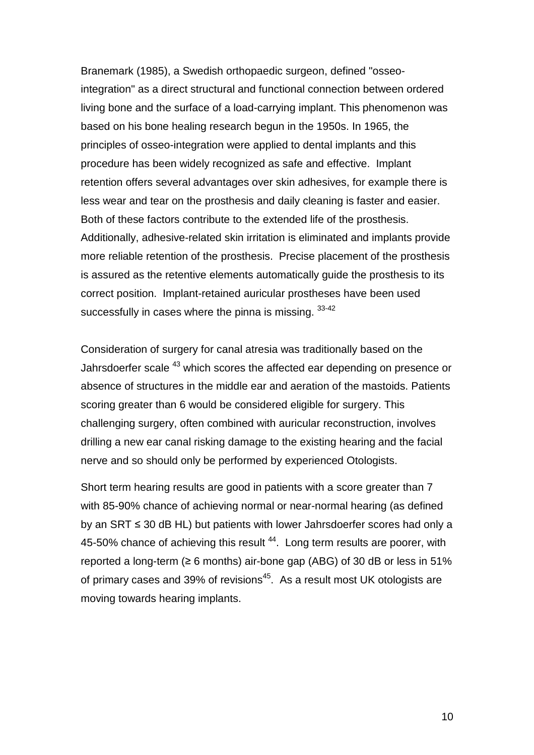Branemark (1985), a Swedish orthopaedic surgeon, defined "osseo-integration" as a direct structural and functional connection between ordered living bone and the surface of a load-carrying implant. This phenomenon was based on his bone healing research begun in the 1950s. In 1965, the principles of osseo-integration were applied to dental implants and this procedure has been widely recognized as safe and effective. Implant retention offers several advantages over skin adhesives, for example there is less wear and tear on the prosthesis and daily cleaning is faster and easier. Both of these factors contribute to the extended life of the prosthesis. Additionally, adhesive-related skin irritation is eliminated and implants provide more reliable retention of the prosthesis. Precise placement of the prosthesis is assured as the retentive elements automatically guide the prosthesis to its correct position. Implant-retained auricular prostheses have been used successfully in cases where the pinna is missing. [33-42]

Consideration of surgery for canal atresia was traditionally based on the Jahrsdoerfer scale [43] which scores the affected ear depending on presence or absence of structures in the middle ear and aeration of the mastoids. Patients scoring greater than 6 would be considered eligible for surgery. This challenging surgery, often combined with auricular reconstruction, involves drilling a new ear canal risking damage to the existing hearing and the facial nerve and so should only be performed by experienced Otologists.

Short term hearing results are good in patients with a score greater than 7 with 85-90% chance of achieving normal or near-normal hearing (as defined by an SRT ≤ 30 dB HL) but patients with lower Jahrsdoerfer scores had only a 45-50% chance of achieving this result [44]. Long term results are poorer, with reported a long-term (≥ 6 months) air-bone gap (ABG) of 30 dB or less in 51% of primary cases and 39% of revisions[45]. As a result most UK otologists are moving towards hearing implants.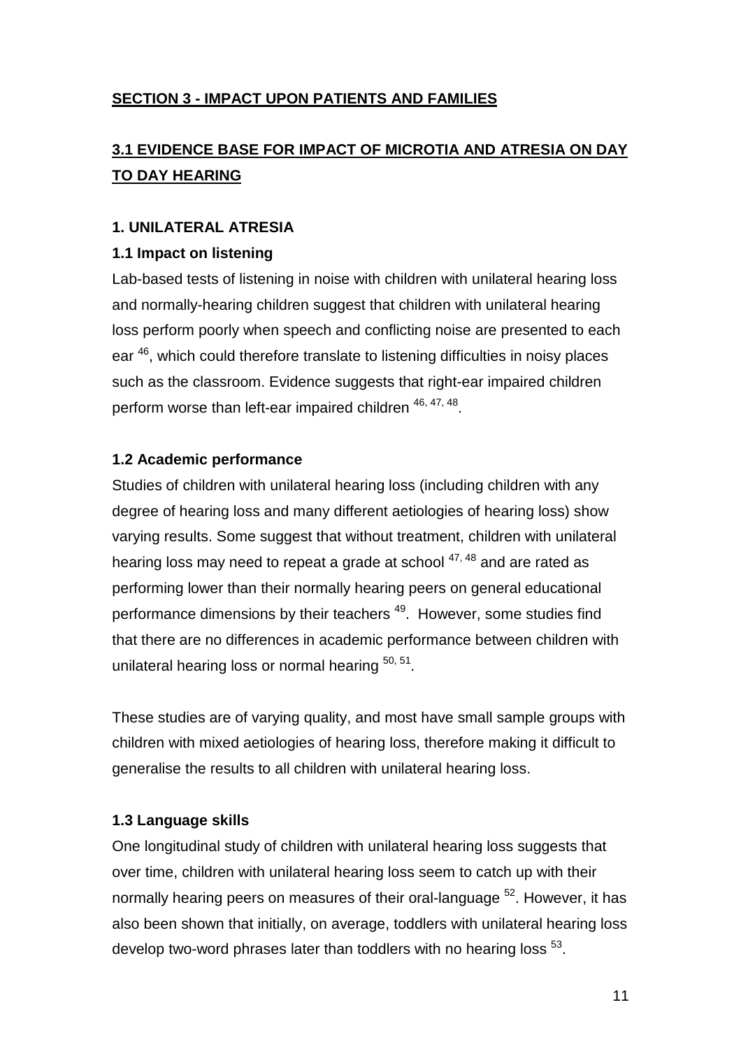## SECTION 3 - IMPACT UPON PATIENTS AND FAMILIES

## 3.1 EVIDENCE BASE FOR IMPACT OF MICROTIA AND ATRESIA ON DAY TO DAY HEARING

### 1. UNILATERAL ATRESIA

#### 1.1 Impact on listening

Lab-based tests of listening in noise with children with unilateral hearing loss and normally-hearing children suggest that children with unilateral hearing loss perform poorly when speech and conflicting noise are presented to each ear [46], which could therefore translate to listening difficulties in noisy places such as the classroom. Evidence suggests that right-ear impaired children perform worse than left-ear impaired children [46, 47, 48].

#### 1.2 Academic performance

Studies of children with unilateral hearing loss (including children with any degree of hearing loss and many different aetiologies of hearing loss) show varying results. Some suggest that without treatment, children with unilateral hearing loss may need to repeat a grade at school [47, 48] and are rated as performing lower than their normally hearing peers on general educational performance dimensions by their teachers [49]. However, some studies find that there are no differences in academic performance between children with unilateral hearing loss or normal hearing [50, 51].

These studies are of varying quality, and most have small sample groups with children with mixed aetiologies of hearing loss, therefore making it difficult to generalise the results to all children with unilateral hearing loss.

#### 1.3 Language skills

One longitudinal study of children with unilateral hearing loss suggests that over time, children with unilateral hearing loss seem to catch up with their normally hearing peers on measures of their oral-language [52]. However, it has also been shown that initially, on average, toddlers with unilateral hearing loss develop two-word phrases later than toddlers with no hearing loss [53].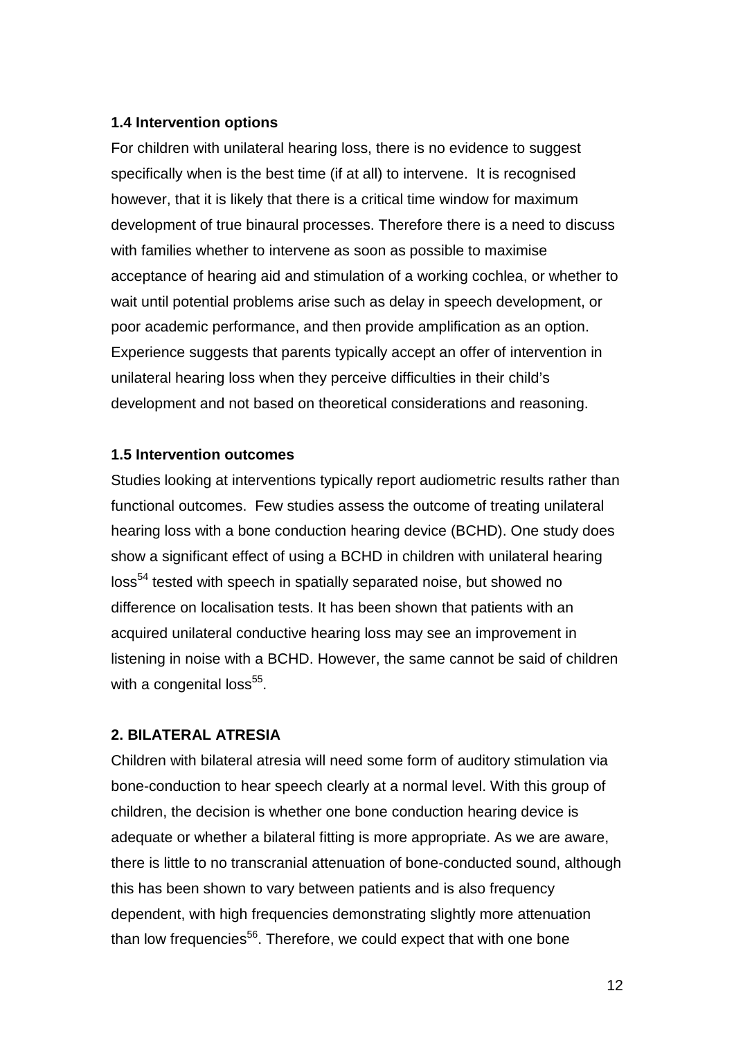### 1.4 Intervention options

For children with unilateral hearing loss, there is no evidence to suggest specifically when is the best time (if at all) to intervene. It is recognised however, that it is likely that there is a critical time window for maximum development of true binaural processes. Therefore there is a need to discuss with families whether to intervene as soon as possible to maximise acceptance of hearing aid and stimulation of a working cochlea, or whether to wait until potential problems arise such as delay in speech development, or poor academic performance, and then provide amplification as an option. Experience suggests that parents typically accept an offer of intervention in unilateral hearing loss when they perceive difficulties in their child's development and not based on theoretical considerations and reasoning.

### 1.5 Intervention outcomes

Studies looking at interventions typically report audiometric results rather than functional outcomes. Few studies assess the outcome of treating unilateral hearing loss with a bone conduction hearing device (BCHD). One study does show a significant effect of using a BCHD in children with unilateral hearing loss[54] tested with speech in spatially separated noise, but showed no difference on localisation tests. It has been shown that patients with an acquired unilateral conductive hearing loss may see an improvement in listening in noise with a BCHD. However, the same cannot be said of children with a congenital loss[55].

## 2. BILATERAL ATRESIA

Children with bilateral atresia will need some form of auditory stimulation via bone-conduction to hear speech clearly at a normal level. With this group of children, the decision is whether one bone conduction hearing device is adequate or whether a bilateral fitting is more appropriate. As we are aware, there is little to no transcranial attenuation of bone-conducted sound, although this has been shown to vary between patients and is also frequency dependent, with high frequencies demonstrating slightly more attenuation than low frequencies[56]. Therefore, we could expect that with one bone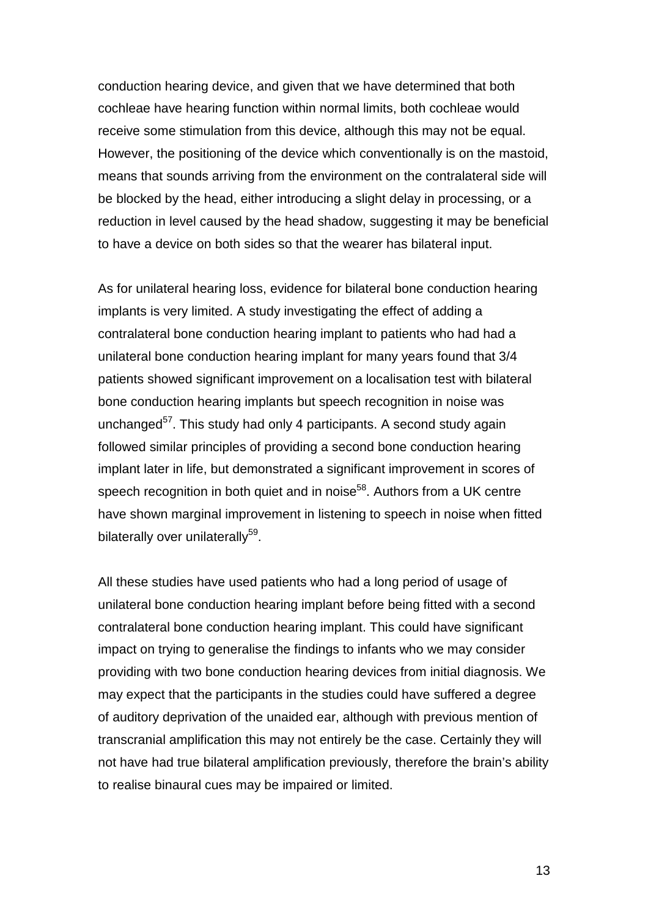conduction hearing device, and given that we have determined that both cochleae have hearing function within normal limits, both cochleae would receive some stimulation from this device, although this may not be equal. However, the positioning of the device which conventionally is on the mastoid, means that sounds arriving from the environment on the contralateral side will be blocked by the head, either introducing a slight delay in processing, or a reduction in level caused by the head shadow, suggesting it may be beneficial to have a device on both sides so that the wearer has bilateral input.

As for unilateral hearing loss, evidence for bilateral bone conduction hearing implants is very limited. A study investigating the effect of adding a contralateral bone conduction hearing implant to patients who had had a unilateral bone conduction hearing implant for many years found that 3/4 patients showed significant improvement on a localisation test with bilateral bone conduction hearing implants but speech recognition in noise was unchanged[57]. This study had only 4 participants. A second study again followed similar principles of providing a second bone conduction hearing implant later in life, but demonstrated a significant improvement in scores of speech recognition in both quiet and in noise[58]. Authors from a UK centre have shown marginal improvement in listening to speech in noise when fitted bilaterally over unilaterally[59].

All these studies have used patients who had a long period of usage of unilateral bone conduction hearing implant before being fitted with a second contralateral bone conduction hearing implant. This could have significant impact on trying to generalise the findings to infants who we may consider providing with two bone conduction hearing devices from initial diagnosis. We may expect that the participants in the studies could have suffered a degree of auditory deprivation of the unaided ear, although with previous mention of transcranial amplification this may not entirely be the case. Certainly they will not have had true bilateral amplification previously, therefore the brain's ability to realise binaural cues may be impaired or limited.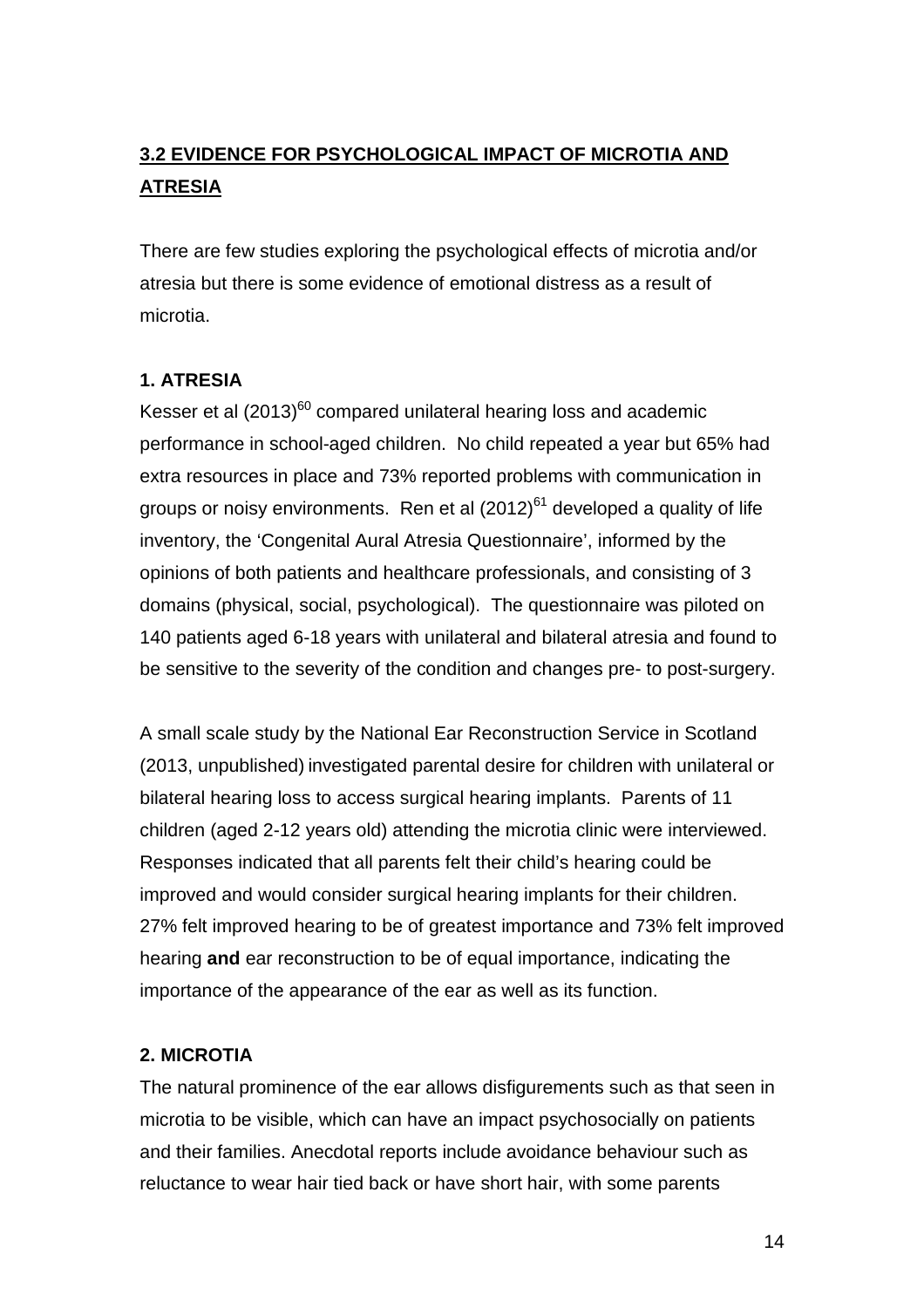## 3.2 EVIDENCE FOR PSYCHOLOGICAL IMPACT OF MICROTIA AND ATRESIA

There are few studies exploring the psychological effects of microtia and/or atresia but there is some evidence of emotional distress as a result of microtia.

### 1. ATRESIA

Kesser et al (2013)[60] compared unilateral hearing loss and academic performance in school-aged children. No child repeated a year but 65% had extra resources in place and 73% reported problems with communication in groups or noisy environments. Ren et al (2012)[61] developed a quality of life inventory, the 'Congenital Aural Atresia Questionnaire', informed by the opinions of both patients and healthcare professionals, and consisting of 3 domains (physical, social, psychological). The questionnaire was piloted on 140 patients aged 6-18 years with unilateral and bilateral atresia and found to be sensitive to the severity of the condition and changes pre- to post-surgery.

A small scale study by the National Ear Reconstruction Service in Scotland (2013, unpublished) investigated parental desire for children with unilateral or bilateral hearing loss to access surgical hearing implants. Parents of 11 children (aged 2-12 years old) attending the microtia clinic were interviewed. Responses indicated that all parents felt their child's hearing could be improved and would consider surgical hearing implants for their children. 27% felt improved hearing to be of greatest importance and 73% felt improved hearing **and** ear reconstruction to be of equal importance, indicating the importance of the appearance of the ear as well as its function.

### 2. MICROTIA

The natural prominence of the ear allows disfigurements such as that seen in microtia to be visible, which can have an impact psychosocially on patients and their families. Anecdotal reports include avoidance behaviour such as reluctance to wear hair tied back or have short hair, with some parents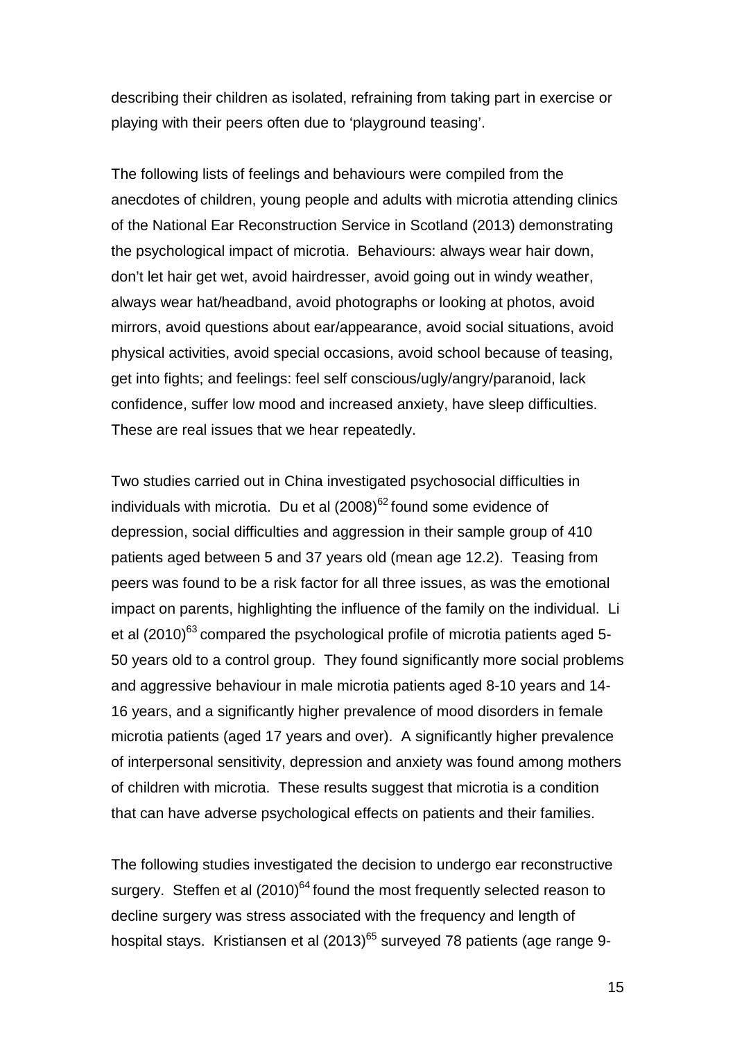describing their children as isolated, refraining from taking part in exercise or playing with their peers often due to 'playground teasing'.

The following lists of feelings and behaviours were compiled from the anecdotes of children, young people and adults with microtia attending clinics of the National Ear Reconstruction Service in Scotland (2013) demonstrating the psychological impact of microtia. Behaviours: always wear hair down, don't let hair get wet, avoid hairdresser, avoid going out in windy weather, always wear hat/headband, avoid photographs or looking at photos, avoid mirrors, avoid questions about ear/appearance, avoid social situations, avoid physical activities, avoid special occasions, avoid school because of teasing, get into fights; and feelings: feel self conscious/ugly/angry/paranoid, lack confidence, suffer low mood and increased anxiety, have sleep difficulties. These are real issues that we hear repeatedly.

Two studies carried out in China investigated psychosocial difficulties in individuals with microtia. Du et al (2008)[62] found some evidence of depression, social difficulties and aggression in their sample group of 410 patients aged between 5 and 37 years old (mean age 12.2). Teasing from peers was found to be a risk factor for all three issues, as was the emotional impact on parents, highlighting the influence of the family on the individual. Li et al (2010)[63] compared the psychological profile of microtia patients aged 5-50 years old to a control group. They found significantly more social problems and aggressive behaviour in male microtia patients aged 8-10 years and 14-16 years, and a significantly higher prevalence of mood disorders in female microtia patients (aged 17 years and over). A significantly higher prevalence of interpersonal sensitivity, depression and anxiety was found among mothers of children with microtia. These results suggest that microtia is a condition that can have adverse psychological effects on patients and their families.

The following studies investigated the decision to undergo ear reconstructive surgery. Steffen et al (2010)[64] found the most frequently selected reason to decline surgery was stress associated with the frequency and length of hospital stays. Kristiansen et al (2013)[65] surveyed 78 patients (age range 9-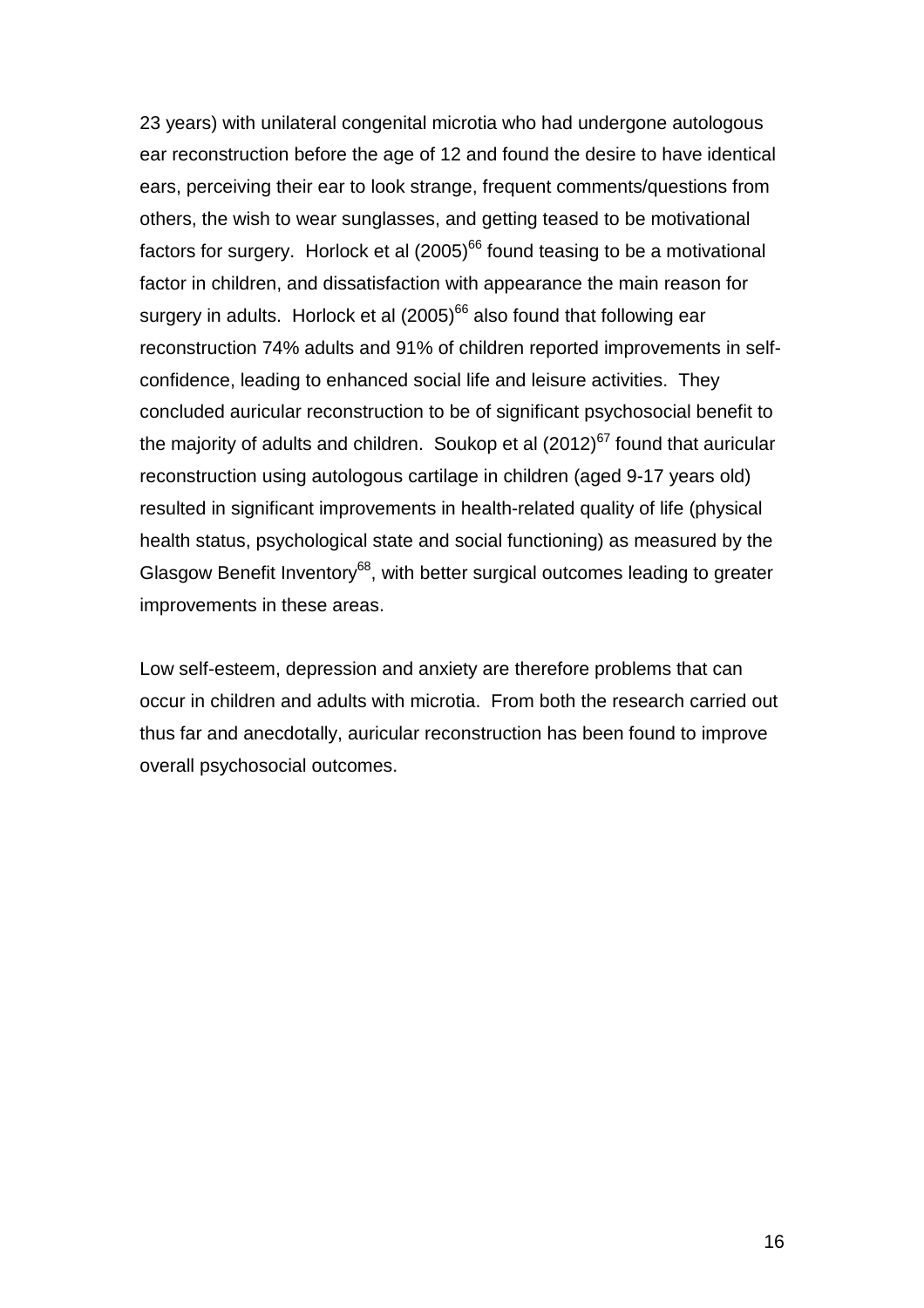23 years) with unilateral congenital microtia who had undergone autologous ear reconstruction before the age of 12 and found the desire to have identical ears, perceiving their ear to look strange, frequent comments/questions from others, the wish to wear sunglasses, and getting teased to be motivational factors for surgery. Horlock et al (2005)[66] found teasing to be a motivational factor in children, and dissatisfaction with appearance the main reason for surgery in adults. Horlock et al (2005)[66] also found that following ear reconstruction 74% adults and 91% of children reported improvements in self-confidence, leading to enhanced social life and leisure activities. They concluded auricular reconstruction to be of significant psychosocial benefit to the majority of adults and children. Soukop et al (2012)[67] found that auricular reconstruction using autologous cartilage in children (aged 9-17 years old) resulted in significant improvements in health-related quality of life (physical health status, psychological state and social functioning) as measured by the Glasgow Benefit Inventory[68], with better surgical outcomes leading to greater improvements in these areas.

Low self-esteem, depression and anxiety are therefore problems that can occur in children and adults with microtia. From both the research carried out thus far and anecdotally, auricular reconstruction has been found to improve overall psychosocial outcomes.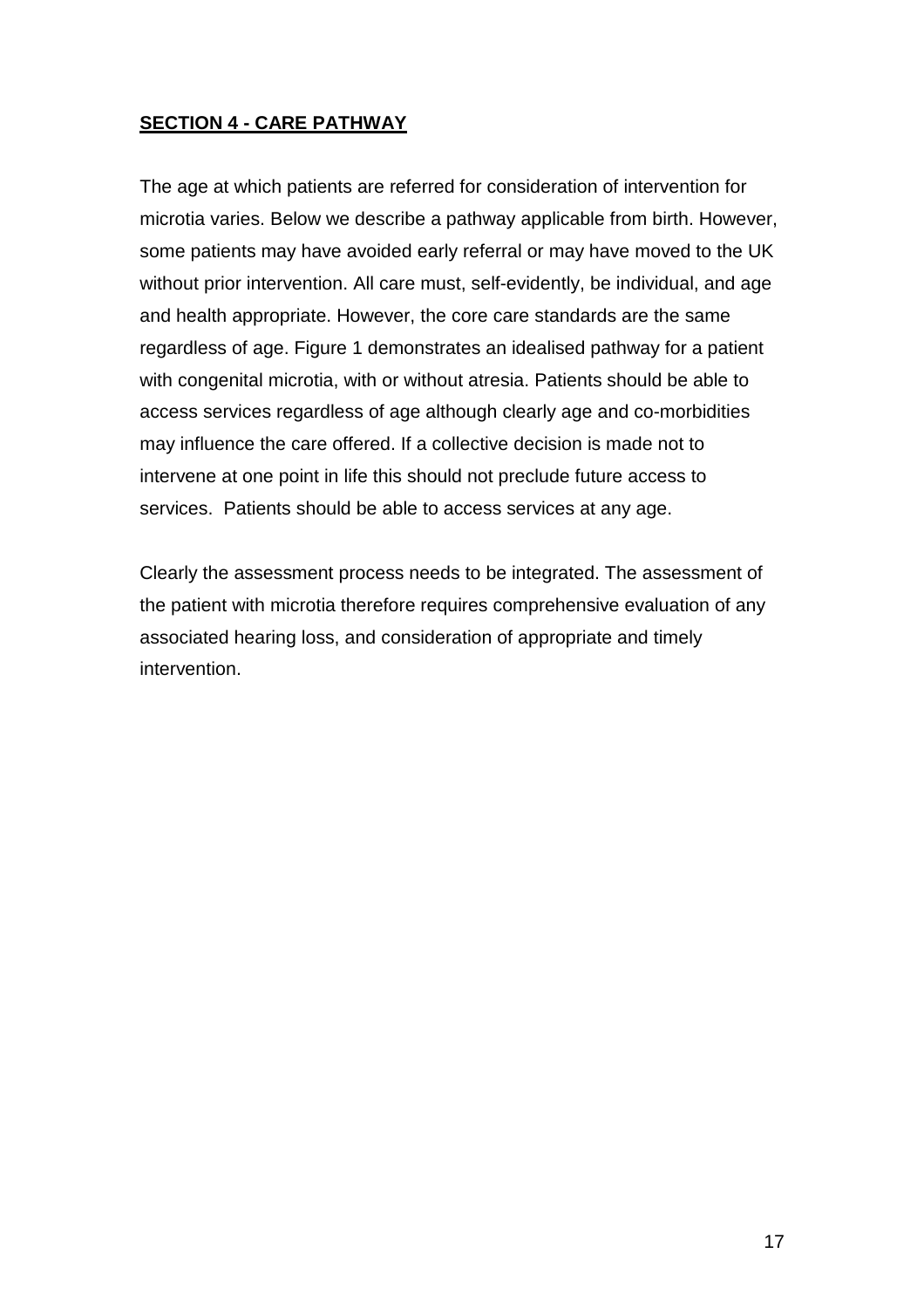## SECTION 4 - CARE PATHWAY

The age at which patients are referred for consideration of intervention for microtia varies. Below we describe a pathway applicable from birth. However, some patients may have avoided early referral or may have moved to the UK without prior intervention. All care must, self-evidently, be individual, and age and health appropriate. However, the core care standards are the same regardless of age. Figure 1 demonstrates an idealised pathway for a patient with congenital microtia, with or without atresia. Patients should be able to access services regardless of age although clearly age and co-morbidities may influence the care offered. If a collective decision is made not to intervene at one point in life this should not preclude future access to services.  Patients should be able to access services at any age.

Clearly the assessment process needs to be integrated. The assessment of the patient with microtia therefore requires comprehensive evaluation of any associated hearing loss, and consideration of appropriate and timely intervention.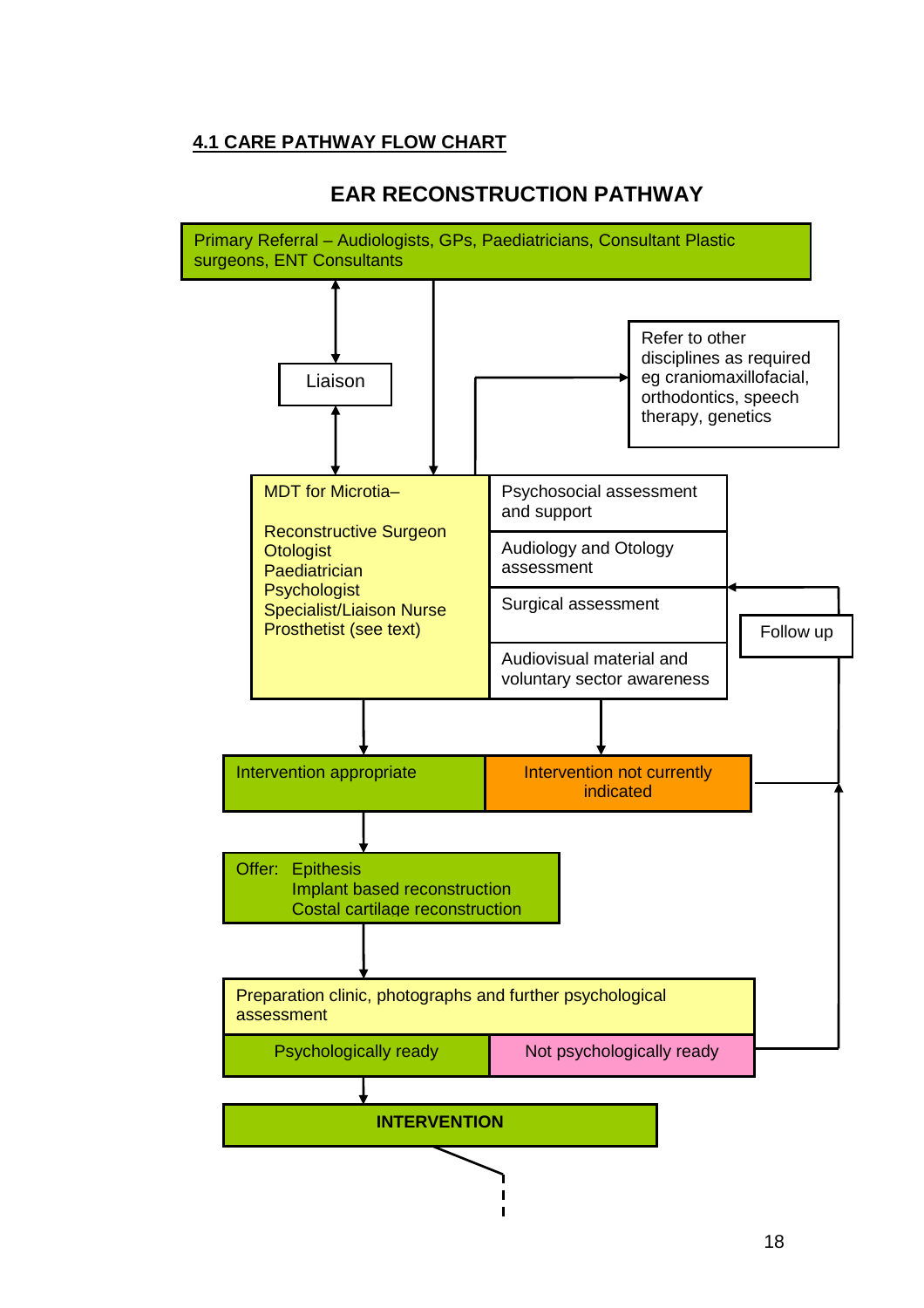## 4.1 CARE PATHWAY FLOW CHART

### EAR RECONSTRUCTION PATHWAY

Primary Referral – Audiologists, GPs, Paediatricians, Consultant Plastic surgeons, ENT Consultants

Liaison

Refer to other disciplines as required eg craniomaxillofacial, orthodontics, speech therapy, genetics

MDT for Microtia–

- Reconstructive Surgeon
- Otologist
- Paediatrician
- Psychologist
- Specialist/Liaison Nurse
- Prosthetist (see text)

- Psychosocial assessment and support
- Audiology and Otology assessment
- Surgical assessment
- Audiovisual material and voluntary sector awareness

Follow up

| Intervention appropriate | Intervention not currently indicated |
|---|---|

Offer:
- Epithesis
- Implant based reconstruction
- Costal cartilage reconstruction

Preparation clinic, photographs and further psychological assessment

| Psychologically ready | Not psychologically ready |
|---|---|

**INTERVENTION**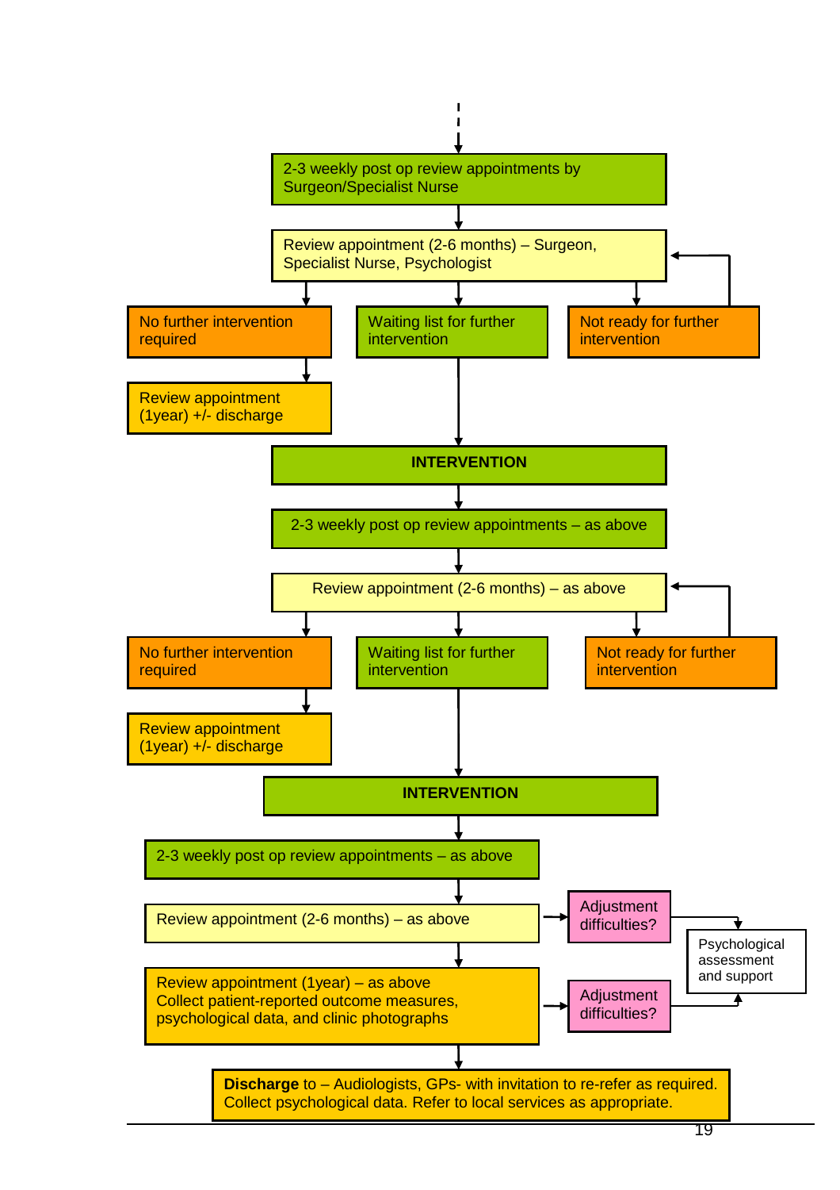2-3 weekly post op review appointments by Surgeon/Specialist Nurse

↓

Review appointment (2-6 months) – Surgeon, Specialist Nurse, Psychologist

- No further intervention required → Review appointment (1year) +/- discharge
- Waiting list for further intervention → INTERVENTION
- Not ready for further intervention → (back to Review appointment (2-6 months))

**INTERVENTION**

↓

2-3 weekly post op review appointments – as above

↓

Review appointment (2-6 months) – as above

- No further intervention required → Review appointment (1year) +/- discharge
- Waiting list for further intervention → INTERVENTION
- Not ready for further intervention → (back to Review appointment (2-6 months))

**INTERVENTION**

↓

2-3 weekly post op review appointments – as above

↓

Review appointment (2-6 months) – as above → Adjustment difficulties? → Psychological assessment and support

↓

Review appointment (1year) – as above
Collect patient-reported outcome measures, psychological data, and clinic photographs → Adjustment difficulties? → Psychological assessment and support

↓

**Discharge** to – Audiologists, GPs- with invitation to re-refer as required. Collect psychological data. Refer to local services as appropriate.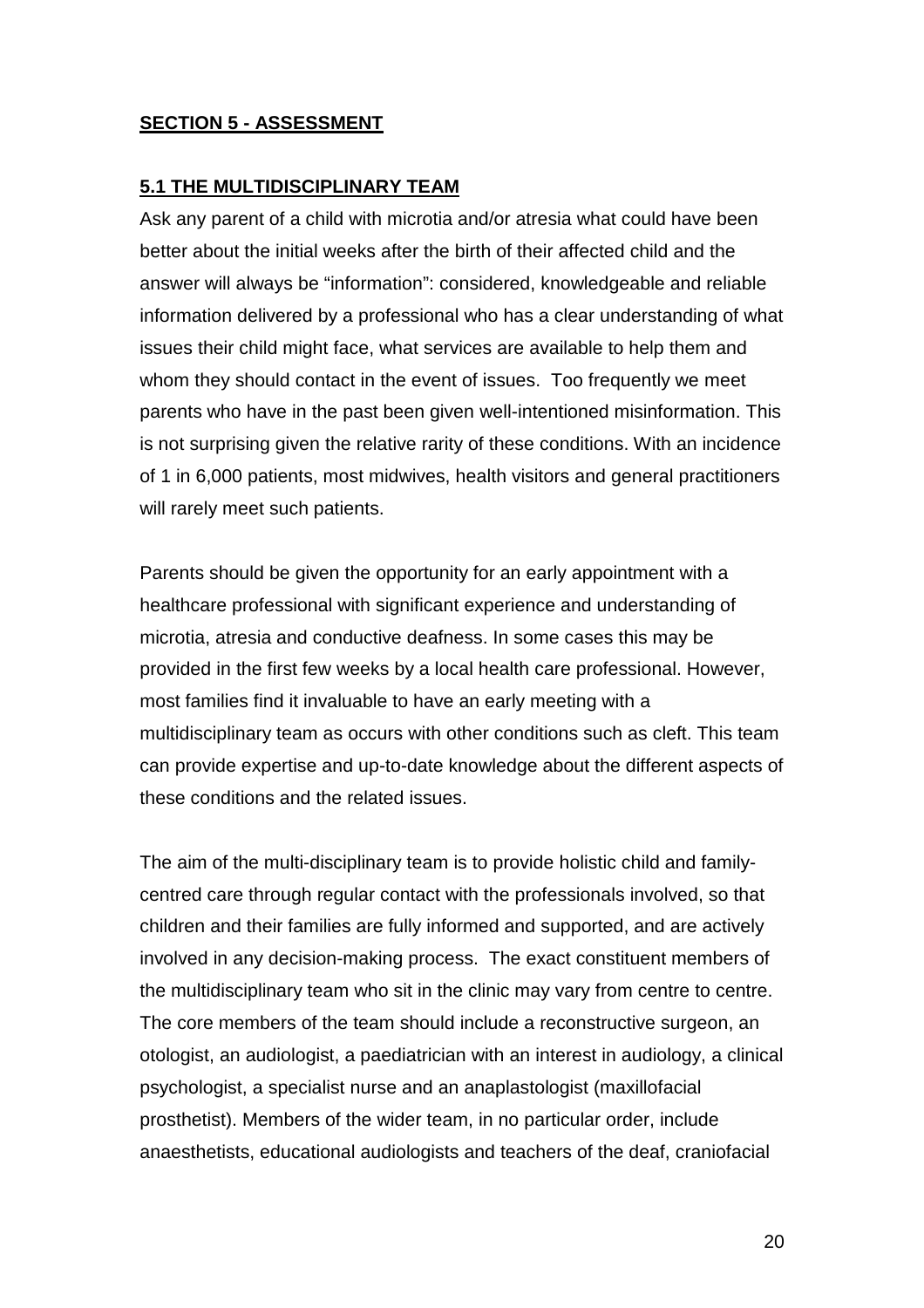## SECTION 5 - ASSESSMENT

### 5.1 THE MULTIDISCIPLINARY TEAM

Ask any parent of a child with microtia and/or atresia what could have been better about the initial weeks after the birth of their affected child and the answer will always be "information": considered, knowledgeable and reliable information delivered by a professional who has a clear understanding of what issues their child might face, what services are available to help them and whom they should contact in the event of issues. Too frequently we meet parents who have in the past been given well-intentioned misinformation. This is not surprising given the relative rarity of these conditions. With an incidence of 1 in 6,000 patients, most midwives, health visitors and general practitioners will rarely meet such patients.

Parents should be given the opportunity for an early appointment with a healthcare professional with significant experience and understanding of microtia, atresia and conductive deafness. In some cases this may be provided in the first few weeks by a local health care professional. However, most families find it invaluable to have an early meeting with a multidisciplinary team as occurs with other conditions such as cleft. This team can provide expertise and up-to-date knowledge about the different aspects of these conditions and the related issues.

The aim of the multi-disciplinary team is to provide holistic child and family-centred care through regular contact with the professionals involved, so that children and their families are fully informed and supported, and are actively involved in any decision-making process. The exact constituent members of the multidisciplinary team who sit in the clinic may vary from centre to centre. The core members of the team should include a reconstructive surgeon, an otologist, an audiologist, a paediatrician with an interest in audiology, a clinical psychologist, a specialist nurse and an anaplastologist (maxillofacial prosthetist). Members of the wider team, in no particular order, include anaesthetists, educational audiologists and teachers of the deaf, craniofacial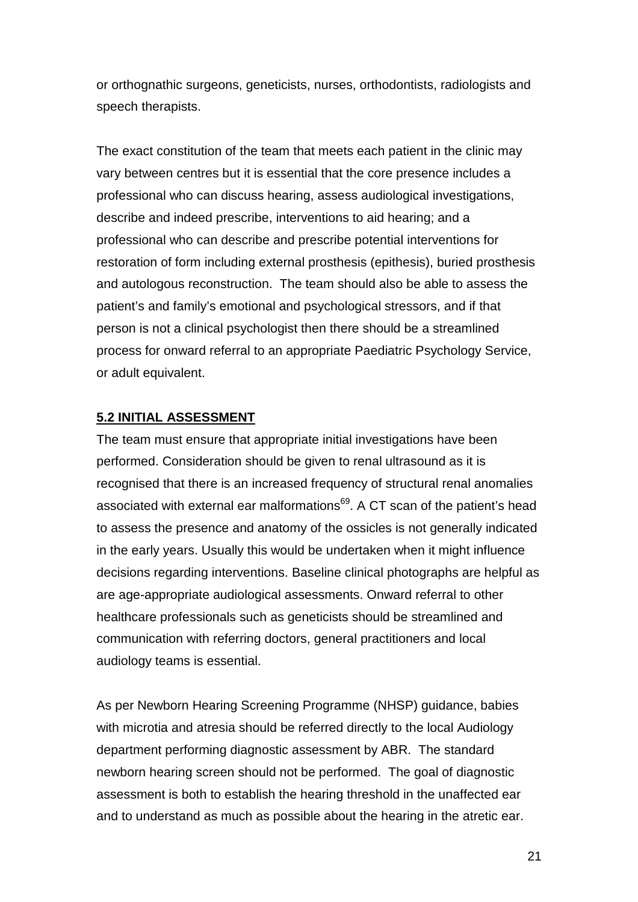or orthognathic surgeons, geneticists, nurses, orthodontists, radiologists and speech therapists.

The exact constitution of the team that meets each patient in the clinic may vary between centres but it is essential that the core presence includes a professional who can discuss hearing, assess audiological investigations, describe and indeed prescribe, interventions to aid hearing; and a professional who can describe and prescribe potential interventions for restoration of form including external prosthesis (epithesis), buried prosthesis and autologous reconstruction. The team should also be able to assess the patient's and family's emotional and psychological stressors, and if that person is not a clinical psychologist then there should be a streamlined process for onward referral to an appropriate Paediatric Psychology Service, or adult equivalent.

## 5.2 INITIAL ASSESSMENT

The team must ensure that appropriate initial investigations have been performed. Consideration should be given to renal ultrasound as it is recognised that there is an increased frequency of structural renal anomalies associated with external ear malformations[69]. A CT scan of the patient's head to assess the presence and anatomy of the ossicles is not generally indicated in the early years. Usually this would be undertaken when it might influence decisions regarding interventions. Baseline clinical photographs are helpful as are age-appropriate audiological assessments. Onward referral to other healthcare professionals such as geneticists should be streamlined and communication with referring doctors, general practitioners and local audiology teams is essential.

As per Newborn Hearing Screening Programme (NHSP) guidance, babies with microtia and atresia should be referred directly to the local Audiology department performing diagnostic assessment by ABR. The standard newborn hearing screen should not be performed. The goal of diagnostic assessment is both to establish the hearing threshold in the unaffected ear and to understand as much as possible about the hearing in the atretic ear.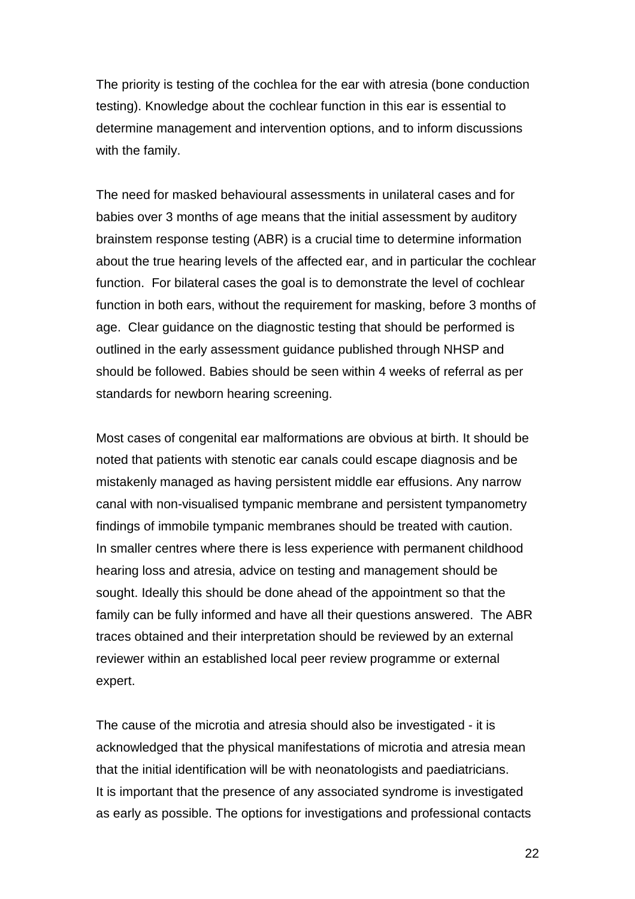The priority is testing of the cochlea for the ear with atresia (bone conduction testing). Knowledge about the cochlear function in this ear is essential to determine management and intervention options, and to inform discussions with the family.

The need for masked behavioural assessments in unilateral cases and for babies over 3 months of age means that the initial assessment by auditory brainstem response testing (ABR) is a crucial time to determine information about the true hearing levels of the affected ear, and in particular the cochlear function. For bilateral cases the goal is to demonstrate the level of cochlear function in both ears, without the requirement for masking, before 3 months of age. Clear guidance on the diagnostic testing that should be performed is outlined in the early assessment guidance published through NHSP and should be followed. Babies should be seen within 4 weeks of referral as per standards for newborn hearing screening.

Most cases of congenital ear malformations are obvious at birth. It should be noted that patients with stenotic ear canals could escape diagnosis and be mistakenly managed as having persistent middle ear effusions. Any narrow canal with non-visualised tympanic membrane and persistent tympanometry findings of immobile tympanic membranes should be treated with caution. In smaller centres where there is less experience with permanent childhood hearing loss and atresia, advice on testing and management should be sought. Ideally this should be done ahead of the appointment so that the family can be fully informed and have all their questions answered. The ABR traces obtained and their interpretation should be reviewed by an external reviewer within an established local peer review programme or external expert.

The cause of the microtia and atresia should also be investigated - it is acknowledged that the physical manifestations of microtia and atresia mean that the initial identification will be with neonatologists and paediatricians. It is important that the presence of any associated syndrome is investigated as early as possible. The options for investigations and professional contacts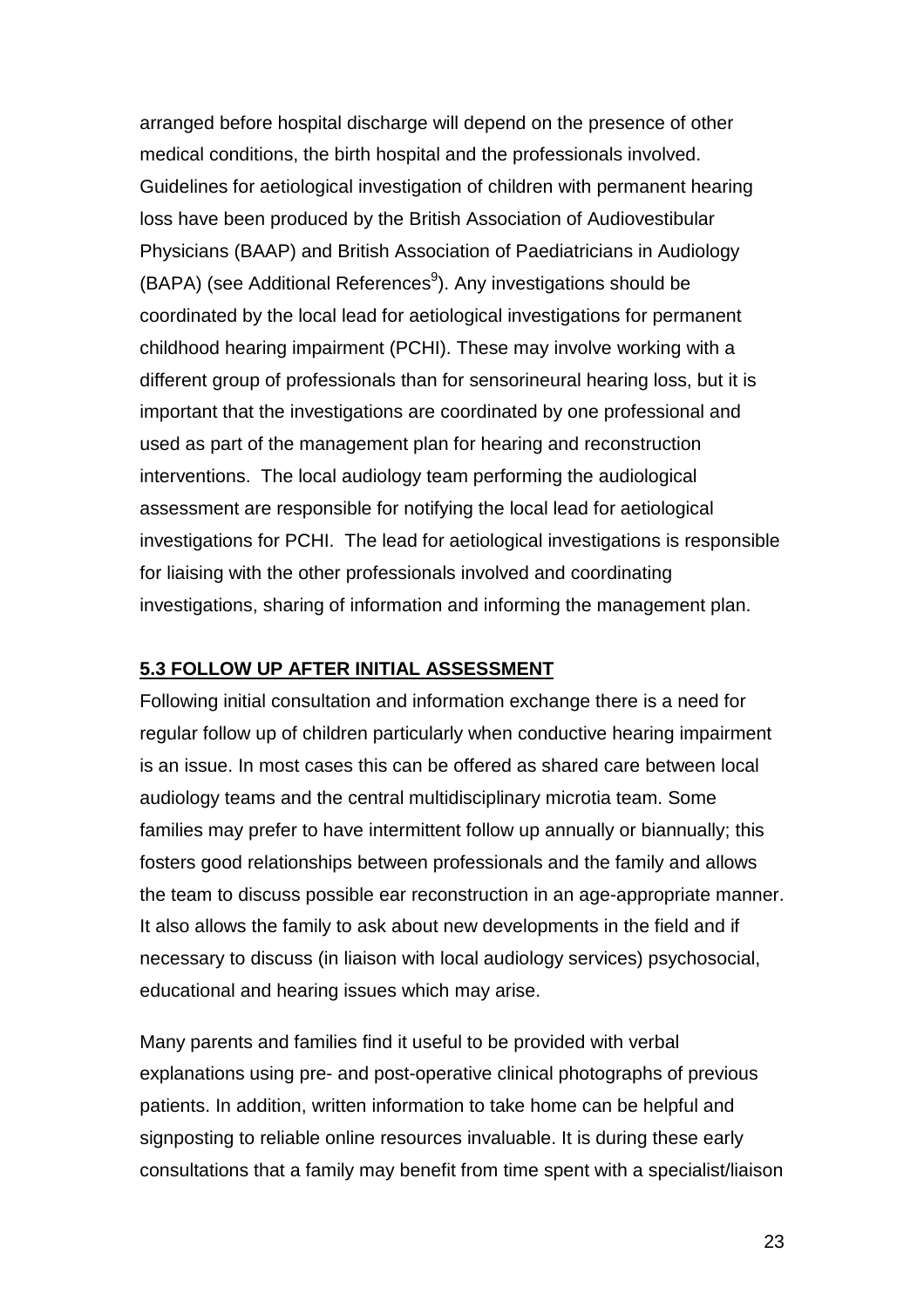arranged before hospital discharge will depend on the presence of other medical conditions, the birth hospital and the professionals involved. Guidelines for aetiological investigation of children with permanent hearing loss have been produced by the British Association of Audiovestibular Physicians (BAAP) and British Association of Paediatricians in Audiology (BAPA) (see Additional References[9]). Any investigations should be coordinated by the local lead for aetiological investigations for permanent childhood hearing impairment (PCHI). These may involve working with a different group of professionals than for sensorineural hearing loss, but it is important that the investigations are coordinated by one professional and used as part of the management plan for hearing and reconstruction interventions. The local audiology team performing the audiological assessment are responsible for notifying the local lead for aetiological investigations for PCHI. The lead for aetiological investigations is responsible for liaising with the other professionals involved and coordinating investigations, sharing of information and informing the management plan.

## 5.3 FOLLOW UP AFTER INITIAL ASSESSMENT

Following initial consultation and information exchange there is a need for regular follow up of children particularly when conductive hearing impairment is an issue. In most cases this can be offered as shared care between local audiology teams and the central multidisciplinary microtia team. Some families may prefer to have intermittent follow up annually or biannually; this fosters good relationships between professionals and the family and allows the team to discuss possible ear reconstruction in an age-appropriate manner. It also allows the family to ask about new developments in the field and if necessary to discuss (in liaison with local audiology services) psychosocial, educational and hearing issues which may arise.

Many parents and families find it useful to be provided with verbal explanations using pre- and post-operative clinical photographs of previous patients. In addition, written information to take home can be helpful and signposting to reliable online resources invaluable. It is during these early consultations that a family may benefit from time spent with a specialist/liaison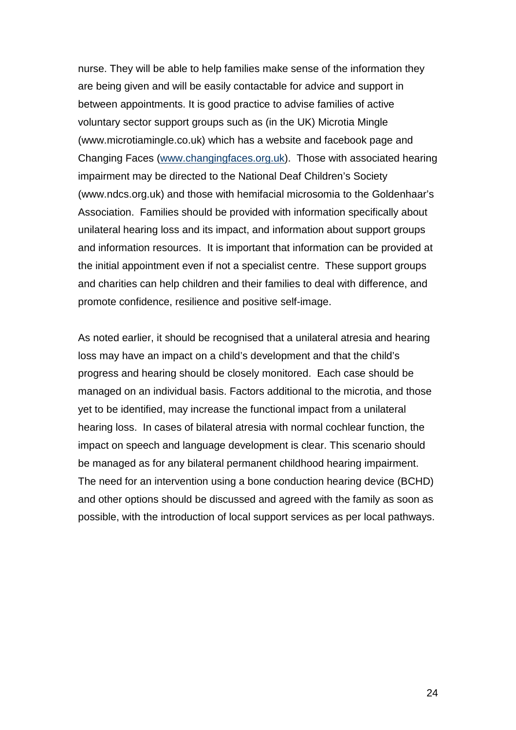nurse. They will be able to help families make sense of the information they are being given and will be easily contactable for advice and support in between appointments. It is good practice to advise families of active voluntary sector support groups such as (in the UK) Microtia Mingle (www.microtiamingle.co.uk) which has a website and facebook page and Changing Faces (www.changingfaces.org.uk). Those with associated hearing impairment may be directed to the National Deaf Children's Society (www.ndcs.org.uk) and those with hemifacial microsomia to the Goldenhaar's Association. Families should be provided with information specifically about unilateral hearing loss and its impact, and information about support groups and information resources. It is important that information can be provided at the initial appointment even if not a specialist centre. These support groups and charities can help children and their families to deal with difference, and promote confidence, resilience and positive self-image.

As noted earlier, it should be recognised that a unilateral atresia and hearing loss may have an impact on a child's development and that the child's progress and hearing should be closely monitored. Each case should be managed on an individual basis. Factors additional to the microtia, and those yet to be identified, may increase the functional impact from a unilateral hearing loss. In cases of bilateral atresia with normal cochlear function, the impact on speech and language development is clear. This scenario should be managed as for any bilateral permanent childhood hearing impairment. The need for an intervention using a bone conduction hearing device (BCHD) and other options should be discussed and agreed with the family as soon as possible, with the introduction of local support services as per local pathways.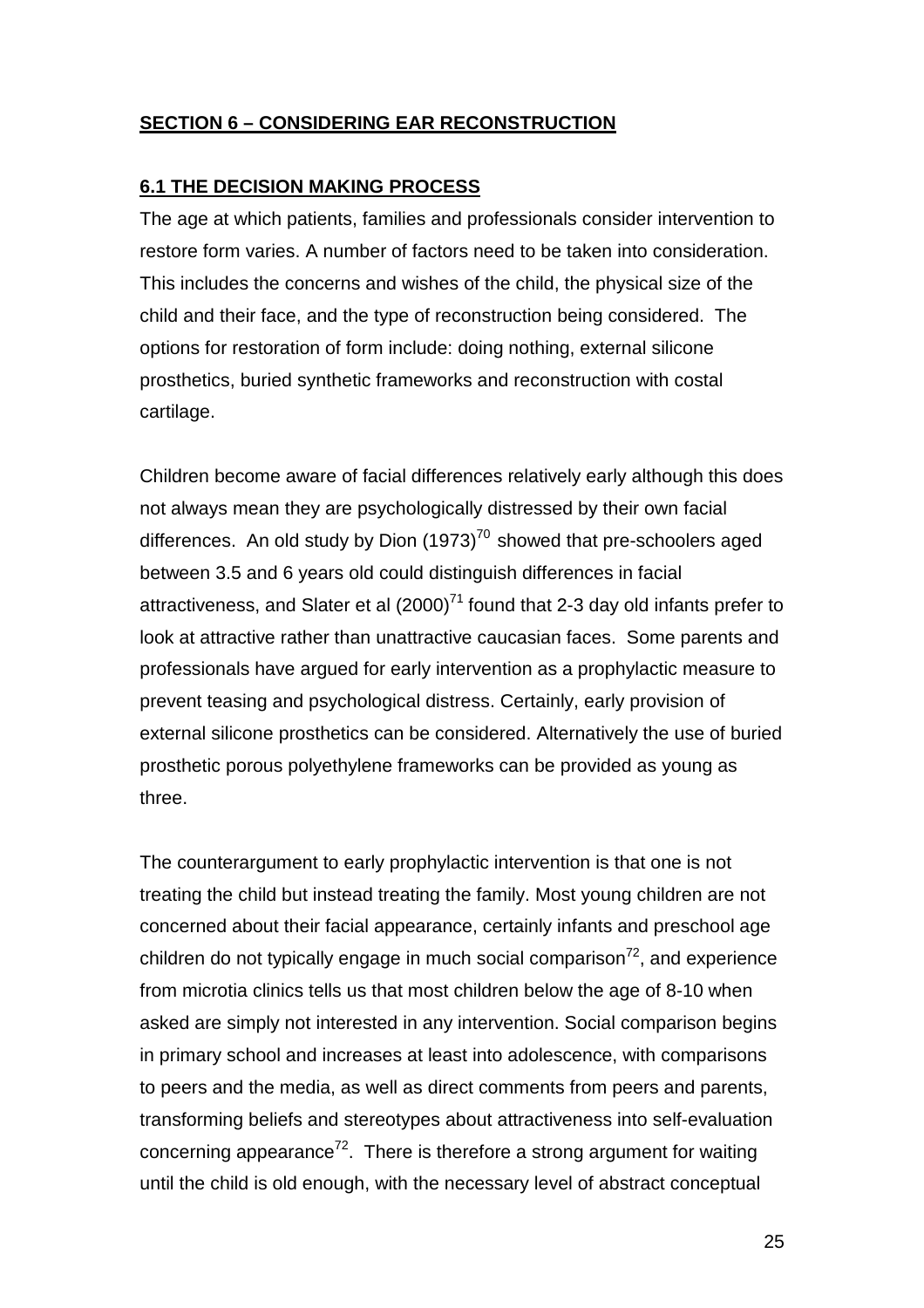## SECTION 6 – CONSIDERING EAR RECONSTRUCTION

### 6.1 THE DECISION MAKING PROCESS

The age at which patients, families and professionals consider intervention to restore form varies. A number of factors need to be taken into consideration. This includes the concerns and wishes of the child, the physical size of the child and their face, and the type of reconstruction being considered. The options for restoration of form include: doing nothing, external silicone prosthetics, buried synthetic frameworks and reconstruction with costal cartilage.

Children become aware of facial differences relatively early although this does not always mean they are psychologically distressed by their own facial differences. An old study by Dion (1973)[70] showed that pre-schoolers aged between 3.5 and 6 years old could distinguish differences in facial attractiveness, and Slater et al (2000)[71] found that 2-3 day old infants prefer to look at attractive rather than unattractive caucasian faces. Some parents and professionals have argued for early intervention as a prophylactic measure to prevent teasing and psychological distress. Certainly, early provision of external silicone prosthetics can be considered. Alternatively the use of buried prosthetic porous polyethylene frameworks can be provided as young as three.

The counterargument to early prophylactic intervention is that one is not treating the child but instead treating the family. Most young children are not concerned about their facial appearance, certainly infants and preschool age children do not typically engage in much social comparison[72], and experience from microtia clinics tells us that most children below the age of 8-10 when asked are simply not interested in any intervention. Social comparison begins in primary school and increases at least into adolescence, with comparisons to peers and the media, as well as direct comments from peers and parents, transforming beliefs and stereotypes about attractiveness into self-evaluation concerning appearance[72]. There is therefore a strong argument for waiting until the child is old enough, with the necessary level of abstract conceptual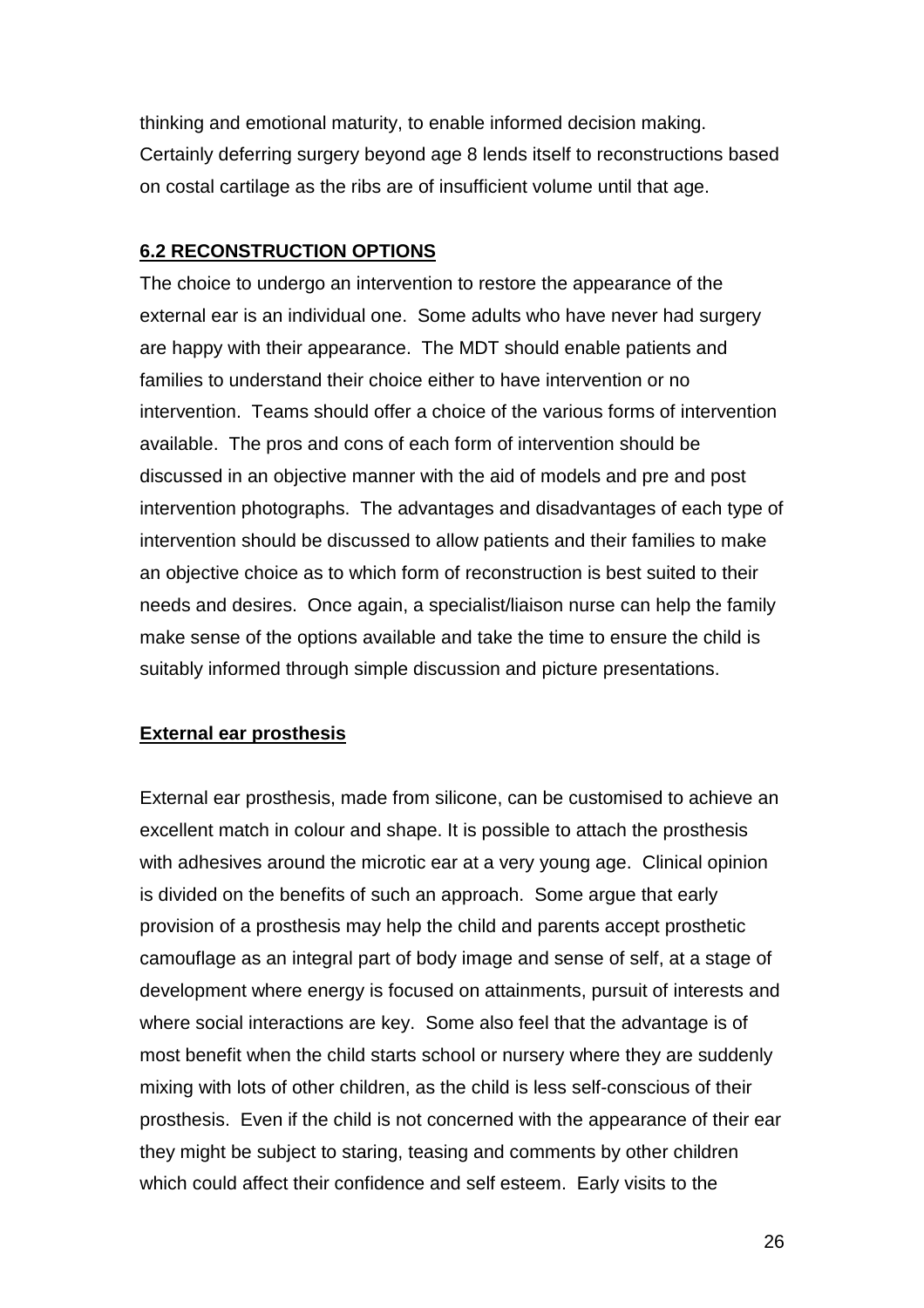thinking and emotional maturity, to enable informed decision making. Certainly deferring surgery beyond age 8 lends itself to reconstructions based on costal cartilage as the ribs are of insufficient volume until that age.

## 6.2 RECONSTRUCTION OPTIONS

The choice to undergo an intervention to restore the appearance of the external ear is an individual one. Some adults who have never had surgery are happy with their appearance. The MDT should enable patients and families to understand their choice either to have intervention or no intervention. Teams should offer a choice of the various forms of intervention available. The pros and cons of each form of intervention should be discussed in an objective manner with the aid of models and pre and post intervention photographs. The advantages and disadvantages of each type of intervention should be discussed to allow patients and their families to make an objective choice as to which form of reconstruction is best suited to their needs and desires. Once again, a specialist/liaison nurse can help the family make sense of the options available and take the time to ensure the child is suitably informed through simple discussion and picture presentations.

### External ear prosthesis

External ear prosthesis, made from silicone, can be customised to achieve an excellent match in colour and shape. It is possible to attach the prosthesis with adhesives around the microtic ear at a very young age. Clinical opinion is divided on the benefits of such an approach. Some argue that early provision of a prosthesis may help the child and parents accept prosthetic camouflage as an integral part of body image and sense of self, at a stage of development where energy is focused on attainments, pursuit of interests and where social interactions are key. Some also feel that the advantage is of most benefit when the child starts school or nursery where they are suddenly mixing with lots of other children, as the child is less self-conscious of their prosthesis. Even if the child is not concerned with the appearance of their ear they might be subject to staring, teasing and comments by other children which could affect their confidence and self esteem. Early visits to the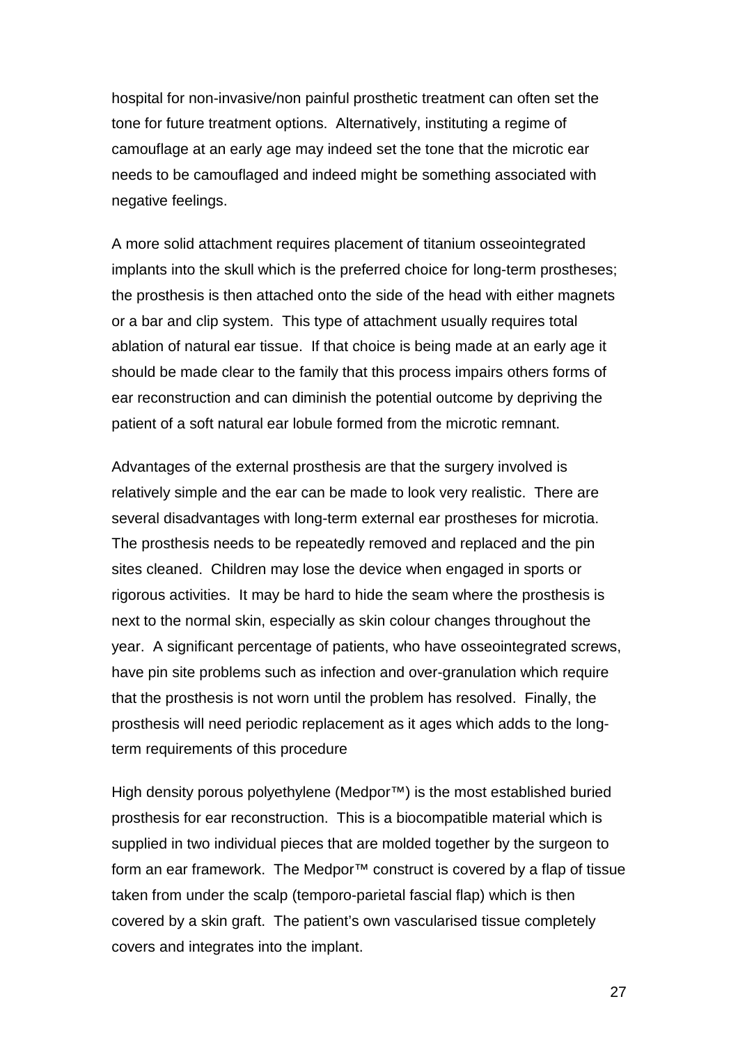hospital for non-invasive/non painful prosthetic treatment can often set the tone for future treatment options. Alternatively, instituting a regime of camouflage at an early age may indeed set the tone that the microtic ear needs to be camouflaged and indeed might be something associated with negative feelings.

A more solid attachment requires placement of titanium osseointegrated implants into the skull which is the preferred choice for long-term prostheses; the prosthesis is then attached onto the side of the head with either magnets or a bar and clip system. This type of attachment usually requires total ablation of natural ear tissue. If that choice is being made at an early age it should be made clear to the family that this process impairs others forms of ear reconstruction and can diminish the potential outcome by depriving the patient of a soft natural ear lobule formed from the microtic remnant.

Advantages of the external prosthesis are that the surgery involved is relatively simple and the ear can be made to look very realistic. There are several disadvantages with long-term external ear prostheses for microtia. The prosthesis needs to be repeatedly removed and replaced and the pin sites cleaned. Children may lose the device when engaged in sports or rigorous activities. It may be hard to hide the seam where the prosthesis is next to the normal skin, especially as skin colour changes throughout the year. A significant percentage of patients, who have osseointegrated screws, have pin site problems such as infection and over-granulation which require that the prosthesis is not worn until the problem has resolved. Finally, the prosthesis will need periodic replacement as it ages which adds to the long-term requirements of this procedure

High density porous polyethylene (Medpor™) is the most established buried prosthesis for ear reconstruction. This is a biocompatible material which is supplied in two individual pieces that are molded together by the surgeon to form an ear framework. The Medpor™ construct is covered by a flap of tissue taken from under the scalp (temporo-parietal fascial flap) which is then covered by a skin graft. The patient's own vascularised tissue completely covers and integrates into the implant.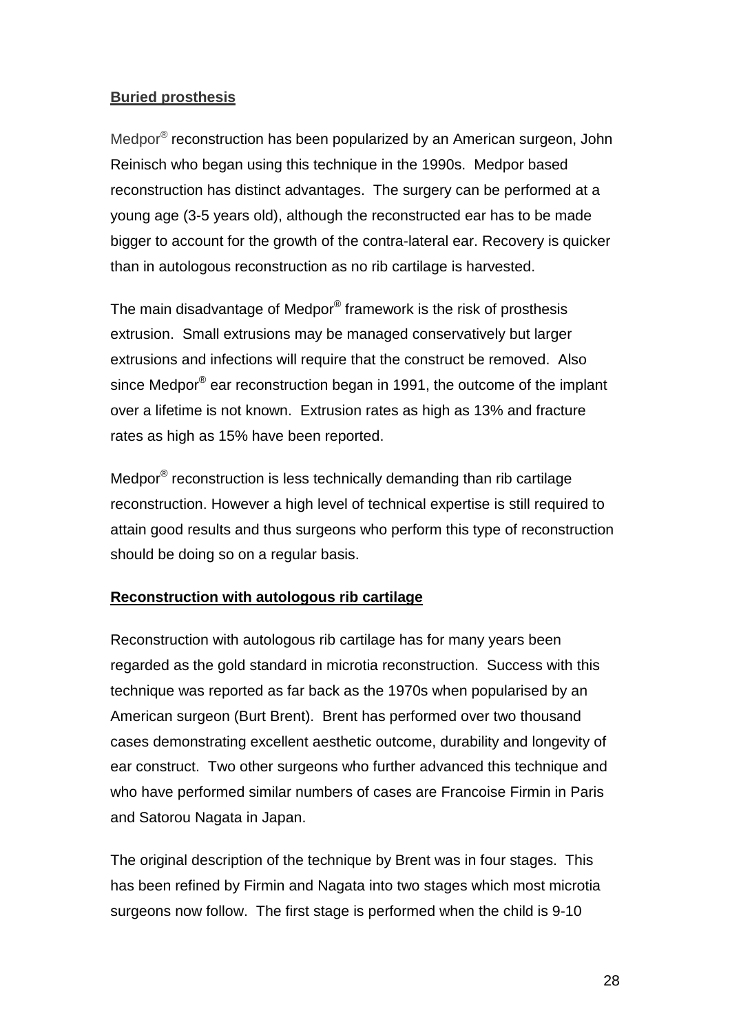**Buried prosthesis**

Medpor® reconstruction has been popularized by an American surgeon, John Reinisch who began using this technique in the 1990s. Medpor based reconstruction has distinct advantages. The surgery can be performed at a young age (3-5 years old), although the reconstructed ear has to be made bigger to account for the growth of the contra-lateral ear. Recovery is quicker than in autologous reconstruction as no rib cartilage is harvested.

The main disadvantage of Medpor® framework is the risk of prosthesis extrusion. Small extrusions may be managed conservatively but larger extrusions and infections will require that the construct be removed. Also since Medpor® ear reconstruction began in 1991, the outcome of the implant over a lifetime is not known. Extrusion rates as high as 13% and fracture rates as high as 15% have been reported.

Medpor® reconstruction is less technically demanding than rib cartilage reconstruction. However a high level of technical expertise is still required to attain good results and thus surgeons who perform this type of reconstruction should be doing so on a regular basis.

**Reconstruction with autologous rib cartilage**

Reconstruction with autologous rib cartilage has for many years been regarded as the gold standard in microtia reconstruction. Success with this technique was reported as far back as the 1970s when popularised by an American surgeon (Burt Brent). Brent has performed over two thousand cases demonstrating excellent aesthetic outcome, durability and longevity of ear construct. Two other surgeons who further advanced this technique and who have performed similar numbers of cases are Francoise Firmin in Paris and Satorou Nagata in Japan.

The original description of the technique by Brent was in four stages. This has been refined by Firmin and Nagata into two stages which most microtia surgeons now follow. The first stage is performed when the child is 9-10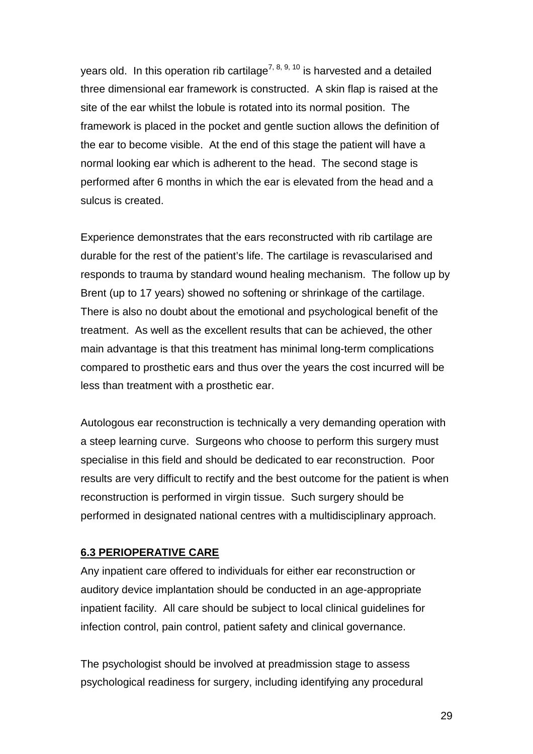years old. In this operation rib cartilage[7, 8, 9, 10] is harvested and a detailed three dimensional ear framework is constructed. A skin flap is raised at the site of the ear whilst the lobule is rotated into its normal position. The framework is placed in the pocket and gentle suction allows the definition of the ear to become visible. At the end of this stage the patient will have a normal looking ear which is adherent to the head. The second stage is performed after 6 months in which the ear is elevated from the head and a sulcus is created.

Experience demonstrates that the ears reconstructed with rib cartilage are durable for the rest of the patient's life. The cartilage is revascularised and responds to trauma by standard wound healing mechanism. The follow up by Brent (up to 17 years) showed no softening or shrinkage of the cartilage. There is also no doubt about the emotional and psychological benefit of the treatment. As well as the excellent results that can be achieved, the other main advantage is that this treatment has minimal long-term complications compared to prosthetic ears and thus over the years the cost incurred will be less than treatment with a prosthetic ear.

Autologous ear reconstruction is technically a very demanding operation with a steep learning curve. Surgeons who choose to perform this surgery must specialise in this field and should be dedicated to ear reconstruction. Poor results are very difficult to rectify and the best outcome for the patient is when reconstruction is performed in virgin tissue. Such surgery should be performed in designated national centres with a multidisciplinary approach.

### 6.3 PERIOPERATIVE CARE

Any inpatient care offered to individuals for either ear reconstruction or auditory device implantation should be conducted in an age-appropriate inpatient facility. All care should be subject to local clinical guidelines for infection control, pain control, patient safety and clinical governance.

The psychologist should be involved at preadmission stage to assess psychological readiness for surgery, including identifying any procedural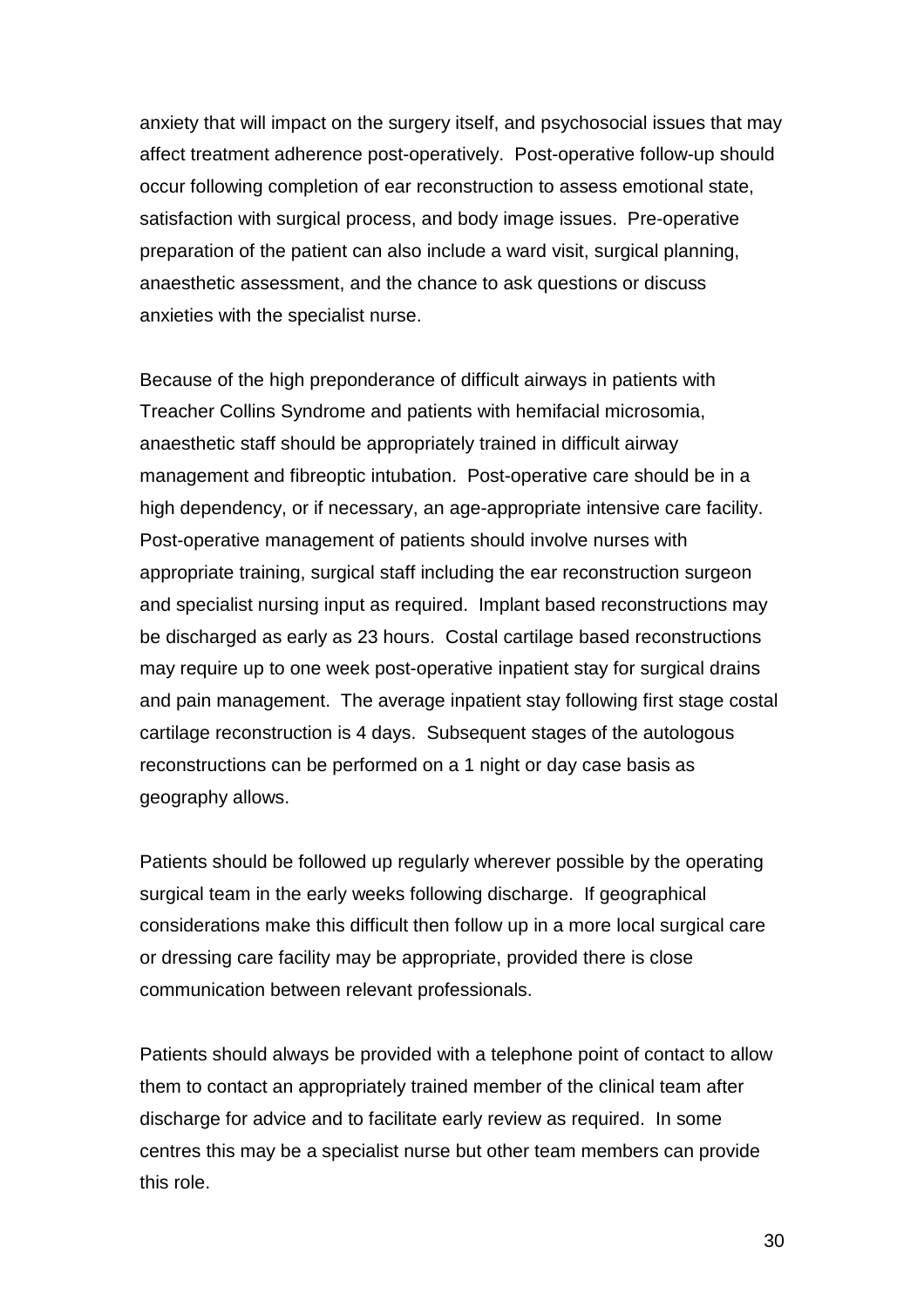anxiety that will impact on the surgery itself, and psychosocial issues that may affect treatment adherence post-operatively. Post-operative follow-up should occur following completion of ear reconstruction to assess emotional state, satisfaction with surgical process, and body image issues. Pre-operative preparation of the patient can also include a ward visit, surgical planning, anaesthetic assessment, and the chance to ask questions or discuss anxieties with the specialist nurse.

Because of the high preponderance of difficult airways in patients with Treacher Collins Syndrome and patients with hemifacial microsomia, anaesthetic staff should be appropriately trained in difficult airway management and fibreoptic intubation. Post-operative care should be in a high dependency, or if necessary, an age-appropriate intensive care facility. Post-operative management of patients should involve nurses with appropriate training, surgical staff including the ear reconstruction surgeon and specialist nursing input as required. Implant based reconstructions may be discharged as early as 23 hours. Costal cartilage based reconstructions may require up to one week post-operative inpatient stay for surgical drains and pain management. The average inpatient stay following first stage costal cartilage reconstruction is 4 days. Subsequent stages of the autologous reconstructions can be performed on a 1 night or day case basis as geography allows.

Patients should be followed up regularly wherever possible by the operating surgical team in the early weeks following discharge. If geographical considerations make this difficult then follow up in a more local surgical care or dressing care facility may be appropriate, provided there is close communication between relevant professionals.

Patients should always be provided with a telephone point of contact to allow them to contact an appropriately trained member of the clinical team after discharge for advice and to facilitate early review as required. In some centres this may be a specialist nurse but other team members can provide this role.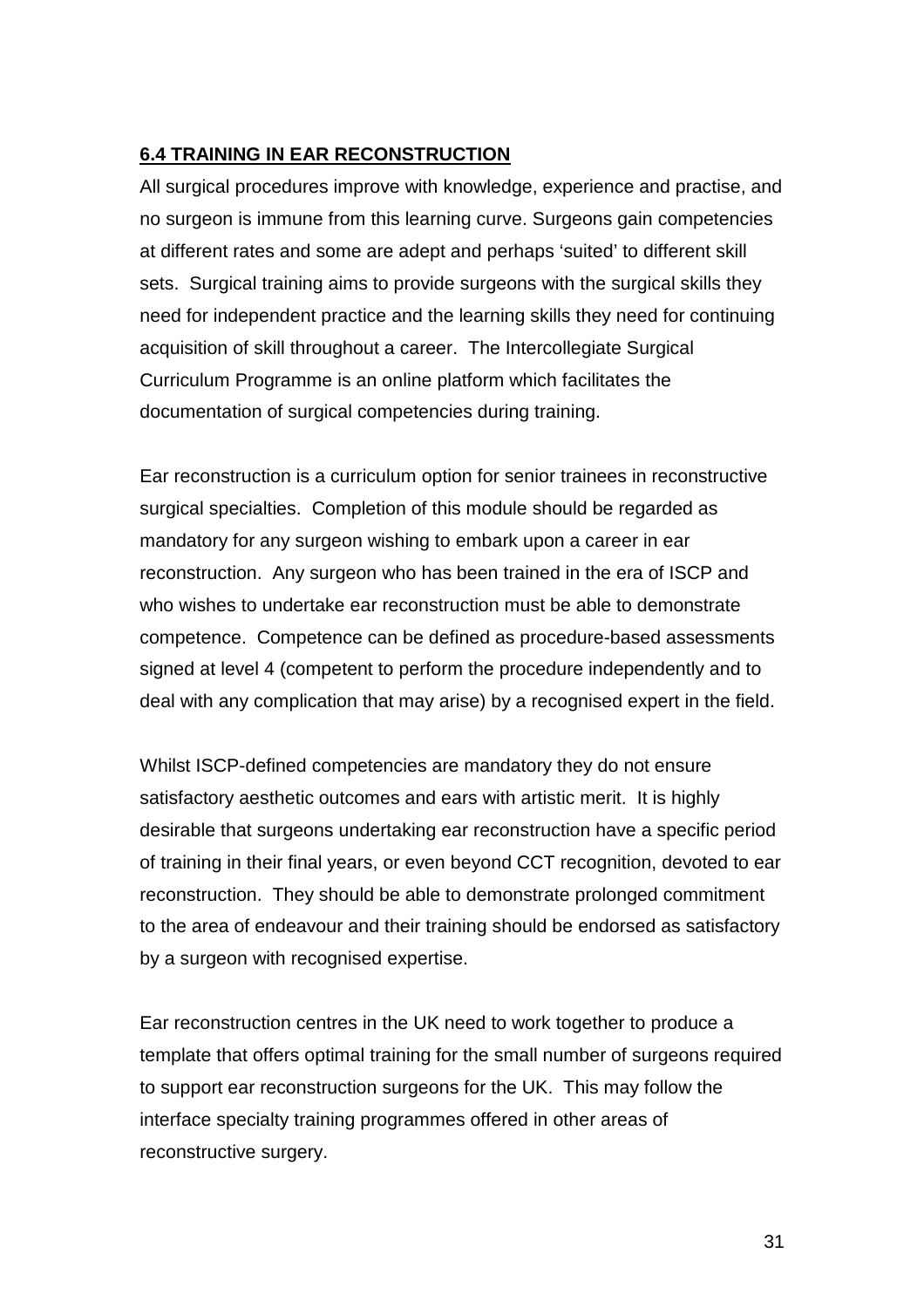## **6.4 TRAINING IN EAR RECONSTRUCTION**

All surgical procedures improve with knowledge, experience and practise, and no surgeon is immune from this learning curve. Surgeons gain competencies at different rates and some are adept and perhaps 'suited' to different skill sets. Surgical training aims to provide surgeons with the surgical skills they need for independent practice and the learning skills they need for continuing acquisition of skill throughout a career. The Intercollegiate Surgical Curriculum Programme is an online platform which facilitates the documentation of surgical competencies during training.

Ear reconstruction is a curriculum option for senior trainees in reconstructive surgical specialties. Completion of this module should be regarded as mandatory for any surgeon wishing to embark upon a career in ear reconstruction. Any surgeon who has been trained in the era of ISCP and who wishes to undertake ear reconstruction must be able to demonstrate competence. Competence can be defined as procedure-based assessments signed at level 4 (competent to perform the procedure independently and to deal with any complication that may arise) by a recognised expert in the field.

Whilst ISCP-defined competencies are mandatory they do not ensure satisfactory aesthetic outcomes and ears with artistic merit. It is highly desirable that surgeons undertaking ear reconstruction have a specific period of training in their final years, or even beyond CCT recognition, devoted to ear reconstruction. They should be able to demonstrate prolonged commitment to the area of endeavour and their training should be endorsed as satisfactory by a surgeon with recognised expertise.

Ear reconstruction centres in the UK need to work together to produce a template that offers optimal training for the small number of surgeons required to support ear reconstruction surgeons for the UK. This may follow the interface specialty training programmes offered in other areas of reconstructive surgery.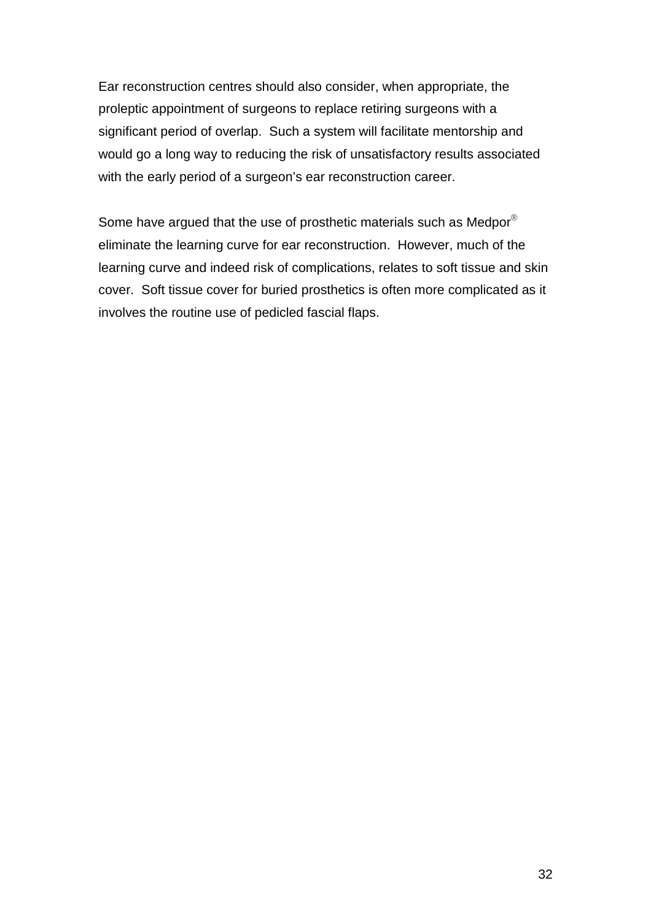Ear reconstruction centres should also consider, when appropriate, the proleptic appointment of surgeons to replace retiring surgeons with a significant period of overlap.  Such a system will facilitate mentorship and would go a long way to reducing the risk of unsatisfactory results associated with the early period of a surgeon's ear reconstruction career.

Some have argued that the use of prosthetic materials such as Medpor® eliminate the learning curve for ear reconstruction.  However, much of the learning curve and indeed risk of complications, relates to soft tissue and skin cover.  Soft tissue cover for buried prosthetics is often more complicated as it involves the routine use of pedicled fascial flaps.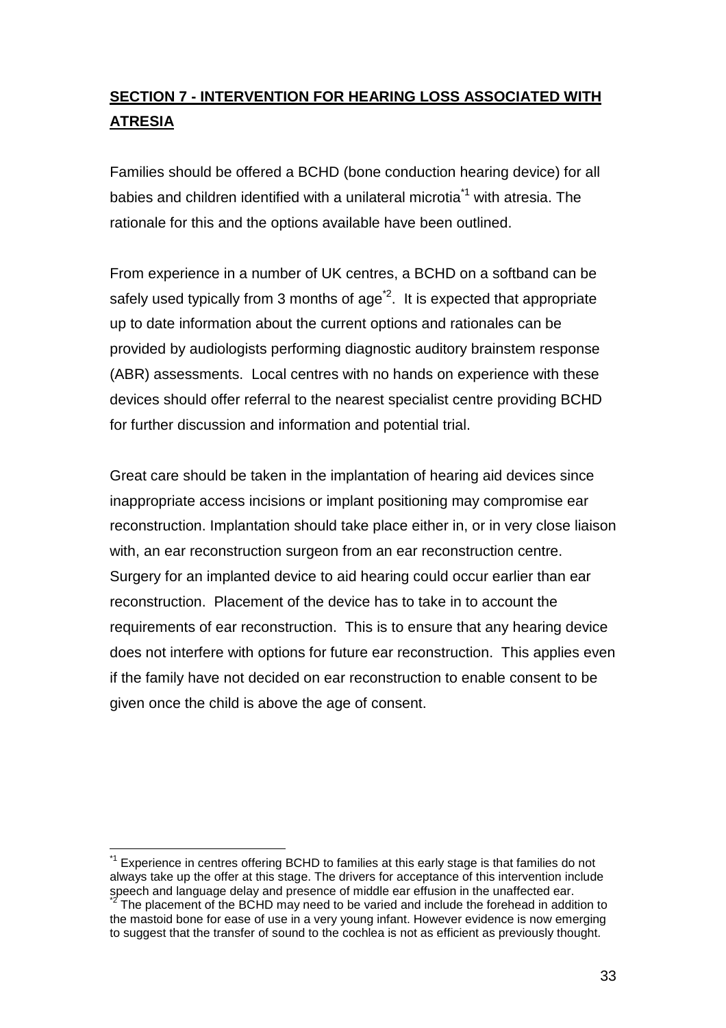## **SECTION 7 - INTERVENTION FOR HEARING LOSS ASSOCIATED WITH ATRESIA**

Families should be offered a BCHD (bone conduction hearing device) for all babies and children identified with a unilateral microtia[*1] with atresia. The rationale for this and the options available have been outlined.

From experience in a number of UK centres, a BCHD on a softband can be safely used typically from 3 months of age[*2]. It is expected that appropriate up to date information about the current options and rationales can be provided by audiologists performing diagnostic auditory brainstem response (ABR) assessments. Local centres with no hands on experience with these devices should offer referral to the nearest specialist centre providing BCHD for further discussion and information and potential trial.

Great care should be taken in the implantation of hearing aid devices since inappropriate access incisions or implant positioning may compromise ear reconstruction. Implantation should take place either in, or in very close liaison with, an ear reconstruction surgeon from an ear reconstruction centre. Surgery for an implanted device to aid hearing could occur earlier than ear reconstruction. Placement of the device has to take in to account the requirements of ear reconstruction. This is to ensure that any hearing device does not interfere with options for future ear reconstruction. This applies even if the family have not decided on ear reconstruction to enable consent to be given once the child is above the age of consent.

---

[*1] Experience in centres offering BCHD to families at this early stage is that families do not always take up the offer at this stage. The drivers for acceptance of this intervention include speech and language delay and presence of middle ear effusion in the unaffected ear.

[*2] The placement of the BCHD may need to be varied and include the forehead in addition to the mastoid bone for ease of use in a very young infant. However evidence is now emerging to suggest that the transfer of sound to the cochlea is not as efficient as previously thought.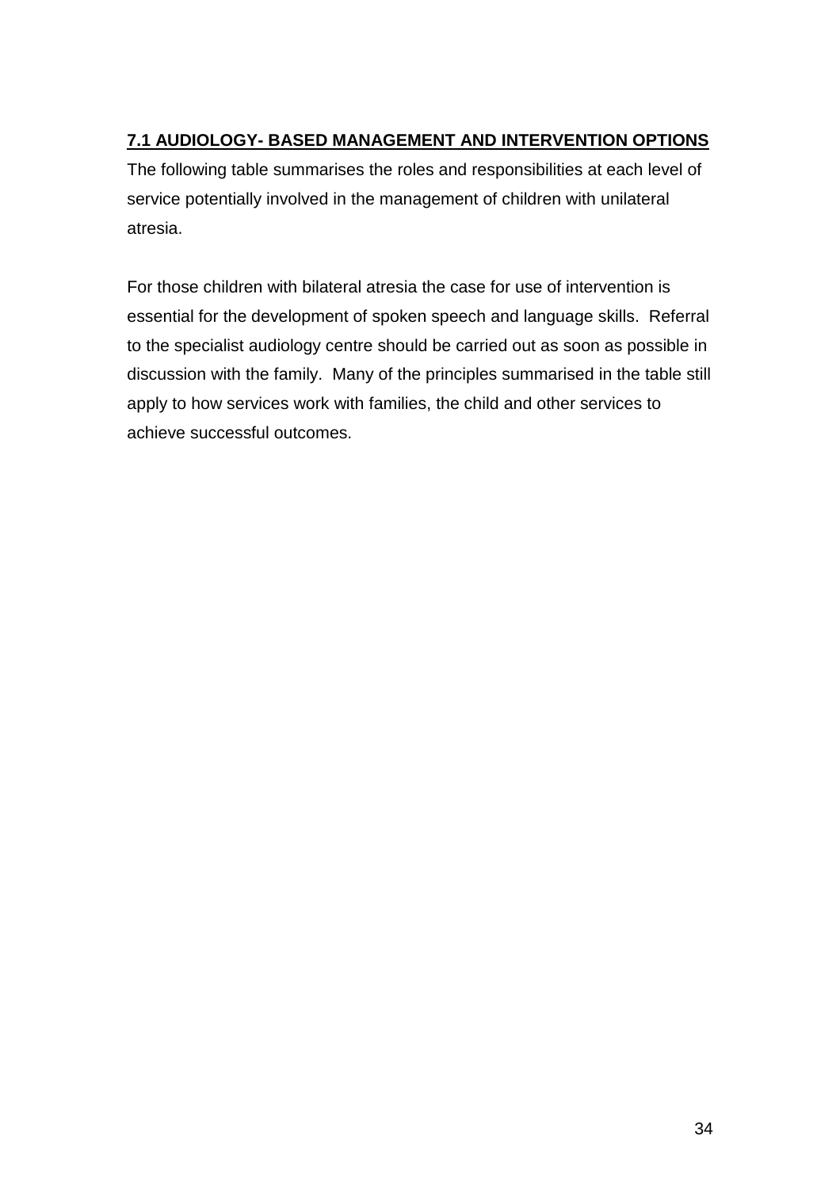## 7.1 AUDIOLOGY- BASED MANAGEMENT AND INTERVENTION OPTIONS

The following table summarises the roles and responsibilities at each level of service potentially involved in the management of children with unilateral atresia.

For those children with bilateral atresia the case for use of intervention is essential for the development of spoken speech and language skills. Referral to the specialist audiology centre should be carried out as soon as possible in discussion with the family. Many of the principles summarised in the table still apply to how services work with families, the child and other services to achieve successful outcomes.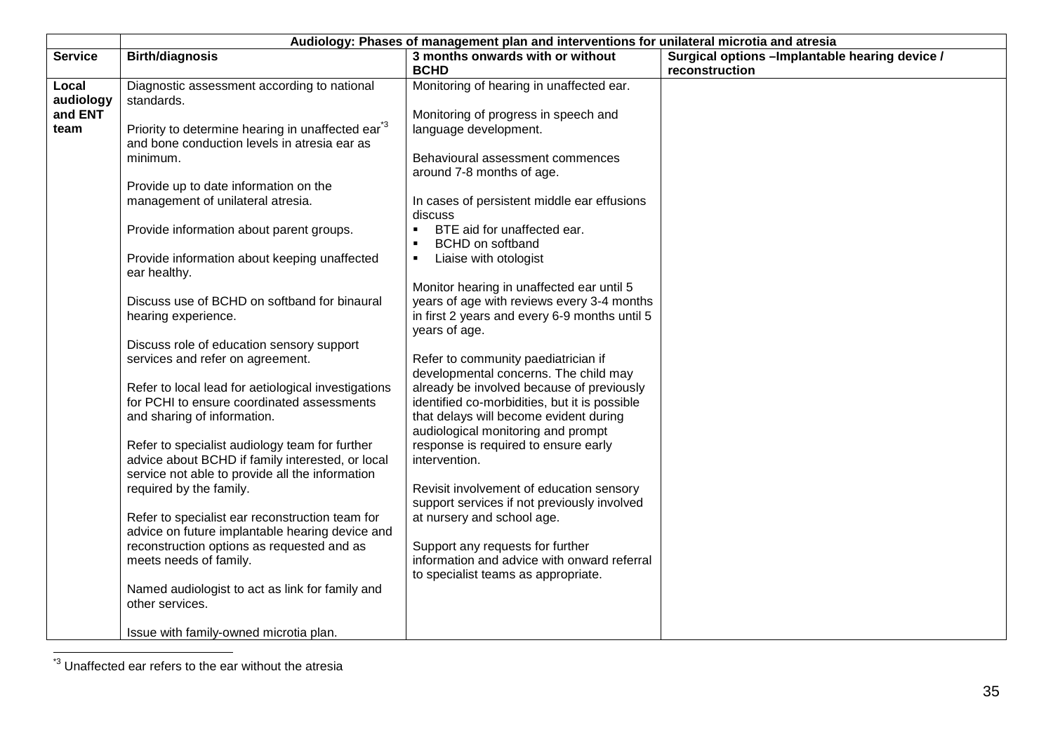| | Audiology: Phases of management plan and interventions for unilateral microtia and atresia | | |
|---|---|---|---|
| **Service** | **Birth/diagnosis** | **3 months onwards with or without BCHD** | **Surgical options –Implantable hearing device / reconstruction** |
| **Local audiology and ENT team** | Diagnostic assessment according to national standards.<br><br>Priority to determine hearing in unaffected ear[*3] and bone conduction levels in atresia ear as minimum.<br><br>Provide up to date information on the management of unilateral atresia.<br><br>Provide information about parent groups.<br><br>Provide information about keeping unaffected ear healthy.<br><br>Discuss use of BCHD on softband for binaural hearing experience.<br><br>Discuss role of education sensory support services and refer on agreement.<br><br>Refer to local lead for aetiological investigations for PCHI to ensure coordinated assessments and sharing of information.<br><br>Refer to specialist audiology team for further advice about BCHD if family interested, or local service not able to provide all the information required by the family.<br><br>Refer to specialist ear reconstruction team for advice on future implantable hearing device and reconstruction options as requested and as meets needs of family.<br><br>Named audiologist to act as link for family and other services.<br><br>Issue with family-owned microtia plan. | Monitoring of hearing in unaffected ear.<br><br>Monitoring of progress in speech and language development.<br><br>Behavioural assessment commences around 7-8 months of age.<br><br>In cases of persistent middle ear effusions discuss<br>▪ BTE aid for unaffected ear.<br>▪ BCHD on softband<br>▪ Liaise with otologist<br><br>Monitor hearing in unaffected ear until 5 years of age with reviews every 3-4 months in first 2 years and every 6-9 months until 5 years of age.<br><br>Refer to community paediatrician if developmental concerns. The child may already be involved because of previously identified co-morbidities, but it is possible that delays will become evident during audiological monitoring and prompt response is required to ensure early intervention.<br><br>Revisit involvement of education sensory support services if not previously involved at nursery and school age.<br><br>Support any requests for further information and advice with onward referral to specialist teams as appropriate. | |

[*3] Unaffected ear refers to the ear without the atresia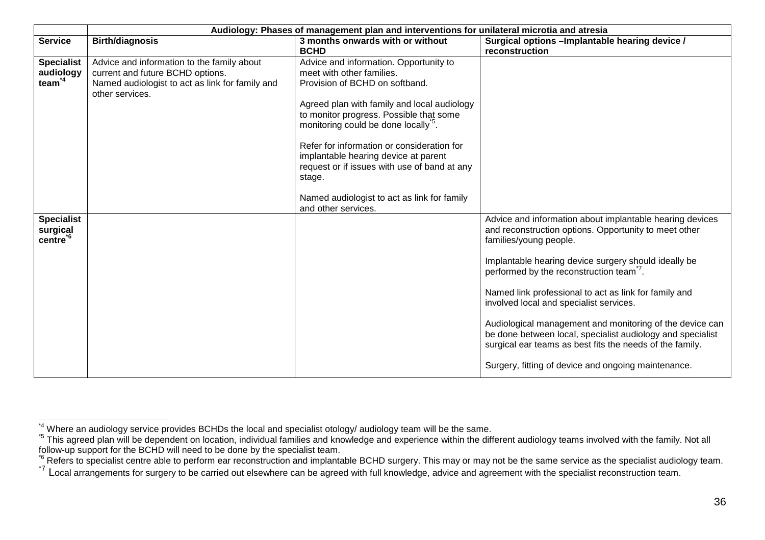| | Audiology: Phases of management plan and interventions for unilateral microtia and atresia | | |
|---|---|---|---|
| **Service** | **Birth/diagnosis** | **3 months onwards with or without BCHD** | **Surgical options –Implantable hearing device / reconstruction** |
| **Specialist audiology team**[*4] | Advice and information to the family about current and future BCHD options.<br>Named audiologist to act as link for family and other services. | Advice and information. Opportunity to meet with other families.<br>Provision of BCHD on softband.<br><br>Agreed plan with family and local audiology to monitor progress. Possible that some monitoring could be done locally[*5].<br><br>Refer for information or consideration for implantable hearing device at parent request or if issues with use of band at any stage.<br><br>Named audiologist to act as link for family and other services. | |
| **Specialist surgical centre**[*6] | | | Advice and information about implantable hearing devices and reconstruction options. Opportunity to meet other families/young people.<br><br>Implantable hearing device surgery should ideally be performed by the reconstruction team[*7].<br><br>Named link professional to act as link for family and involved local and specialist services.<br><br>Audiological management and monitoring of the device can be done between local, specialist audiology and specialist surgical ear teams as best fits the needs of the family.<br><br>Surgery, fitting of device and ongoing maintenance. |

[*4] Where an audiology service provides BCHDs the local and specialist otology/ audiology team will be the same.

[*5] This agreed plan will be dependent on location, individual families and knowledge and experience within the different audiology teams involved with the family. Not all follow-up support for the BCHD will need to be done by the specialist team.

[*6] Refers to specialist centre able to perform ear reconstruction and implantable BCHD surgery. This may or may not be the same service as the specialist audiology team.

[*7] Local arrangements for surgery to be carried out elsewhere can be agreed with full knowledge, advice and agreement with the specialist reconstruction team.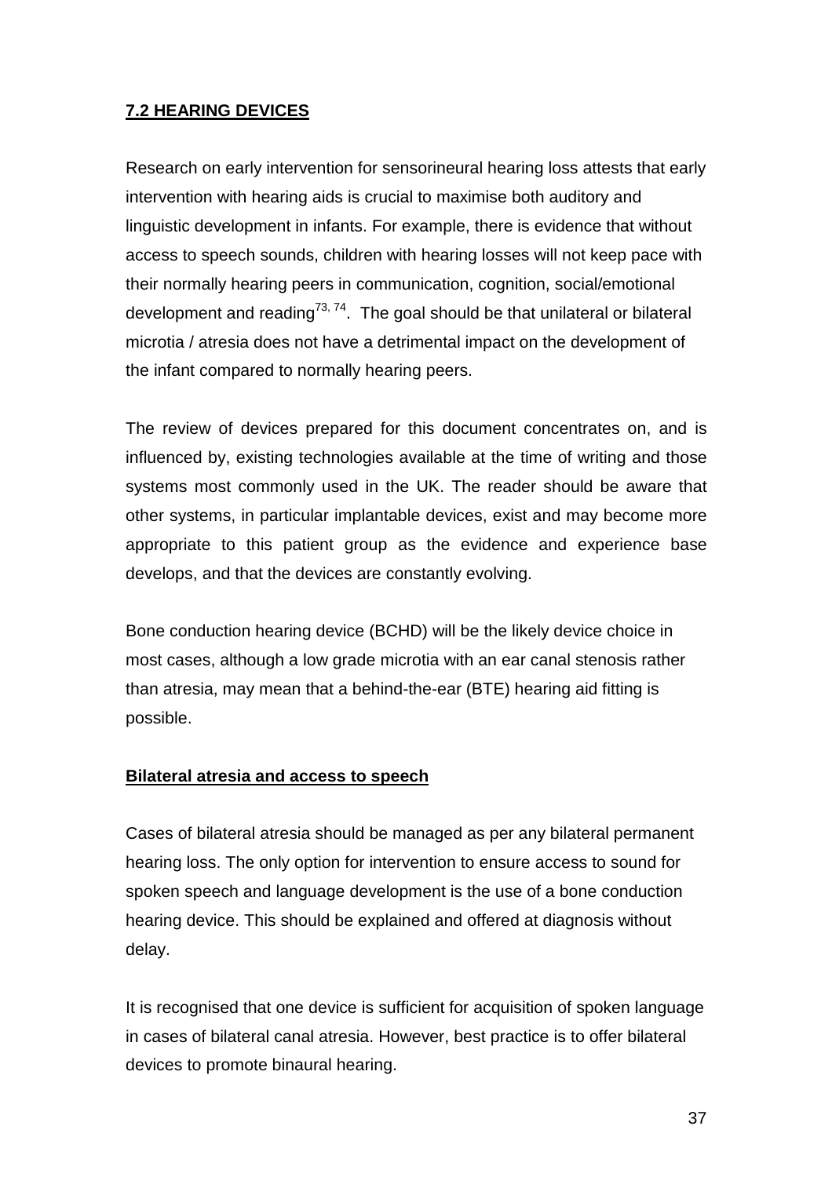## 7.2 HEARING DEVICES

Research on early intervention for sensorineural hearing loss attests that early intervention with hearing aids is crucial to maximise both auditory and linguistic development in infants. For example, there is evidence that without access to speech sounds, children with hearing losses will not keep pace with their normally hearing peers in communication, cognition, social/emotional development and reading[73, 74]. The goal should be that unilateral or bilateral microtia / atresia does not have a detrimental impact on the development of the infant compared to normally hearing peers.

The review of devices prepared for this document concentrates on, and is influenced by, existing technologies available at the time of writing and those systems most commonly used in the UK. The reader should be aware that other systems, in particular implantable devices, exist and may become more appropriate to this patient group as the evidence and experience base develops, and that the devices are constantly evolving.

Bone conduction hearing device (BCHD) will be the likely device choice in most cases, although a low grade microtia with an ear canal stenosis rather than atresia, may mean that a behind-the-ear (BTE) hearing aid fitting is possible.

### Bilateral atresia and access to speech

Cases of bilateral atresia should be managed as per any bilateral permanent hearing loss. The only option for intervention to ensure access to sound for spoken speech and language development is the use of a bone conduction hearing device. This should be explained and offered at diagnosis without delay.

It is recognised that one device is sufficient for acquisition of spoken language in cases of bilateral canal atresia. However, best practice is to offer bilateral devices to promote binaural hearing.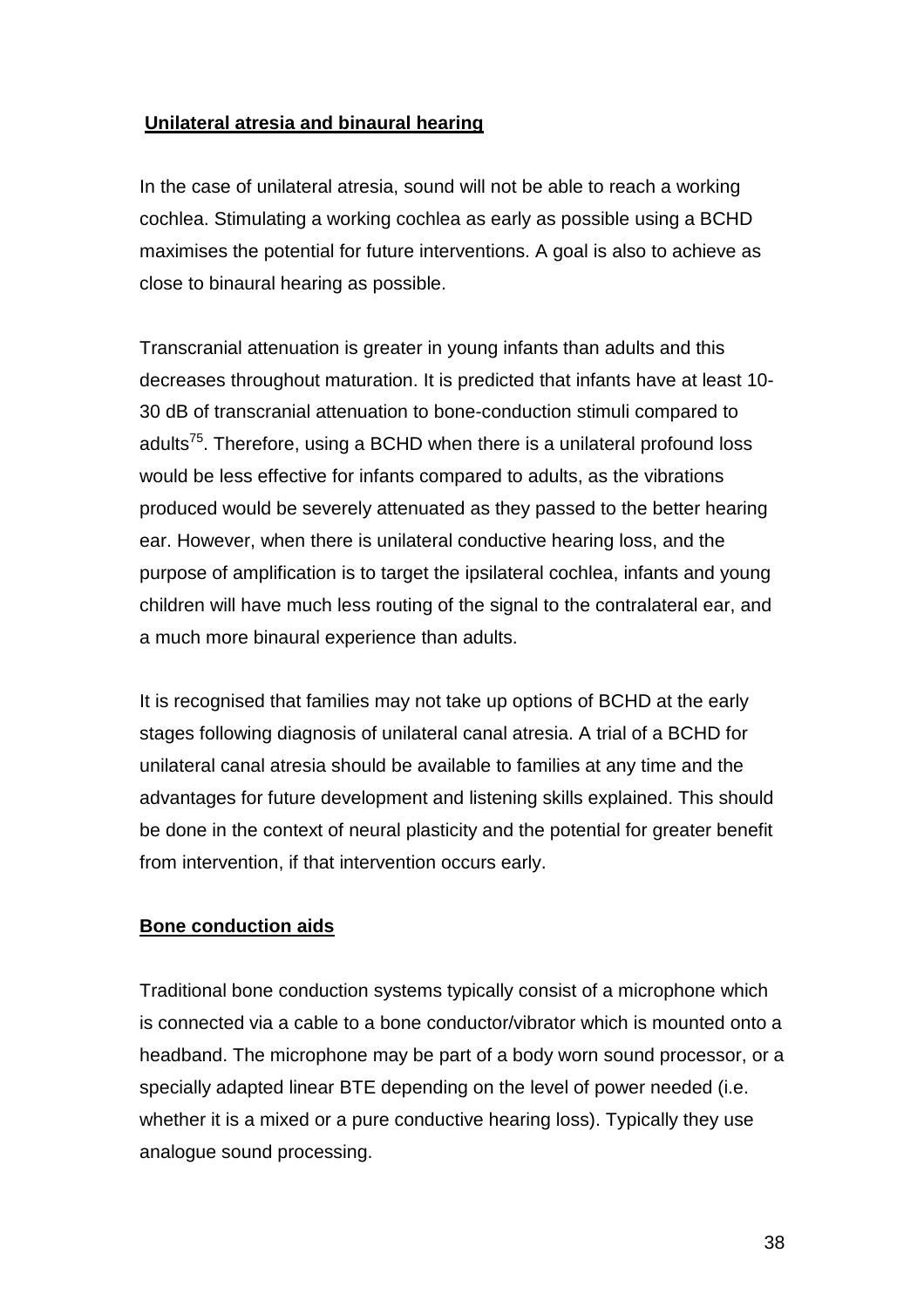**Unilateral atresia and binaural hearing**

In the case of unilateral atresia, sound will not be able to reach a working cochlea. Stimulating a working cochlea as early as possible using a BCHD maximises the potential for future interventions. A goal is also to achieve as close to binaural hearing as possible.

Transcranial attenuation is greater in young infants than adults and this decreases throughout maturation. It is predicted that infants have at least 10-30 dB of transcranial attenuation to bone-conduction stimuli compared to adults[75]. Therefore, using a BCHD when there is a unilateral profound loss would be less effective for infants compared to adults, as the vibrations produced would be severely attenuated as they passed to the better hearing ear. However, when there is unilateral conductive hearing loss, and the purpose of amplification is to target the ipsilateral cochlea, infants and young children will have much less routing of the signal to the contralateral ear, and a much more binaural experience than adults.

It is recognised that families may not take up options of BCHD at the early stages following diagnosis of unilateral canal atresia. A trial of a BCHD for unilateral canal atresia should be available to families at any time and the advantages for future development and listening skills explained. This should be done in the context of neural plasticity and the potential for greater benefit from intervention, if that intervention occurs early.

**Bone conduction aids**

Traditional bone conduction systems typically consist of a microphone which is connected via a cable to a bone conductor/vibrator which is mounted onto a headband. The microphone may be part of a body worn sound processor, or a specially adapted linear BTE depending on the level of power needed (i.e. whether it is a mixed or a pure conductive hearing loss). Typically they use analogue sound processing.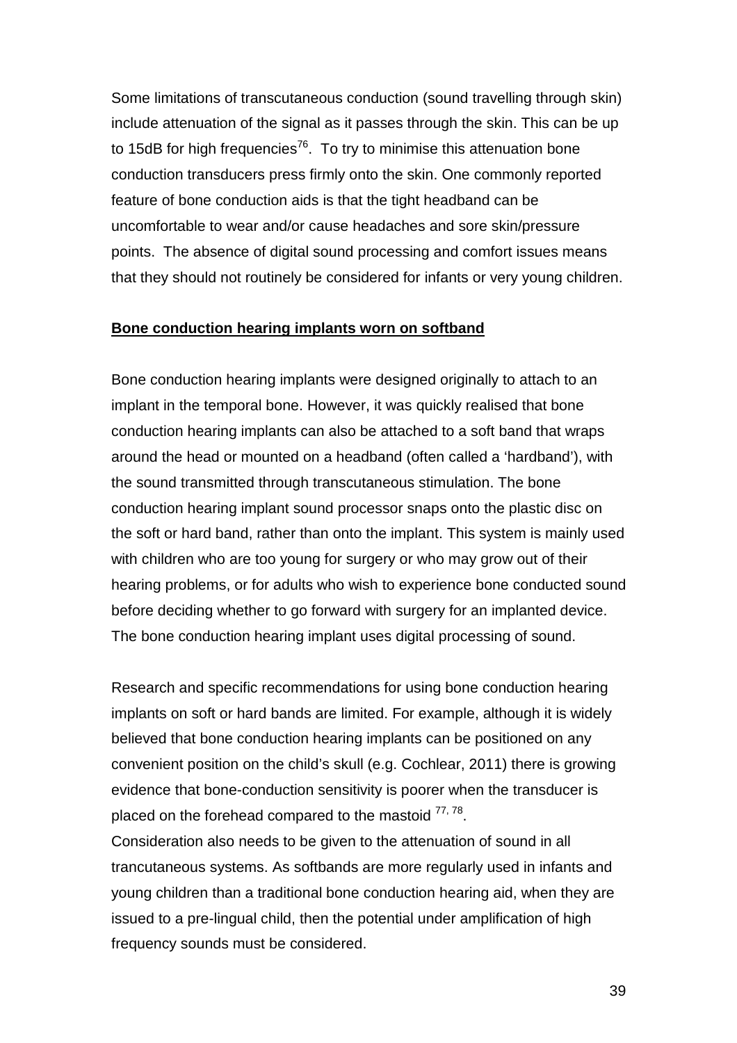Some limitations of transcutaneous conduction (sound travelling through skin) include attenuation of the signal as it passes through the skin. This can be up to 15dB for high frequencies[76]. To try to minimise this attenuation bone conduction transducers press firmly onto the skin. One commonly reported feature of bone conduction aids is that the tight headband can be uncomfortable to wear and/or cause headaches and sore skin/pressure points. The absence of digital sound processing and comfort issues means that they should not routinely be considered for infants or very young children.

**<u>Bone conduction hearing implants worn on softband</u>**

Bone conduction hearing implants were designed originally to attach to an implant in the temporal bone. However, it was quickly realised that bone conduction hearing implants can also be attached to a soft band that wraps around the head or mounted on a headband (often called a 'hardband'), with the sound transmitted through transcutaneous stimulation. The bone conduction hearing implant sound processor snaps onto the plastic disc on the soft or hard band, rather than onto the implant. This system is mainly used with children who are too young for surgery or who may grow out of their hearing problems, or for adults who wish to experience bone conducted sound before deciding whether to go forward with surgery for an implanted device. The bone conduction hearing implant uses digital processing of sound.

Research and specific recommendations for using bone conduction hearing implants on soft or hard bands are limited. For example, although it is widely believed that bone conduction hearing implants can be positioned on any convenient position on the child's skull (e.g. Cochlear, 2011) there is growing evidence that bone-conduction sensitivity is poorer when the transducer is placed on the forehead compared to the mastoid [77, 78].
Consideration also needs to be given to the attenuation of sound in all trancutaneous systems. As softbands are more regularly used in infants and young children than a traditional bone conduction hearing aid, when they are issued to a pre-lingual child, then the potential under amplification of high frequency sounds must be considered.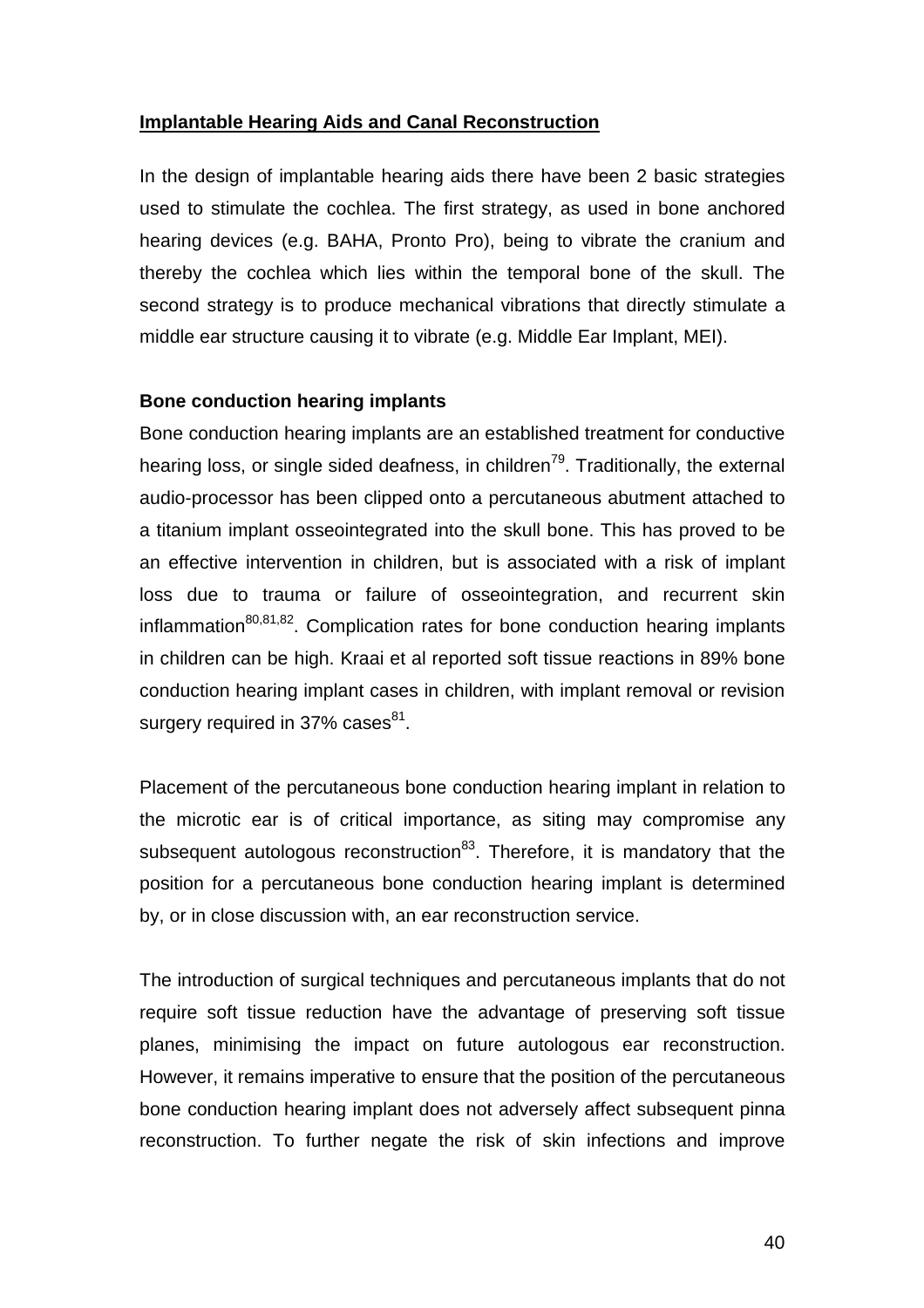## Implantable Hearing Aids and Canal Reconstruction

In the design of implantable hearing aids there have been 2 basic strategies used to stimulate the cochlea. The first strategy, as used in bone anchored hearing devices (e.g. BAHA, Pronto Pro), being to vibrate the cranium and thereby the cochlea which lies within the temporal bone of the skull. The second strategy is to produce mechanical vibrations that directly stimulate a middle ear structure causing it to vibrate (e.g. Middle Ear Implant, MEI).

### Bone conduction hearing implants

Bone conduction hearing implants are an established treatment for conductive hearing loss, or single sided deafness, in children[79]. Traditionally, the external audio-processor has been clipped onto a percutaneous abutment attached to a titanium implant osseointegrated into the skull bone. This has proved to be an effective intervention in children, but is associated with a risk of implant loss due to trauma or failure of osseointegration, and recurrent skin inflammation[80,81,82]. Complication rates for bone conduction hearing implants in children can be high. Kraai et al reported soft tissue reactions in 89% bone conduction hearing implant cases in children, with implant removal or revision surgery required in 37% cases[81].

Placement of the percutaneous bone conduction hearing implant in relation to the microtic ear is of critical importance, as siting may compromise any subsequent autologous reconstruction[83]. Therefore, it is mandatory that the position for a percutaneous bone conduction hearing implant is determined by, or in close discussion with, an ear reconstruction service.

The introduction of surgical techniques and percutaneous implants that do not require soft tissue reduction have the advantage of preserving soft tissue planes, minimising the impact on future autologous ear reconstruction. However, it remains imperative to ensure that the position of the percutaneous bone conduction hearing implant does not adversely affect subsequent pinna reconstruction. To further negate the risk of skin infections and improve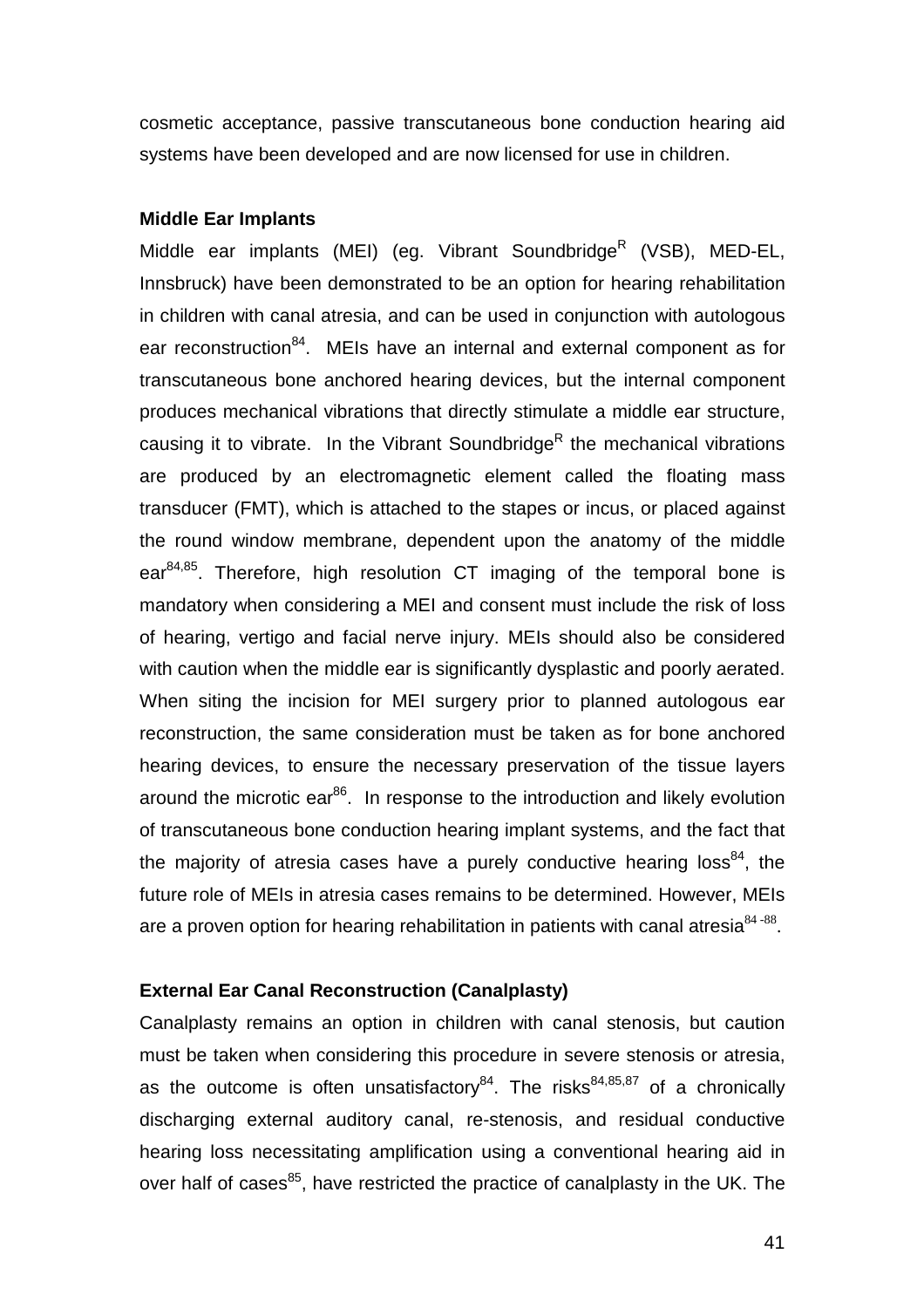cosmetic acceptance, passive transcutaneous bone conduction hearing aid systems have been developed and are now licensed for use in children.

**Middle Ear Implants**

Middle ear implants (MEI) (eg. Vibrant Soundbridge$^{R}$ (VSB), MED-EL, Innsbruck) have been demonstrated to be an option for hearing rehabilitation in children with canal atresia, and can be used in conjunction with autologous ear reconstruction[84]. MEIs have an internal and external component as for transcutaneous bone anchored hearing devices, but the internal component produces mechanical vibrations that directly stimulate a middle ear structure, causing it to vibrate. In the Vibrant Soundbridge$^{R}$ the mechanical vibrations are produced by an electromagnetic element called the floating mass transducer (FMT), which is attached to the stapes or incus, or placed against the round window membrane, dependent upon the anatomy of the middle ear[84,85]. Therefore, high resolution CT imaging of the temporal bone is mandatory when considering a MEI and consent must include the risk of loss of hearing, vertigo and facial nerve injury. MEIs should also be considered with caution when the middle ear is significantly dysplastic and poorly aerated. When siting the incision for MEI surgery prior to planned autologous ear reconstruction, the same consideration must be taken as for bone anchored hearing devices, to ensure the necessary preservation of the tissue layers around the microtic ear[86]. In response to the introduction and likely evolution of transcutaneous bone conduction hearing implant systems, and the fact that the majority of atresia cases have a purely conductive hearing loss[84], the future role of MEIs in atresia cases remains to be determined. However, MEIs are a proven option for hearing rehabilitation in patients with canal atresia[84-88].

**External Ear Canal Reconstruction (Canalplasty)**

Canalplasty remains an option in children with canal stenosis, but caution must be taken when considering this procedure in severe stenosis or atresia, as the outcome is often unsatisfactory[84]. The risks[84,85,87] of a chronically discharging external auditory canal, re-stenosis, and residual conductive hearing loss necessitating amplification using a conventional hearing aid in over half of cases[85], have restricted the practice of canalplasty in the UK. The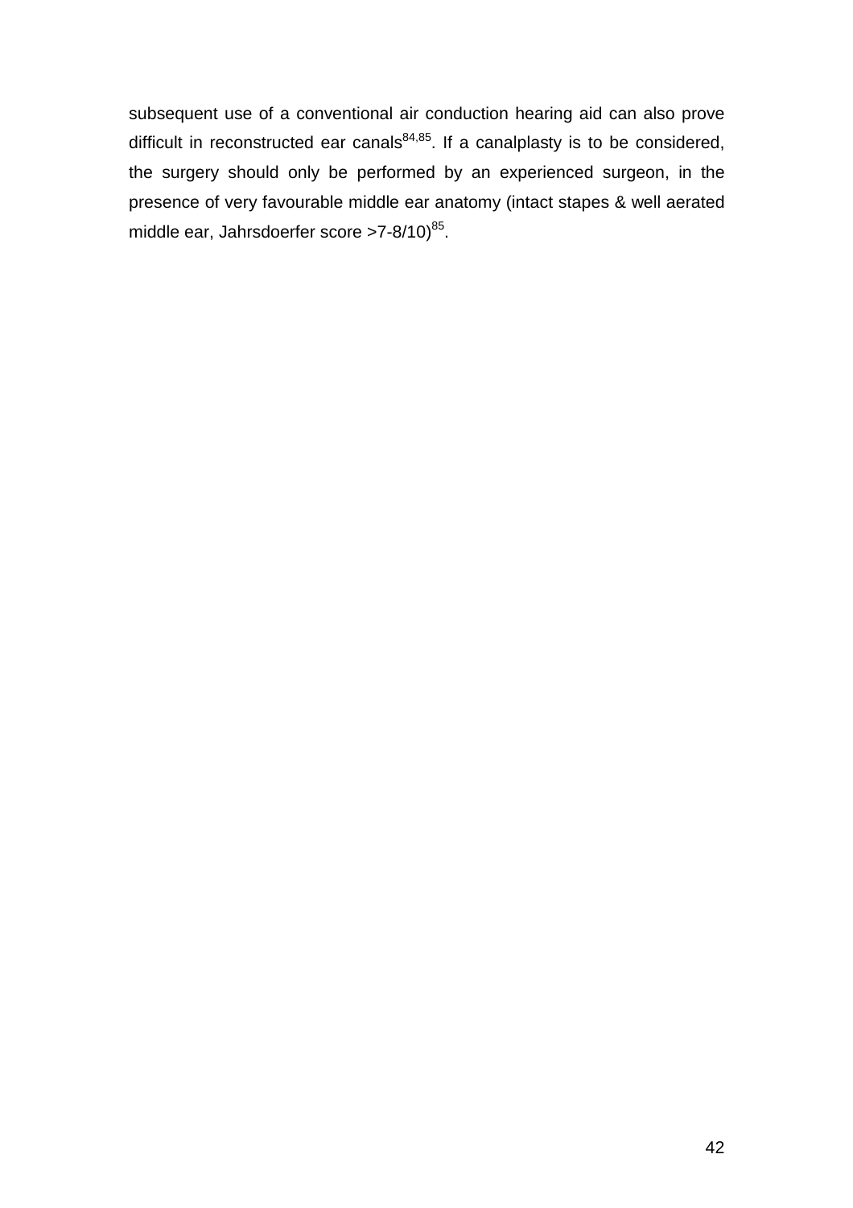subsequent use of a conventional air conduction hearing aid can also prove difficult in reconstructed ear canals[84,85]. If a canalplasty is to be considered, the surgery should only be performed by an experienced surgeon, in the presence of very favourable middle ear anatomy (intact stapes & well aerated middle ear, Jahrsdoerfer score >7-8/10)[85].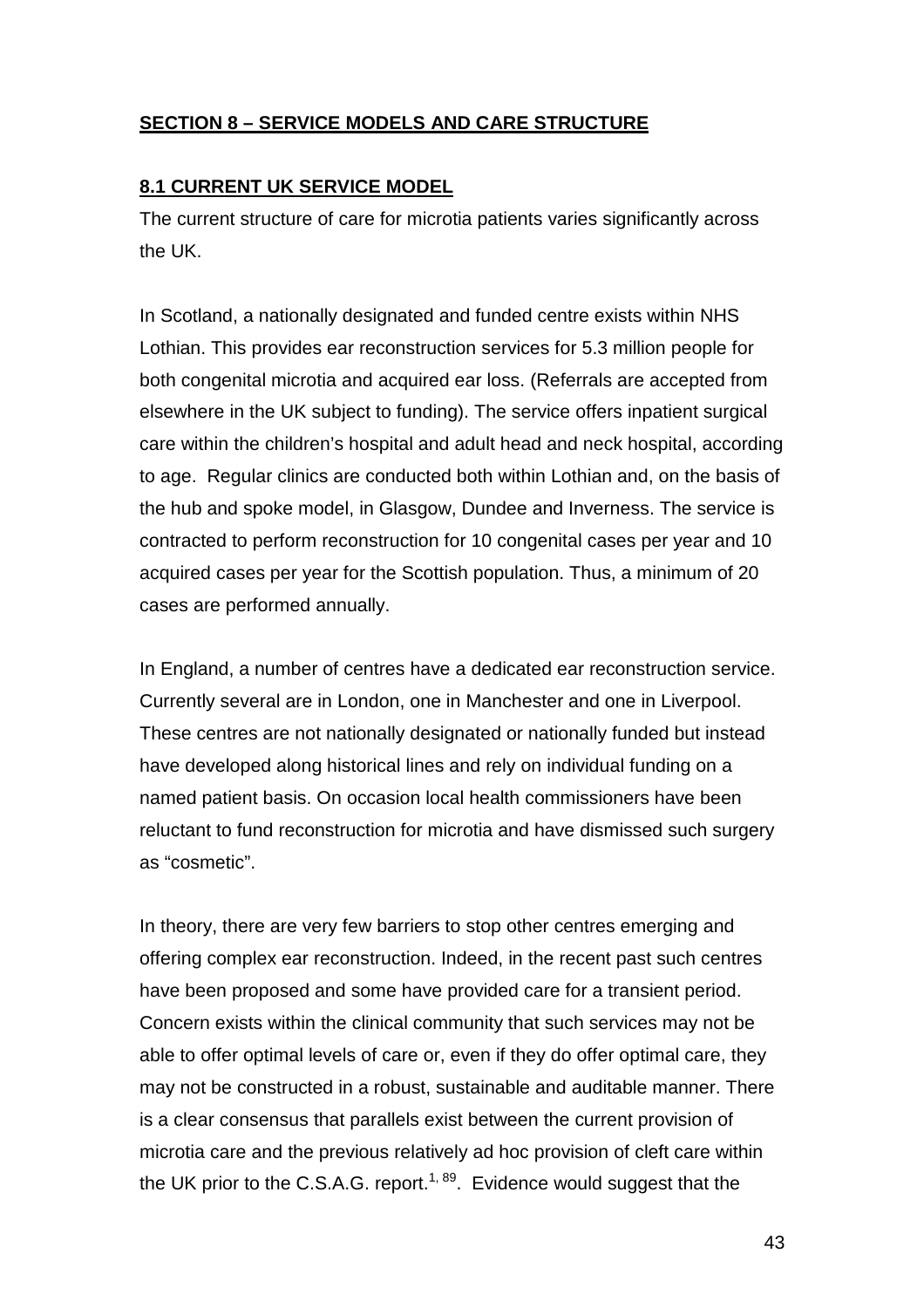## SECTION 8 – SERVICE MODELS AND CARE STRUCTURE

### 8.1 CURRENT UK SERVICE MODEL

The current structure of care for microtia patients varies significantly across the UK.

In Scotland, a nationally designated and funded centre exists within NHS Lothian. This provides ear reconstruction services for 5.3 million people for both congenital microtia and acquired ear loss. (Referrals are accepted from elsewhere in the UK subject to funding). The service offers inpatient surgical care within the children's hospital and adult head and neck hospital, according to age. Regular clinics are conducted both within Lothian and, on the basis of the hub and spoke model, in Glasgow, Dundee and Inverness. The service is contracted to perform reconstruction for 10 congenital cases per year and 10 acquired cases per year for the Scottish population. Thus, a minimum of 20 cases are performed annually.

In England, a number of centres have a dedicated ear reconstruction service. Currently several are in London, one in Manchester and one in Liverpool. These centres are not nationally designated or nationally funded but instead have developed along historical lines and rely on individual funding on a named patient basis. On occasion local health commissioners have been reluctant to fund reconstruction for microtia and have dismissed such surgery as "cosmetic".

In theory, there are very few barriers to stop other centres emerging and offering complex ear reconstruction. Indeed, in the recent past such centres have been proposed and some have provided care for a transient period. Concern exists within the clinical community that such services may not be able to offer optimal levels of care or, even if they do offer optimal care, they may not be constructed in a robust, sustainable and auditable manner. There is a clear consensus that parallels exist between the current provision of microtia care and the previous relatively ad hoc provision of cleft care within the UK prior to the C.S.A.G. report.[1, 89]. Evidence would suggest that the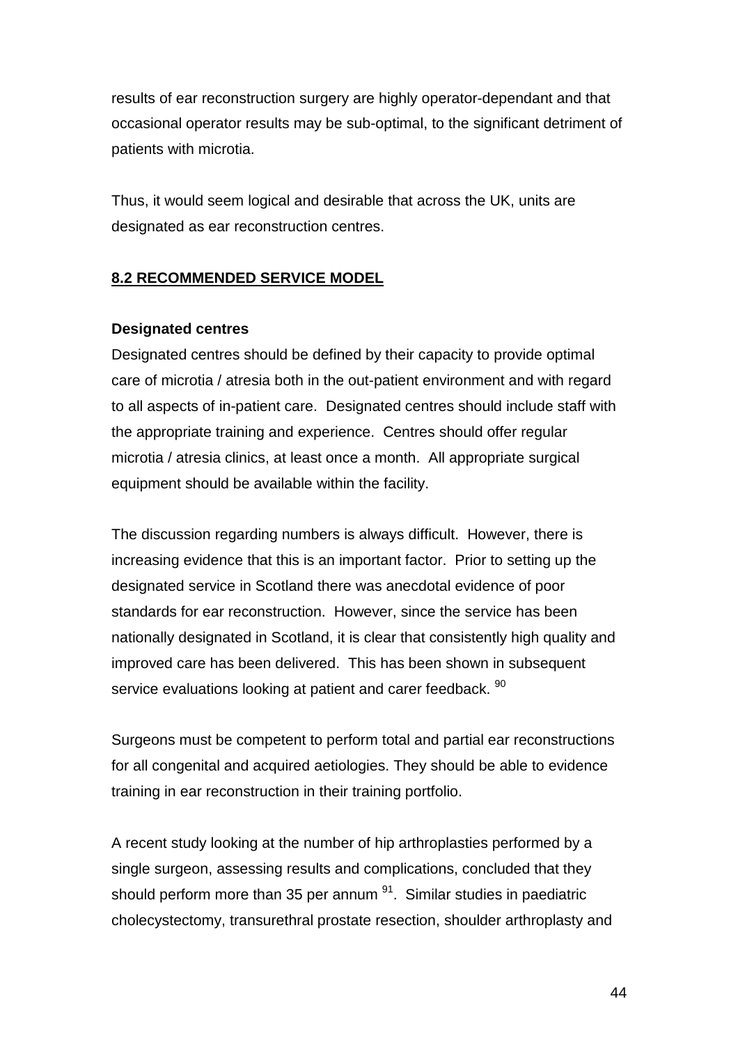results of ear reconstruction surgery are highly operator-dependant and that occasional operator results may be sub-optimal, to the significant detriment of patients with microtia.

Thus, it would seem logical and desirable that across the UK, units are designated as ear reconstruction centres.

## 8.2 RECOMMENDED SERVICE MODEL

**Designated centres**

Designated centres should be defined by their capacity to provide optimal care of microtia / atresia both in the out-patient environment and with regard to all aspects of in-patient care. Designated centres should include staff with the appropriate training and experience. Centres should offer regular microtia / atresia clinics, at least once a month. All appropriate surgical equipment should be available within the facility.

The discussion regarding numbers is always difficult. However, there is increasing evidence that this is an important factor. Prior to setting up the designated service in Scotland there was anecdotal evidence of poor standards for ear reconstruction. However, since the service has been nationally designated in Scotland, it is clear that consistently high quality and improved care has been delivered. This has been shown in subsequent service evaluations looking at patient and carer feedback. [90]

Surgeons must be competent to perform total and partial ear reconstructions for all congenital and acquired aetiologies. They should be able to evidence training in ear reconstruction in their training portfolio.

A recent study looking at the number of hip arthroplasties performed by a single surgeon, assessing results and complications, concluded that they should perform more than 35 per annum [91]. Similar studies in paediatric cholecystectomy, transurethral prostate resection, shoulder arthroplasty and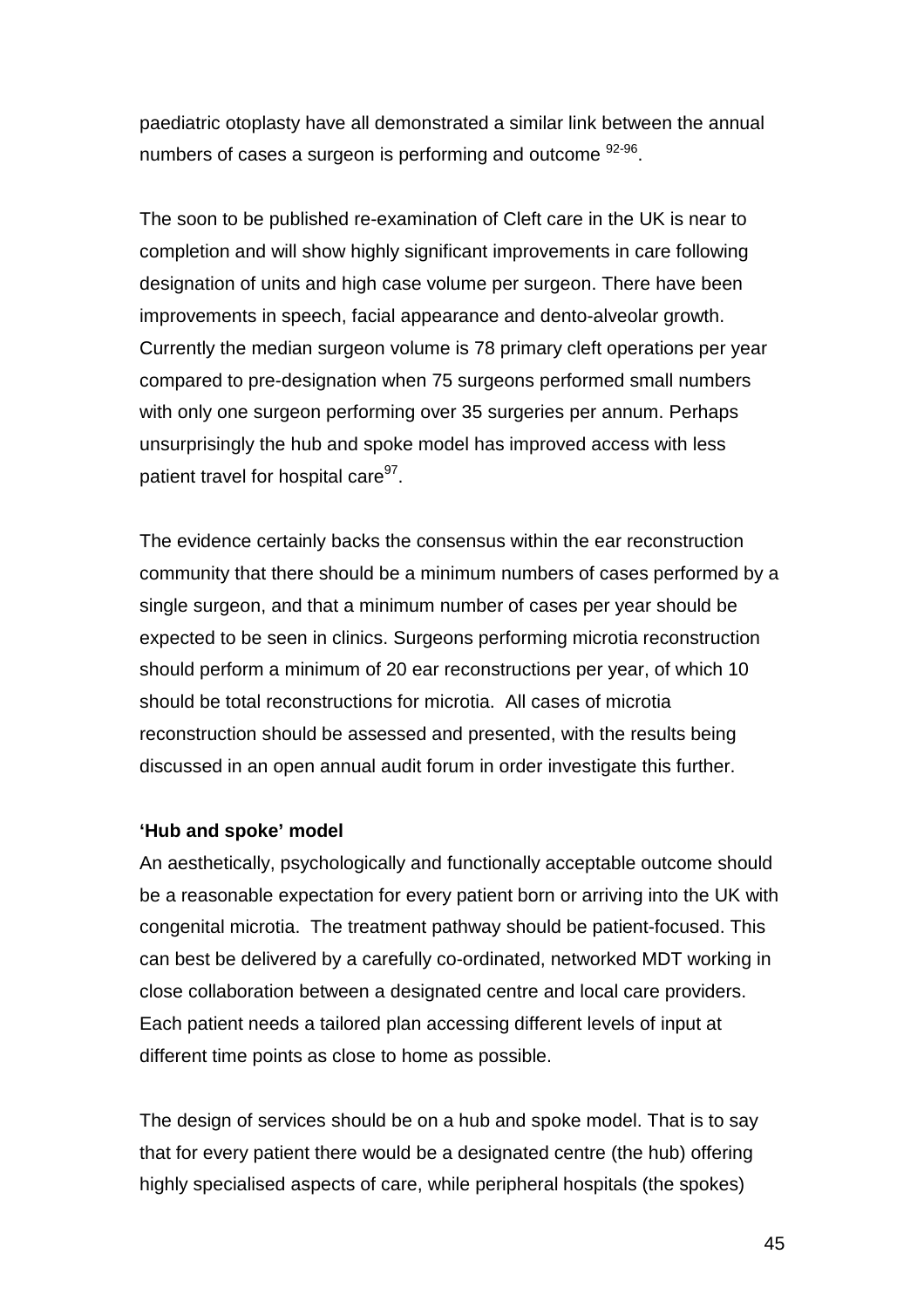paediatric otoplasty have all demonstrated a similar link between the annual numbers of cases a surgeon is performing and outcome [92-96].

The soon to be published re-examination of Cleft care in the UK is near to completion and will show highly significant improvements in care following designation of units and high case volume per surgeon. There have been improvements in speech, facial appearance and dento-alveolar growth. Currently the median surgeon volume is 78 primary cleft operations per year compared to pre-designation when 75 surgeons performed small numbers with only one surgeon performing over 35 surgeries per annum. Perhaps unsurprisingly the hub and spoke model has improved access with less patient travel for hospital care[97].

The evidence certainly backs the consensus within the ear reconstruction community that there should be a minimum numbers of cases performed by a single surgeon, and that a minimum number of cases per year should be expected to be seen in clinics. Surgeons performing microtia reconstruction should perform a minimum of 20 ear reconstructions per year, of which 10 should be total reconstructions for microtia. All cases of microtia reconstruction should be assessed and presented, with the results being discussed in an open annual audit forum in order investigate this further.

**'Hub and spoke' model**

An aesthetically, psychologically and functionally acceptable outcome should be a reasonable expectation for every patient born or arriving into the UK with congenital microtia. The treatment pathway should be patient-focused. This can best be delivered by a carefully co-ordinated, networked MDT working in close collaboration between a designated centre and local care providers. Each patient needs a tailored plan accessing different levels of input at different time points as close to home as possible.

The design of services should be on a hub and spoke model. That is to say that for every patient there would be a designated centre (the hub) offering highly specialised aspects of care, while peripheral hospitals (the spokes)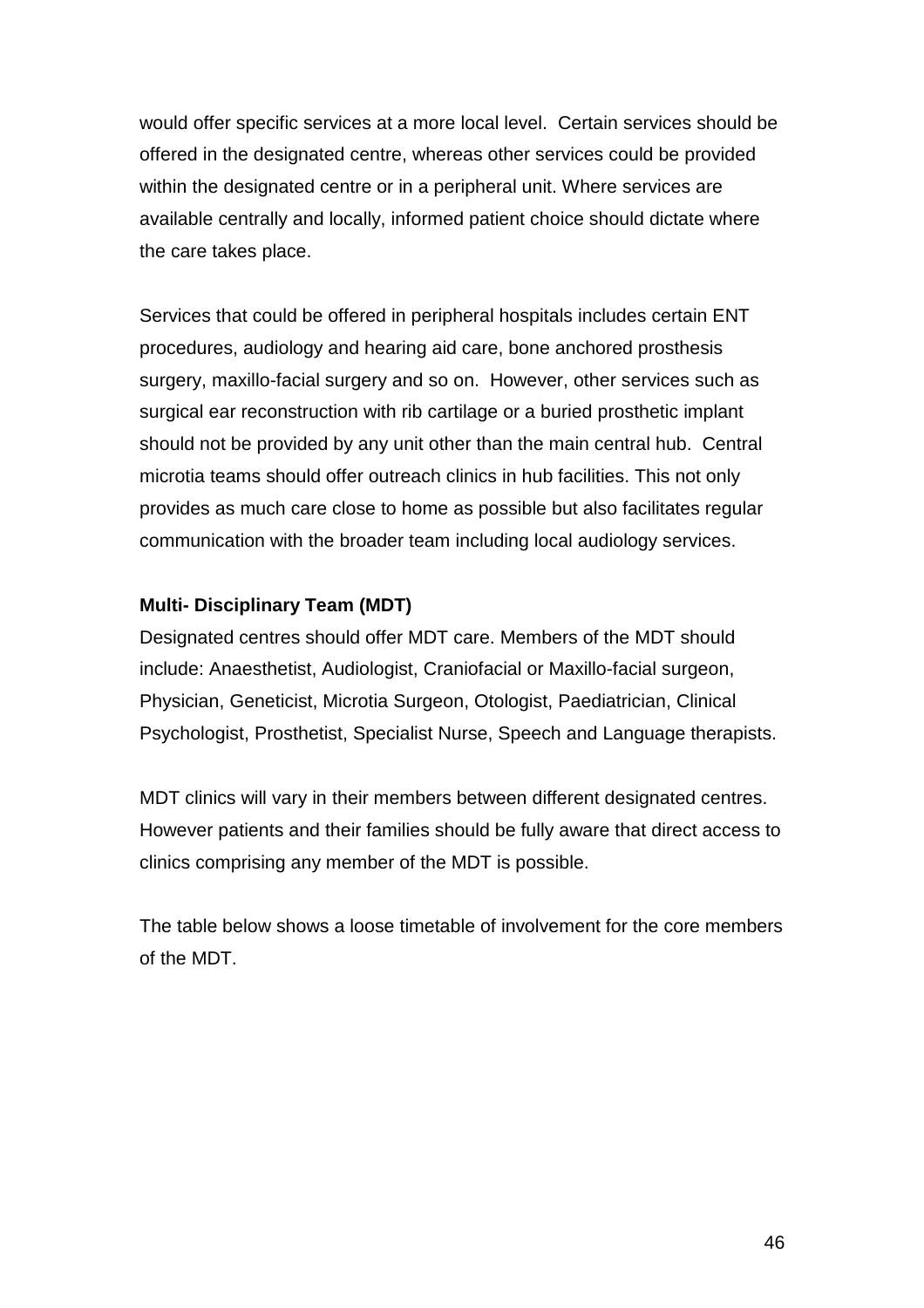would offer specific services at a more local level. Certain services should be offered in the designated centre, whereas other services could be provided within the designated centre or in a peripheral unit. Where services are available centrally and locally, informed patient choice should dictate where the care takes place.

Services that could be offered in peripheral hospitals includes certain ENT procedures, audiology and hearing aid care, bone anchored prosthesis surgery, maxillo-facial surgery and so on. However, other services such as surgical ear reconstruction with rib cartilage or a buried prosthetic implant should not be provided by any unit other than the main central hub. Central microtia teams should offer outreach clinics in hub facilities. This not only provides as much care close to home as possible but also facilitates regular communication with the broader team including local audiology services.

**Multi- Disciplinary Team (MDT)**

Designated centres should offer MDT care. Members of the MDT should include: Anaesthetist, Audiologist, Craniofacial or Maxillo-facial surgeon, Physician, Geneticist, Microtia Surgeon, Otologist, Paediatrician, Clinical Psychologist, Prosthetist, Specialist Nurse, Speech and Language therapists.

MDT clinics will vary in their members between different designated centres. However patients and their families should be fully aware that direct access to clinics comprising any member of the MDT is possible.

The table below shows a loose timetable of involvement for the core members of the MDT.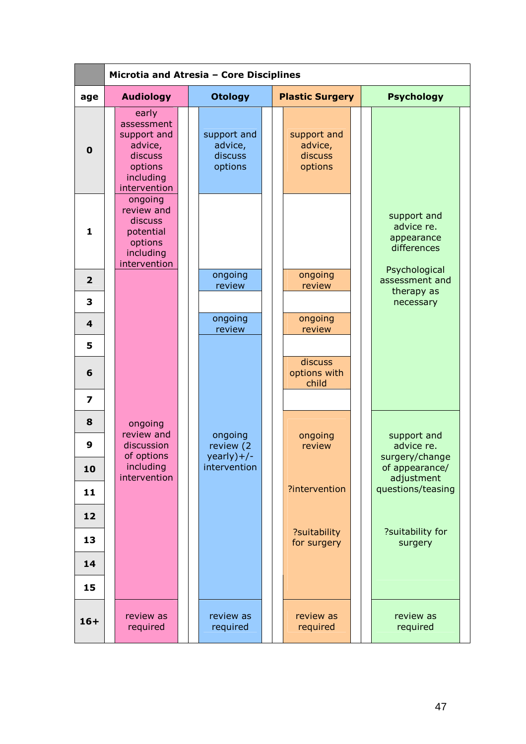| | Microtia and Atresia – Core Disciplines | | | |
|---|---|---|---|---|
| **age** | **Audiology** | **Otology** | **Plastic Surgery** | **Psychology** |
| **0** | early assessment support and advice, discuss options including intervention | support and advice, discuss options | support and advice, discuss options | support and advice re. appearance differences<br><br>Psychological assessment and therapy as necessary |
| **1** | ongoing review and discuss potential options including intervention | | | |
| **2** | ongoing review and discussion of options including intervention | ongoing review | ongoing review | |
| **3** | | | | |
| **4** | | ongoing review | ongoing review | |
| **5** | | ongoing review (2 yearly)+/- intervention | | |
| **6** | | | discuss options with child | |
| **7** | | | | |
| **8** | | | ongoing review<br><br>?intervention<br><br>?suitability for surgery | support and advice re. surgery/change of appearance/ adjustment questions/teasing<br><br>?suitability for surgery |
| **9** | | | | |
| **10** | | | | |
| **11** | | | | |
| **12** | | | | |
| **13** | | | | |
| **14** | | | | |
| **15** | | | | |
| **16+** | review as required | review as required | review as required | review as required |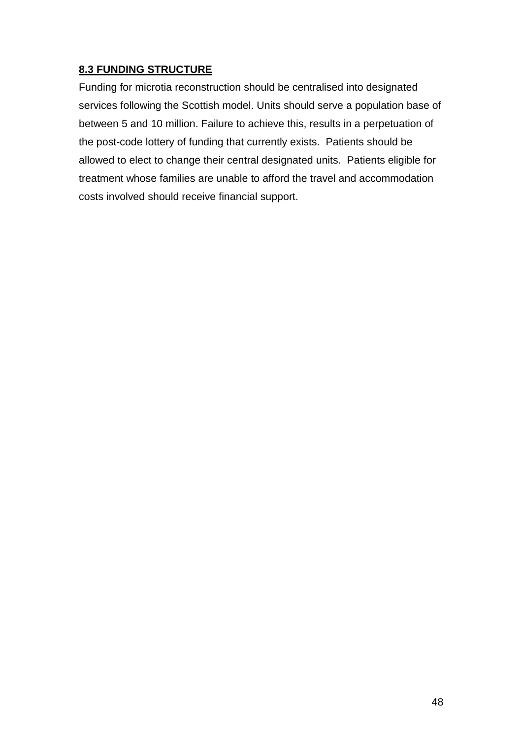### **8.3 FUNDING STRUCTURE**

Funding for microtia reconstruction should be centralised into designated services following the Scottish model. Units should serve a population base of between 5 and 10 million. Failure to achieve this, results in a perpetuation of the post-code lottery of funding that currently exists. Patients should be allowed to elect to change their central designated units. Patients eligible for treatment whose families are unable to afford the travel and accommodation costs involved should receive financial support.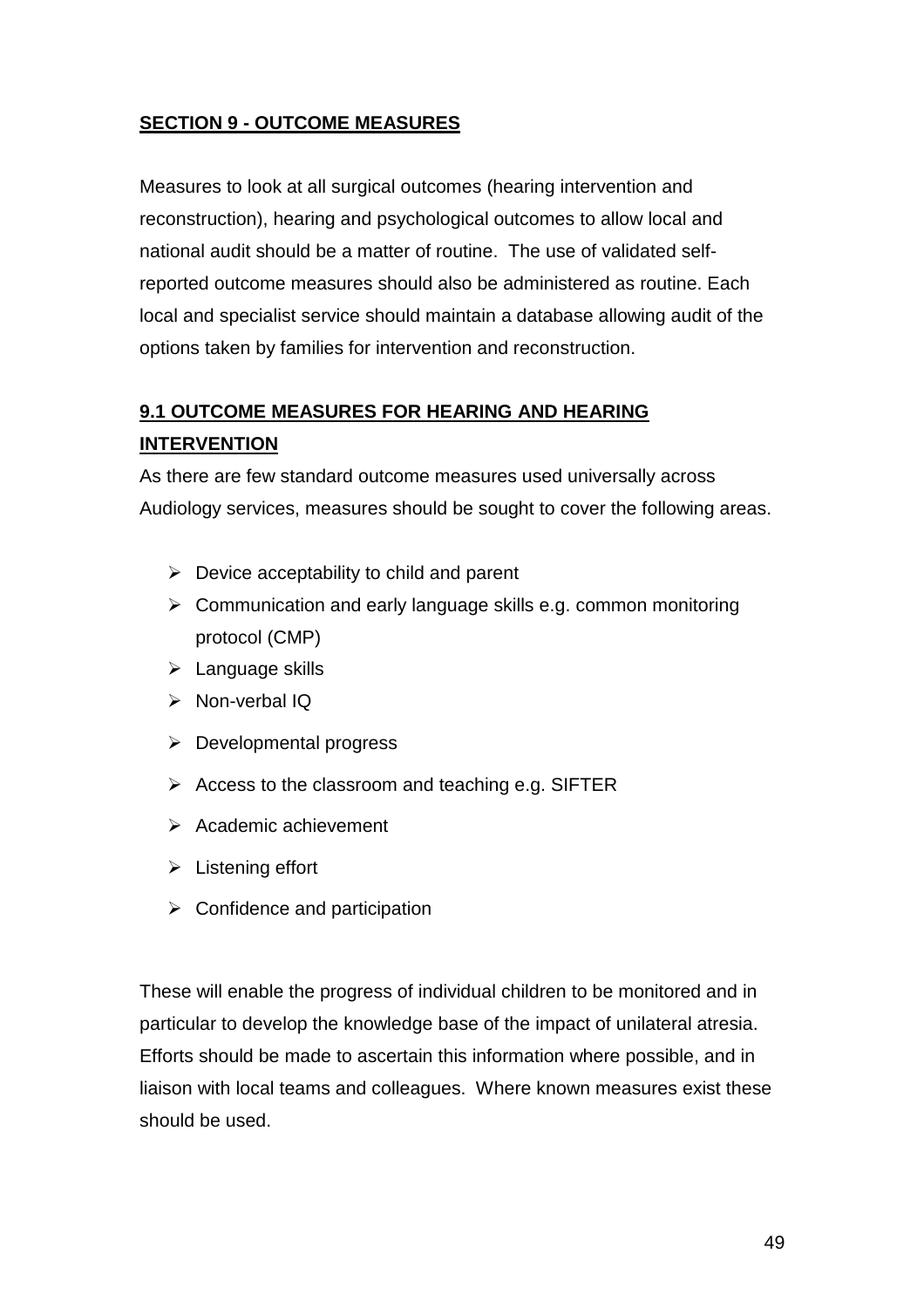## SECTION 9 - OUTCOME MEASURES

Measures to look at all surgical outcomes (hearing intervention and reconstruction), hearing and psychological outcomes to allow local and national audit should be a matter of routine. The use of validated self-reported outcome measures should also be administered as routine. Each local and specialist service should maintain a database allowing audit of the options taken by families for intervention and reconstruction.

### 9.1 OUTCOME MEASURES FOR HEARING AND HEARING INTERVENTION

As there are few standard outcome measures used universally across Audiology services, measures should be sought to cover the following areas.

- Device acceptability to child and parent
- Communication and early language skills e.g. common monitoring protocol (CMP)
- Language skills
- Non-verbal IQ
- Developmental progress
- Access to the classroom and teaching e.g. SIFTER
- Academic achievement
- Listening effort
- Confidence and participation

These will enable the progress of individual children to be monitored and in particular to develop the knowledge base of the impact of unilateral atresia. Efforts should be made to ascertain this information where possible, and in liaison with local teams and colleagues. Where known measures exist these should be used.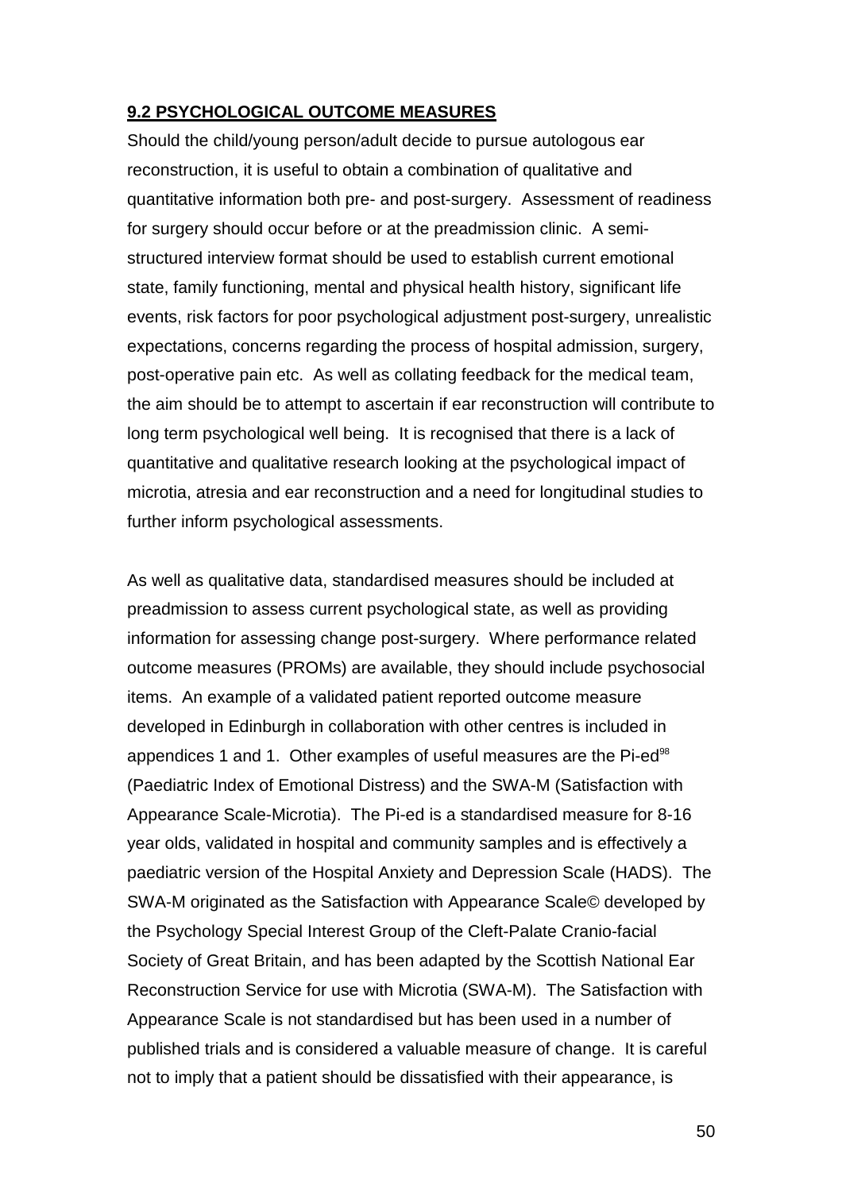## 9.2 PSYCHOLOGICAL OUTCOME MEASURES

Should the child/young person/adult decide to pursue autologous ear reconstruction, it is useful to obtain a combination of qualitative and quantitative information both pre- and post-surgery. Assessment of readiness for surgery should occur before or at the preadmission clinic. A semi-structured interview format should be used to establish current emotional state, family functioning, mental and physical health history, significant life events, risk factors for poor psychological adjustment post-surgery, unrealistic expectations, concerns regarding the process of hospital admission, surgery, post-operative pain etc. As well as collating feedback for the medical team, the aim should be to attempt to ascertain if ear reconstruction will contribute to long term psychological well being. It is recognised that there is a lack of quantitative and qualitative research looking at the psychological impact of microtia, atresia and ear reconstruction and a need for longitudinal studies to further inform psychological assessments.

As well as qualitative data, standardised measures should be included at preadmission to assess current psychological state, as well as providing information for assessing change post-surgery. Where performance related outcome measures (PROMs) are available, they should include psychosocial items. An example of a validated patient reported outcome measure developed in Edinburgh in collaboration with other centres is included in appendices 1 and 1. Other examples of useful measures are the Pi-ed[98] (Paediatric Index of Emotional Distress) and the SWA-M (Satisfaction with Appearance Scale-Microtia). The Pi-ed is a standardised measure for 8-16 year olds, validated in hospital and community samples and is effectively a paediatric version of the Hospital Anxiety and Depression Scale (HADS). The SWA-M originated as the Satisfaction with Appearance Scale© developed by the Psychology Special Interest Group of the Cleft-Palate Cranio-facial Society of Great Britain, and has been adapted by the Scottish National Ear Reconstruction Service for use with Microtia (SWA-M). The Satisfaction with Appearance Scale is not standardised but has been used in a number of published trials and is considered a valuable measure of change. It is careful not to imply that a patient should be dissatisfied with their appearance, is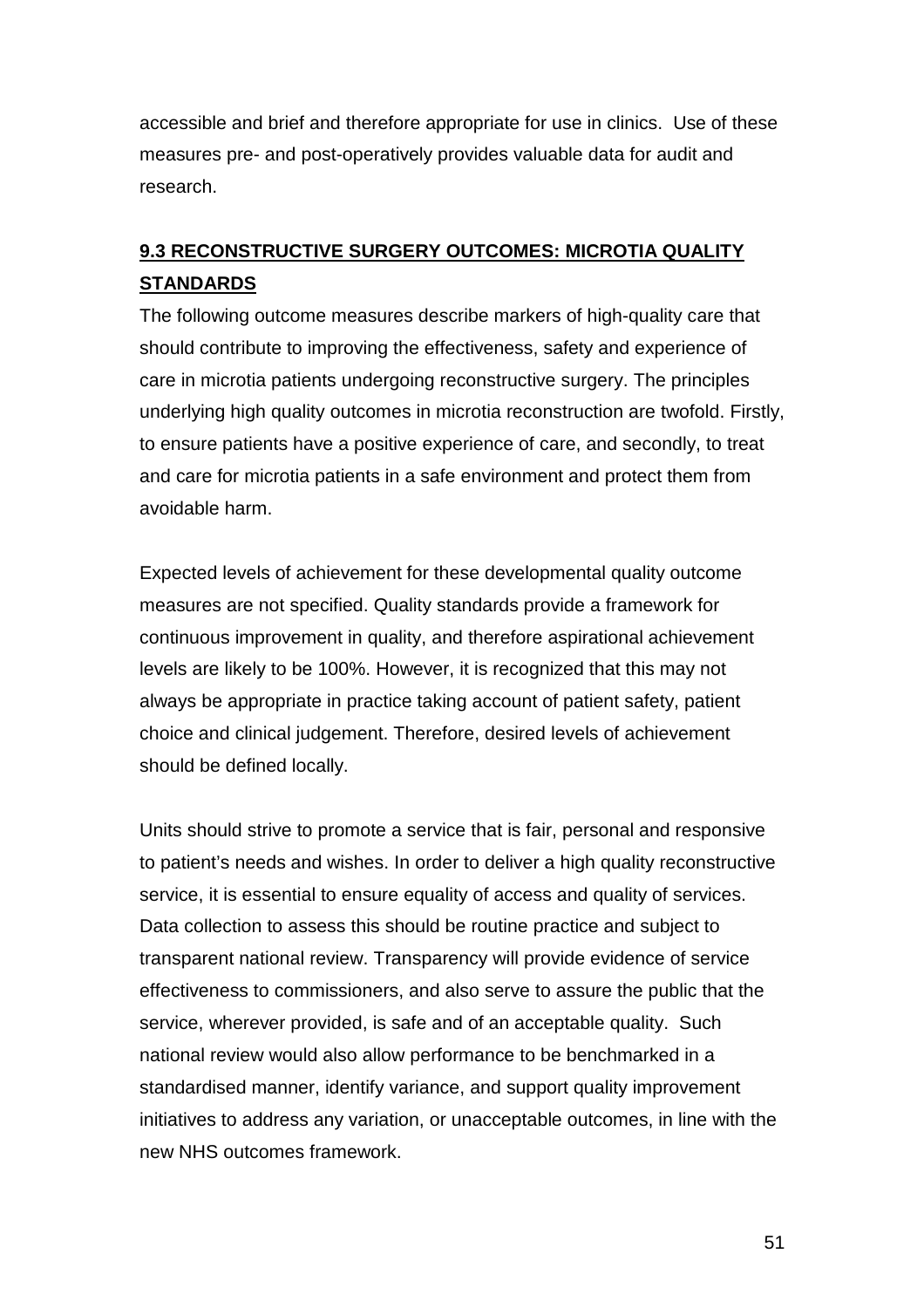accessible and brief and therefore appropriate for use in clinics. Use of these measures pre- and post-operatively provides valuable data for audit and research.

## 9.3 RECONSTRUCTIVE SURGERY OUTCOMES: MICROTIA QUALITY STANDARDS

The following outcome measures describe markers of high-quality care that should contribute to improving the effectiveness, safety and experience of care in microtia patients undergoing reconstructive surgery. The principles underlying high quality outcomes in microtia reconstruction are twofold. Firstly, to ensure patients have a positive experience of care, and secondly, to treat and care for microtia patients in a safe environment and protect them from avoidable harm.

Expected levels of achievement for these developmental quality outcome measures are not specified. Quality standards provide a framework for continuous improvement in quality, and therefore aspirational achievement levels are likely to be 100%. However, it is recognized that this may not always be appropriate in practice taking account of patient safety, patient choice and clinical judgement. Therefore, desired levels of achievement should be defined locally.

Units should strive to promote a service that is fair, personal and responsive to patient's needs and wishes. In order to deliver a high quality reconstructive service, it is essential to ensure equality of access and quality of services. Data collection to assess this should be routine practice and subject to transparent national review. Transparency will provide evidence of service effectiveness to commissioners, and also serve to assure the public that the service, wherever provided, is safe and of an acceptable quality. Such national review would also allow performance to be benchmarked in a standardised manner, identify variance, and support quality improvement initiatives to address any variation, or unacceptable outcomes, in line with the new NHS outcomes framework.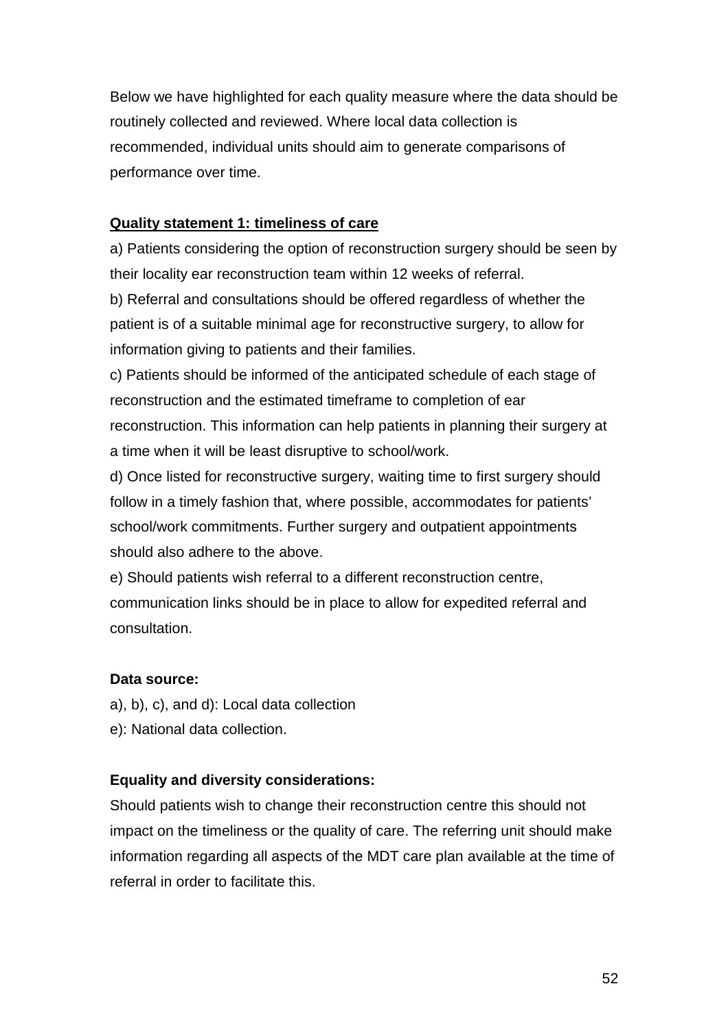Below we have highlighted for each quality measure where the data should be routinely collected and reviewed. Where local data collection is recommended, individual units should aim to generate comparisons of performance over time.

**Quality statement 1: timeliness of care**

a) Patients considering the option of reconstruction surgery should be seen by their locality ear reconstruction team within 12 weeks of referral.

b) Referral and consultations should be offered regardless of whether the patient is of a suitable minimal age for reconstructive surgery, to allow for information giving to patients and their families.

c) Patients should be informed of the anticipated schedule of each stage of reconstruction and the estimated timeframe to completion of ear reconstruction. This information can help patients in planning their surgery at a time when it will be least disruptive to school/work.

d) Once listed for reconstructive surgery, waiting time to first surgery should follow in a timely fashion that, where possible, accommodates for patients' school/work commitments. Further surgery and outpatient appointments should also adhere to the above.

e) Should patients wish referral to a different reconstruction centre, communication links should be in place to allow for expedited referral and consultation.

**Data source:**

a), b), c), and d): Local data collection

e): National data collection.

**Equality and diversity considerations:**

Should patients wish to change their reconstruction centre this should not impact on the timeliness or the quality of care. The referring unit should make information regarding all aspects of the MDT care plan available at the time of referral in order to facilitate this.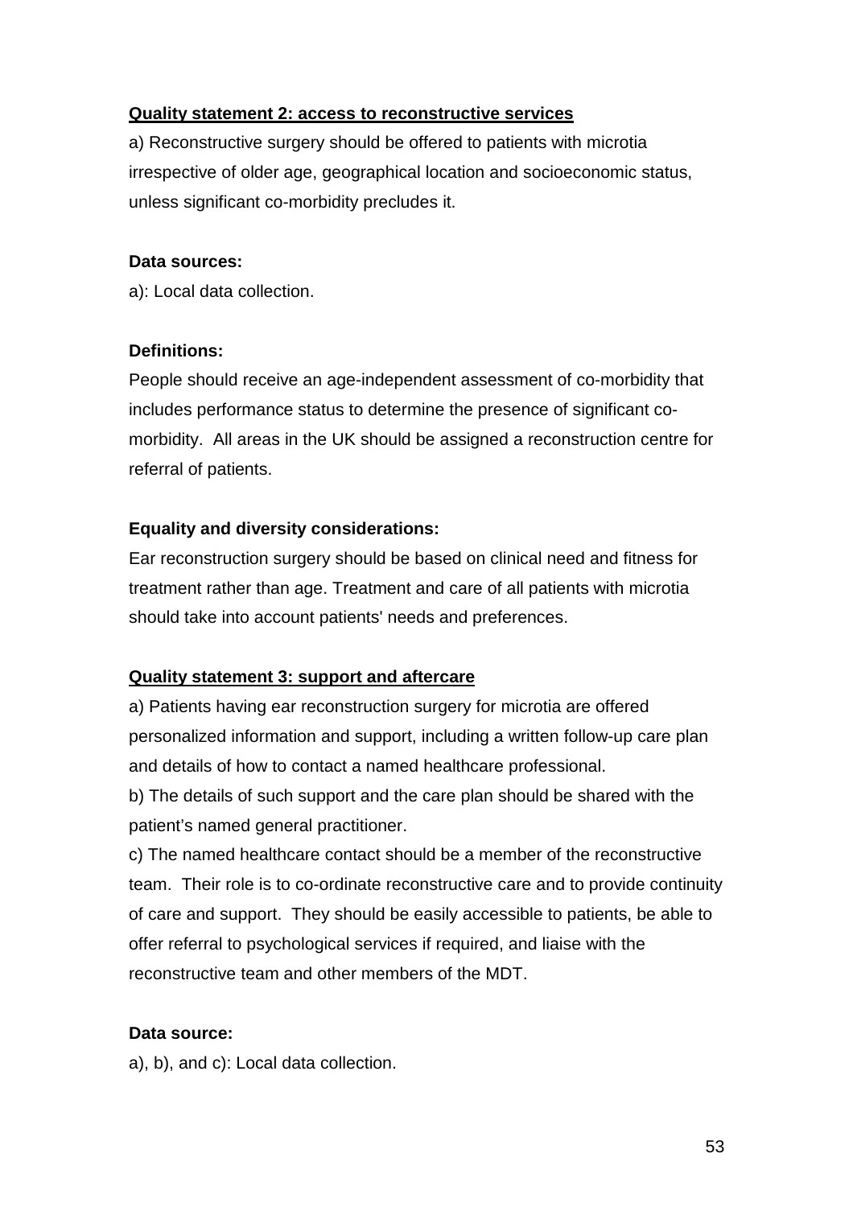**<u>Quality statement 2: access to reconstructive services</u>**

a) Reconstructive surgery should be offered to patients with microtia irrespective of older age, geographical location and socioeconomic status, unless significant co-morbidity precludes it.

**Data sources:**

a): Local data collection.

**Definitions:**

People should receive an age-independent assessment of co-morbidity that includes performance status to determine the presence of significant co-morbidity. All areas in the UK should be assigned a reconstruction centre for referral of patients.

**Equality and diversity considerations:**

Ear reconstruction surgery should be based on clinical need and fitness for treatment rather than age. Treatment and care of all patients with microtia should take into account patients' needs and preferences.

**<u>Quality statement 3: support and aftercare</u>**

a) Patients having ear reconstruction surgery for microtia are offered personalized information and support, including a written follow-up care plan and details of how to contact a named healthcare professional.

b) The details of such support and the care plan should be shared with the patient's named general practitioner.

c) The named healthcare contact should be a member of the reconstructive team. Their role is to co-ordinate reconstructive care and to provide continuity of care and support. They should be easily accessible to patients, be able to offer referral to psychological services if required, and liaise with the reconstructive team and other members of the MDT.

**Data source:**

a), b), and c): Local data collection.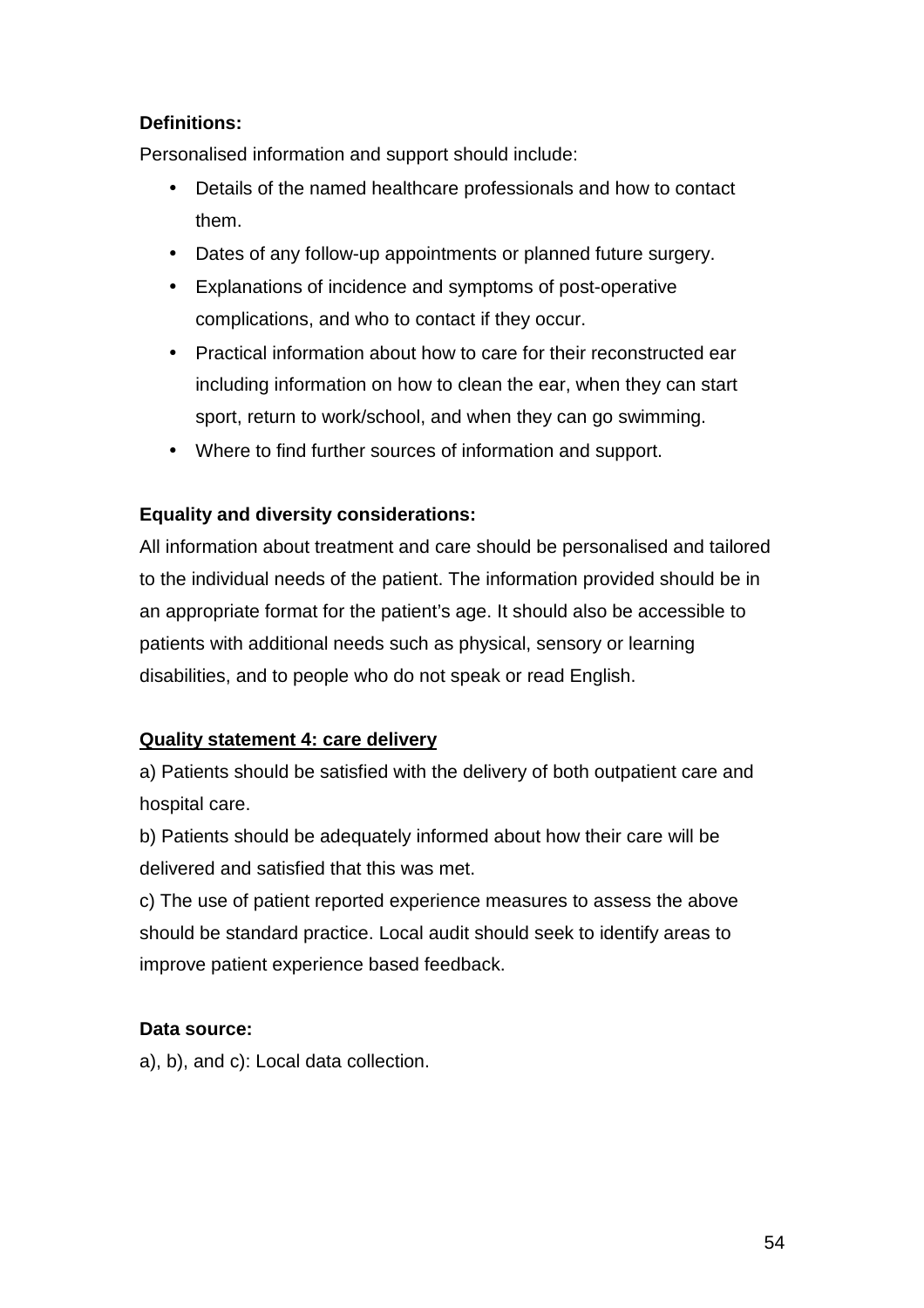**Definitions:**

Personalised information and support should include:

- Details of the named healthcare professionals and how to contact them.
- Dates of any follow-up appointments or planned future surgery.
- Explanations of incidence and symptoms of post-operative complications, and who to contact if they occur.
- Practical information about how to care for their reconstructed ear including information on how to clean the ear, when they can start sport, return to work/school, and when they can go swimming.
- Where to find further sources of information and support.

**Equality and diversity considerations:**

All information about treatment and care should be personalised and tailored to the individual needs of the patient. The information provided should be in an appropriate format for the patient's age. It should also be accessible to patients with additional needs such as physical, sensory or learning disabilities, and to people who do not speak or read English.

**<u>Quality statement 4: care delivery</u>**

a) Patients should be satisfied with the delivery of both outpatient care and hospital care.

b) Patients should be adequately informed about how their care will be delivered and satisfied that this was met.

c) The use of patient reported experience measures to assess the above should be standard practice. Local audit should seek to identify areas to improve patient experience based feedback.

**Data source:**

a), b), and c): Local data collection.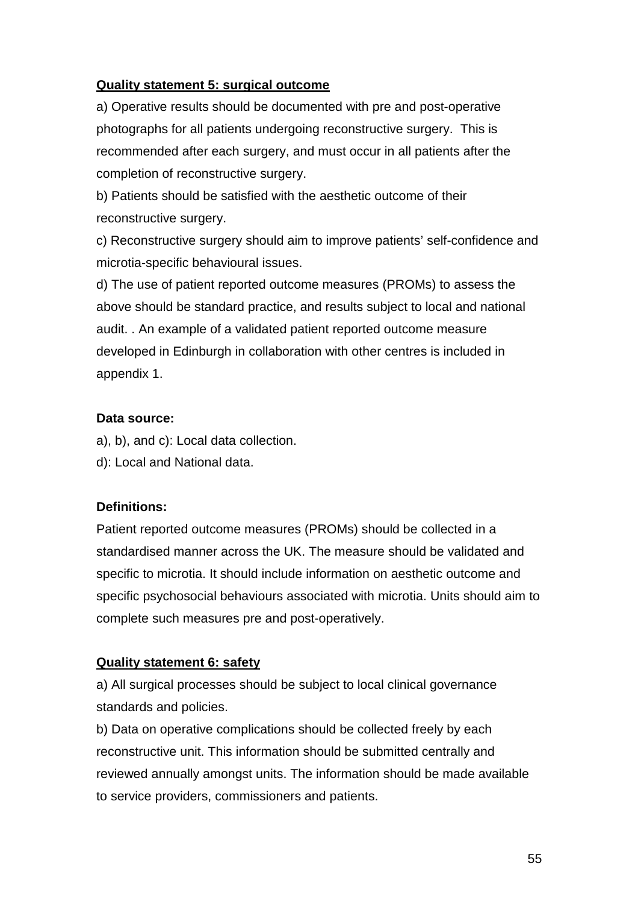**<u>Quality statement 5: surgical outcome</u>**

a) Operative results should be documented with pre and post-operative photographs for all patients undergoing reconstructive surgery. This is recommended after each surgery, and must occur in all patients after the completion of reconstructive surgery.

b) Patients should be satisfied with the aesthetic outcome of their reconstructive surgery.

c) Reconstructive surgery should aim to improve patients' self-confidence and microtia-specific behavioural issues.

d) The use of patient reported outcome measures (PROMs) to assess the above should be standard practice, and results subject to local and national audit. . An example of a validated patient reported outcome measure developed in Edinburgh in collaboration with other centres is included in appendix 1.

**Data source:**

a), b), and c): Local data collection.

d): Local and National data.

**Definitions:**

Patient reported outcome measures (PROMs) should be collected in a standardised manner across the UK. The measure should be validated and specific to microtia. It should include information on aesthetic outcome and specific psychosocial behaviours associated with microtia. Units should aim to complete such measures pre and post-operatively.

**<u>Quality statement 6: safety</u>**

a) All surgical processes should be subject to local clinical governance standards and policies.

b) Data on operative complications should be collected freely by each reconstructive unit. This information should be submitted centrally and reviewed annually amongst units. The information should be made available to service providers, commissioners and patients.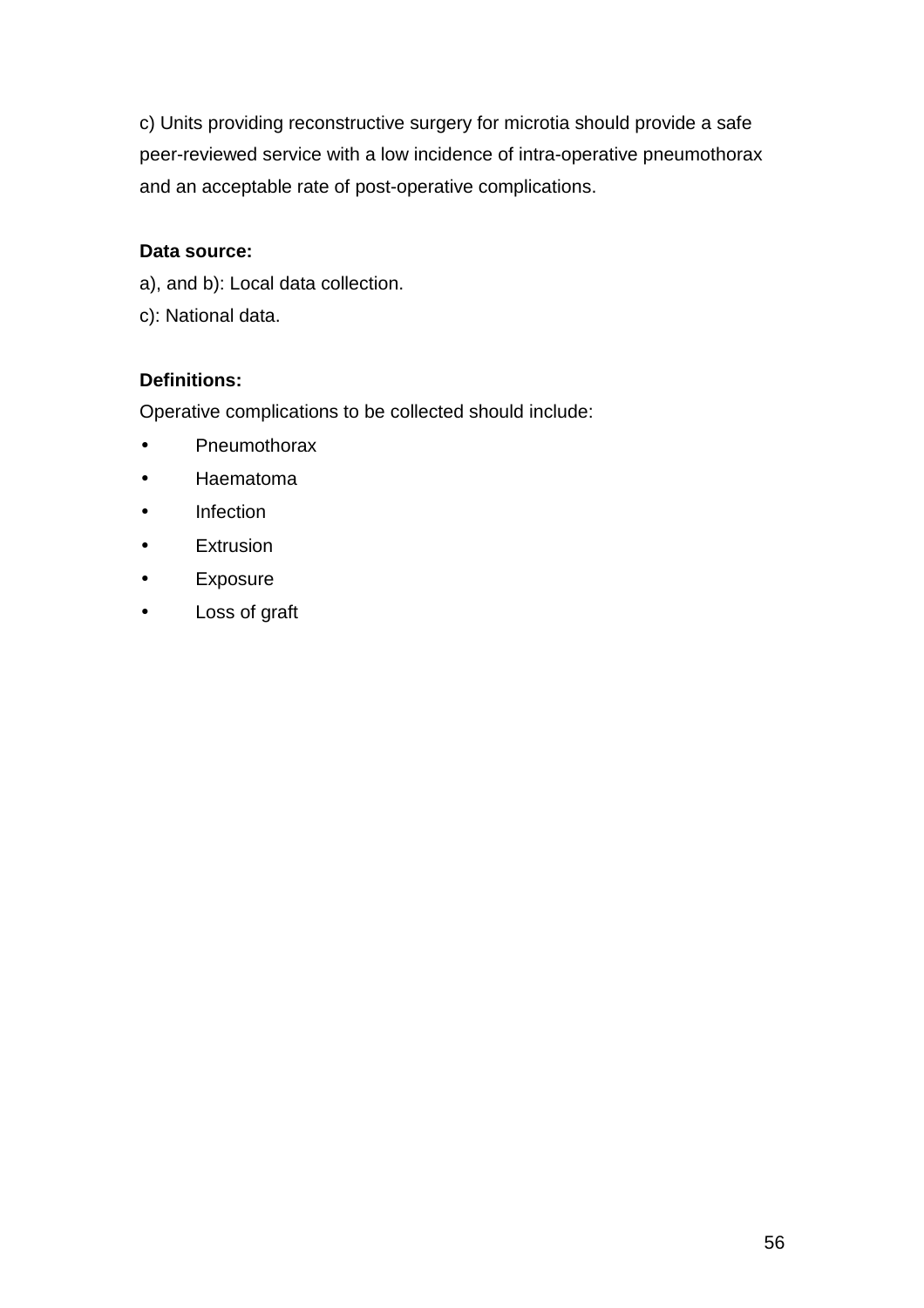c) Units providing reconstructive surgery for microtia should provide a safe peer-reviewed service with a low incidence of intra-operative pneumothorax and an acceptable rate of post-operative complications.

**Data source:**

a), and b): Local data collection.

c): National data.

**Definitions:**

Operative complications to be collected should include:

- Pneumothorax
- Haematoma
- Infection
- Extrusion
- Exposure
- Loss of graft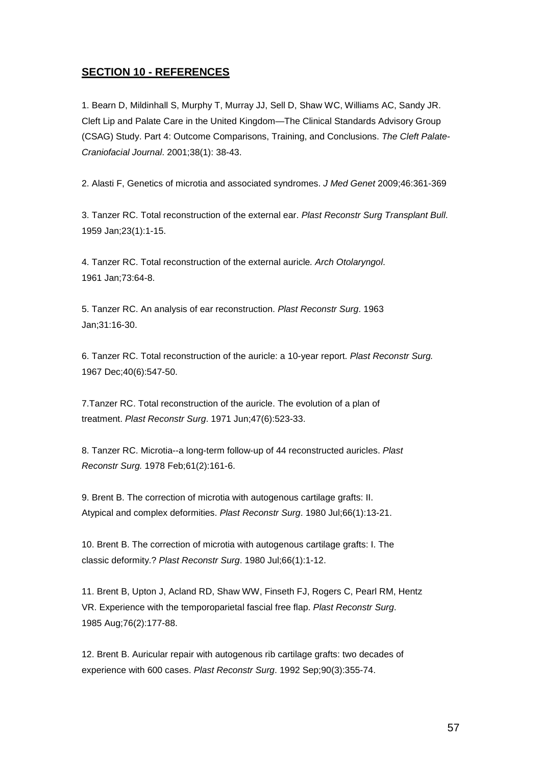## SECTION 10 - REFERENCES

1. Bearn D, Mildinhall S, Murphy T, Murray JJ, Sell D, Shaw WC, Williams AC, Sandy JR. Cleft Lip and Palate Care in the United Kingdom—The Clinical Standards Advisory Group (CSAG) Study. Part 4: Outcome Comparisons, Training, and Conclusions. *The Cleft Palate-Craniofacial Journal*. 2001;38(1): 38-43.

2. Alasti F, Genetics of microtia and associated syndromes. *J Med Genet* 2009;46:361-369

3. Tanzer RC. Total reconstruction of the external ear. *Plast Reconstr Surg Transplant Bull*. 1959 Jan;23(1):1-15.

4. Tanzer RC. Total reconstruction of the external auricle*. Arch Otolaryngol*. 1961 Jan;73:64-8.

5. Tanzer RC. An analysis of ear reconstruction. *Plast Reconstr Surg*. 1963 Jan;31:16-30.

6. Tanzer RC. Total reconstruction of the auricle: a 10-year report. *Plast Reconstr Surg.* 1967 Dec;40(6):547-50.

7.Tanzer RC. Total reconstruction of the auricle. The evolution of a plan of treatment. *Plast Reconstr Surg*. 1971 Jun;47(6):523-33.

8. Tanzer RC. Microtia--a long-term follow-up of 44 reconstructed auricles. *Plast Reconstr Surg.* 1978 Feb;61(2):161-6.

9. Brent B. The correction of microtia with autogenous cartilage grafts: II. Atypical and complex deformities. *Plast Reconstr Surg*. 1980 Jul;66(1):13-21.

10. Brent B. The correction of microtia with autogenous cartilage grafts: I. The classic deformity.? *Plast Reconstr Surg*. 1980 Jul;66(1):1-12.

11. Brent B, Upton J, Acland RD, Shaw WW, Finseth FJ, Rogers C, Pearl RM, Hentz VR. Experience with the temporoparietal fascial free flap. *Plast Reconstr Surg*. 1985 Aug;76(2):177-88.

12. Brent B. Auricular repair with autogenous rib cartilage grafts: two decades of experience with 600 cases. *Plast Reconstr Surg*. 1992 Sep;90(3):355-74.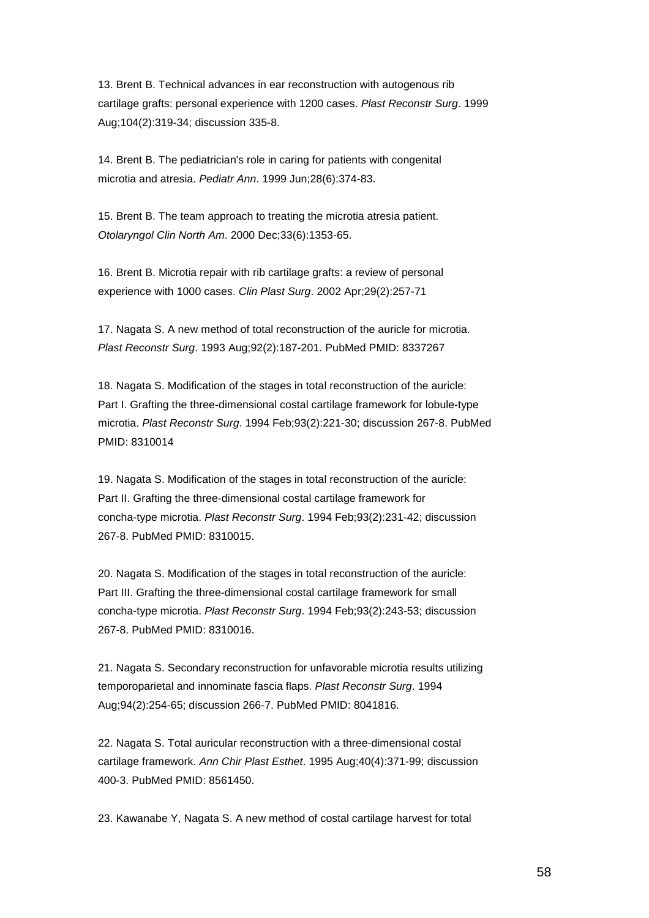13. Brent B. Technical advances in ear reconstruction with autogenous rib cartilage grafts: personal experience with 1200 cases. *Plast Reconstr Surg*. 1999 Aug;104(2):319-34; discussion 335-8.

14. Brent B. The pediatrician's role in caring for patients with congenital microtia and atresia. *Pediatr Ann*. 1999 Jun;28(6):374-83.

15. Brent B. The team approach to treating the microtia atresia patient. *Otolaryngol Clin North Am*. 2000 Dec;33(6):1353-65.

16. Brent B. Microtia repair with rib cartilage grafts: a review of personal experience with 1000 cases. *Clin Plast Surg*. 2002 Apr;29(2):257-71

17. Nagata S. A new method of total reconstruction of the auricle for microtia. *Plast Reconstr Surg*. 1993 Aug;92(2):187-201. PubMed PMID: 8337267

18. Nagata S. Modification of the stages in total reconstruction of the auricle: Part I. Grafting the three-dimensional costal cartilage framework for lobule-type microtia. *Plast Reconstr Surg*. 1994 Feb;93(2):221-30; discussion 267-8. PubMed PMID: 8310014

19. Nagata S. Modification of the stages in total reconstruction of the auricle: Part II. Grafting the three-dimensional costal cartilage framework for concha-type microtia. *Plast Reconstr Surg*. 1994 Feb;93(2):231-42; discussion 267-8. PubMed PMID: 8310015.

20. Nagata S. Modification of the stages in total reconstruction of the auricle: Part III. Grafting the three-dimensional costal cartilage framework for small concha-type microtia. *Plast Reconstr Surg*. 1994 Feb;93(2):243-53; discussion 267-8. PubMed PMID: 8310016.

21. Nagata S. Secondary reconstruction for unfavorable microtia results utilizing temporoparietal and innominate fascia flaps. *Plast Reconstr Surg*. 1994 Aug;94(2):254-65; discussion 266-7. PubMed PMID: 8041816.

22. Nagata S. Total auricular reconstruction with a three-dimensional costal cartilage framework. *Ann Chir Plast Esthet*. 1995 Aug;40(4):371-99; discussion 400-3. PubMed PMID: 8561450.

23. Kawanabe Y, Nagata S. A new method of costal cartilage harvest for total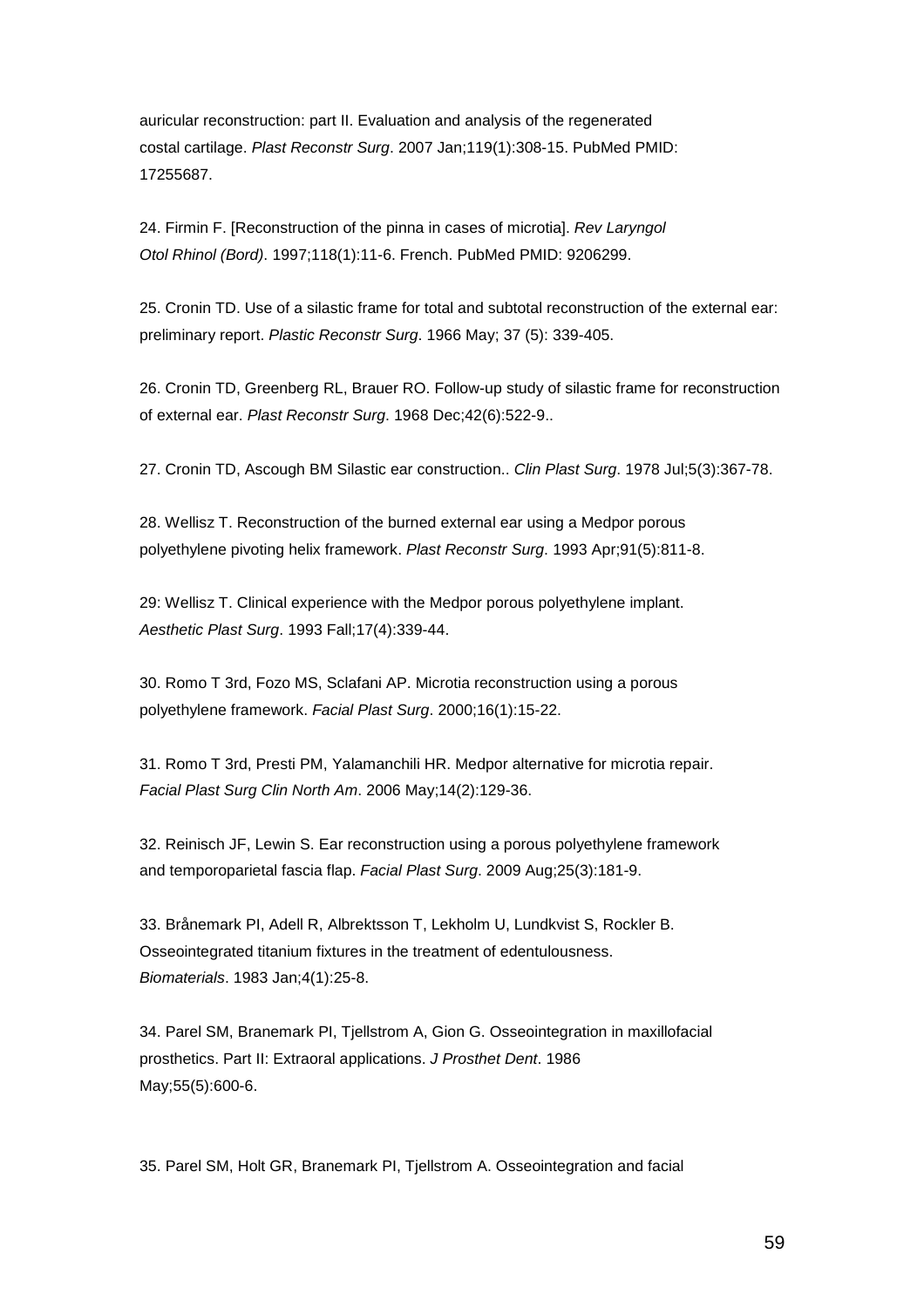auricular reconstruction: part II. Evaluation and analysis of the regenerated costal cartilage. *Plast Reconstr Surg*. 2007 Jan;119(1):308-15. PubMed PMID: 17255687.

24. Firmin F. [Reconstruction of the pinna in cases of microtia]. *Rev Laryngol Otol Rhinol (Bord)*. 1997;118(1):11-6. French. PubMed PMID: 9206299.

25. Cronin TD. Use of a silastic frame for total and subtotal reconstruction of the external ear: preliminary report. *Plastic Reconstr Surg*. 1966 May; 37 (5): 339-405.

26. Cronin TD, Greenberg RL, Brauer RO. Follow-up study of silastic frame for reconstruction of external ear. *Plast Reconstr Surg*. 1968 Dec;42(6):522-9..

27. Cronin TD, Ascough BM Silastic ear construction.. *Clin Plast Surg*. 1978 Jul;5(3):367-78.

28. Wellisz T. Reconstruction of the burned external ear using a Medpor porous polyethylene pivoting helix framework. *Plast Reconstr Surg*. 1993 Apr;91(5):811-8.

29: Wellisz T. Clinical experience with the Medpor porous polyethylene implant. *Aesthetic Plast Surg*. 1993 Fall;17(4):339-44.

30. Romo T 3rd, Fozo MS, Sclafani AP. Microtia reconstruction using a porous polyethylene framework. *Facial Plast Surg*. 2000;16(1):15-22.

31. Romo T 3rd, Presti PM, Yalamanchili HR. Medpor alternative for microtia repair. *Facial Plast Surg Clin North Am*. 2006 May;14(2):129-36.

32. Reinisch JF, Lewin S. Ear reconstruction using a porous polyethylene framework and temporoparietal fascia flap. *Facial Plast Surg*. 2009 Aug;25(3):181-9.

33. Brånemark PI, Adell R, Albrektsson T, Lekholm U, Lundkvist S, Rockler B. Osseointegrated titanium fixtures in the treatment of edentulousness. *Biomaterials*. 1983 Jan;4(1):25-8.

34. Parel SM, Branemark PI, Tjellstrom A, Gion G. Osseointegration in maxillofacial prosthetics. Part II: Extraoral applications. *J Prosthet Dent*. 1986 May;55(5):600-6.

35. Parel SM, Holt GR, Branemark PI, Tjellstrom A. Osseointegration and facial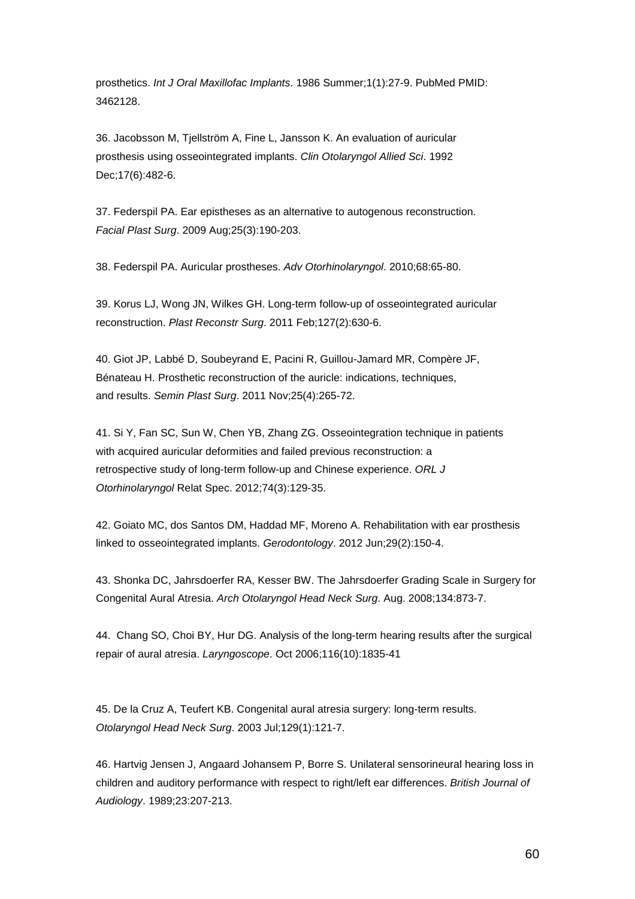prosthetics. *Int J Oral Maxillofac Implants*. 1986 Summer;1(1):27-9. PubMed PMID: 3462128.

36. Jacobsson M, Tjellström A, Fine L, Jansson K. An evaluation of auricular prosthesis using osseointegrated implants. *Clin Otolaryngol Allied Sci*. 1992 Dec;17(6):482-6.

37. Federspil PA. Ear epistheses as an alternative to autogenous reconstruction. *Facial Plast Surg*. 2009 Aug;25(3):190-203.

38. Federspil PA. Auricular prostheses. *Adv Otorhinolaryngol*. 2010;68:65-80.

39. Korus LJ, Wong JN, Wilkes GH. Long-term follow-up of osseointegrated auricular reconstruction. *Plast Reconstr Surg*. 2011 Feb;127(2):630-6.

40. Giot JP, Labbé D, Soubeyrand E, Pacini R, Guillou-Jamard MR, Compère JF, Bénateau H. Prosthetic reconstruction of the auricle: indications, techniques, and results. *Semin Plast Surg*. 2011 Nov;25(4):265-72.

41. Si Y, Fan SC, Sun W, Chen YB, Zhang ZG. Osseointegration technique in patients with acquired auricular deformities and failed previous reconstruction: a retrospective study of long-term follow-up and Chinese experience. *ORL J Otorhinolaryngol* Relat Spec. 2012;74(3):129-35.

42. Goiato MC, dos Santos DM, Haddad MF, Moreno A. Rehabilitation with ear prosthesis linked to osseointegrated implants. *Gerodontology*. 2012 Jun;29(2):150-4.

43. Shonka DC, Jahrsdoerfer RA, Kesser BW. The Jahrsdoerfer Grading Scale in Surgery for Congenital Aural Atresia. *Arch Otolaryngol Head Neck Surg*. Aug. 2008;134:873-7.

44. Chang SO, Choi BY, Hur DG. Analysis of the long-term hearing results after the surgical repair of aural atresia. *Laryngoscope*. Oct 2006;116(10):1835-41

45. De la Cruz A, Teufert KB. Congenital aural atresia surgery: long-term results. *Otolaryngol Head Neck Surg*. 2003 Jul;129(1):121-7.

46. Hartvig Jensen J, Angaard Johansem P, Borre S. Unilateral sensorineural hearing loss in children and auditory performance with respect to right/left ear differences. *British Journal of Audiology*. 1989;23:207-213.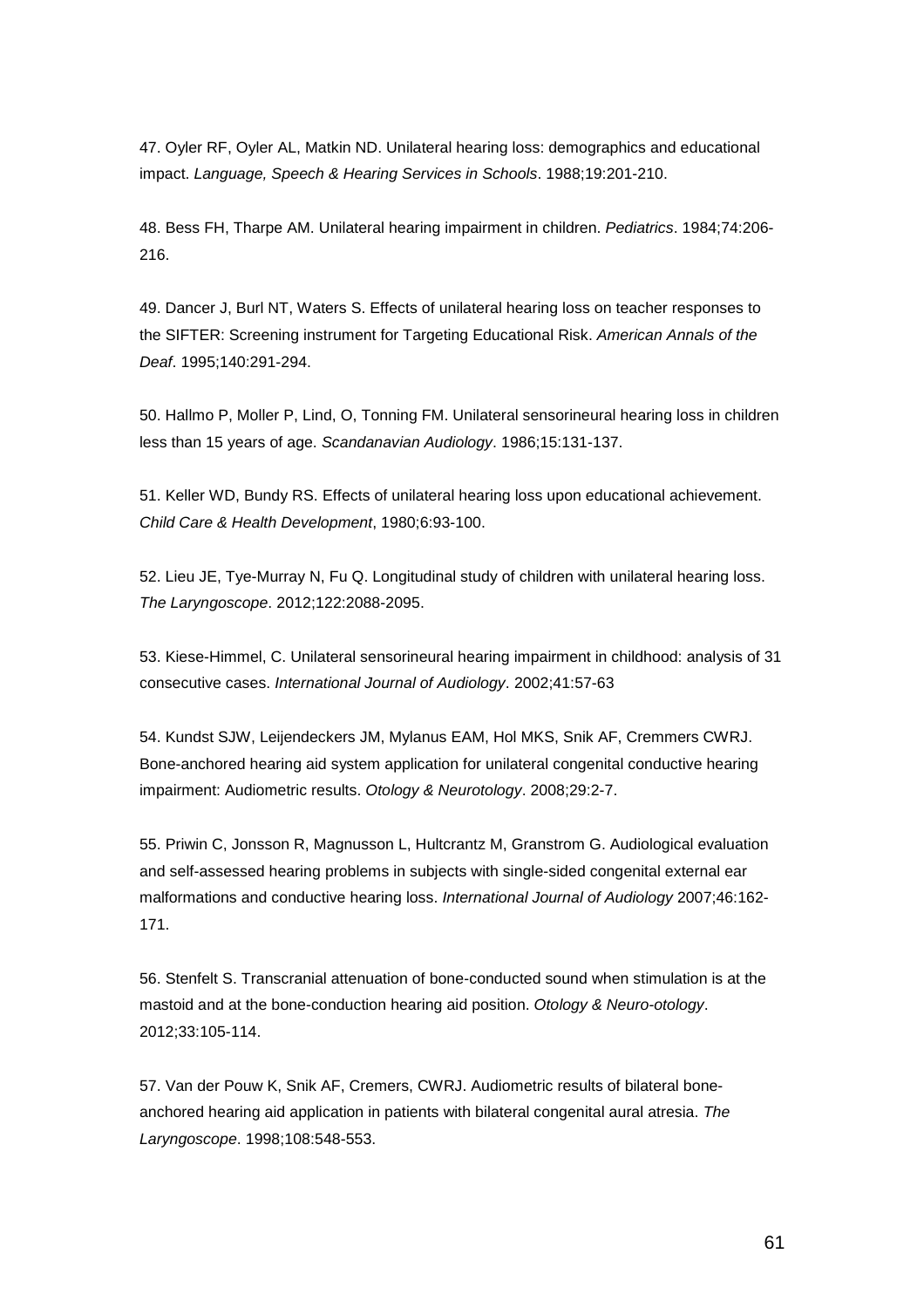47. Oyler RF, Oyler AL, Matkin ND. Unilateral hearing loss: demographics and educational impact. *Language, Speech & Hearing Services in Schools*. 1988;19:201-210.

48. Bess FH, Tharpe AM. Unilateral hearing impairment in children. *Pediatrics*. 1984;74:206-216.

49. Dancer J, Burl NT, Waters S. Effects of unilateral hearing loss on teacher responses to the SIFTER: Screening instrument for Targeting Educational Risk. *American Annals of the Deaf*. 1995;140:291-294.

50. Hallmo P, Moller P, Lind, O, Tonning FM. Unilateral sensorineural hearing loss in children less than 15 years of age. *Scandanavian Audiology*. 1986;15:131-137.

51. Keller WD, Bundy RS. Effects of unilateral hearing loss upon educational achievement. *Child Care & Health Development*, 1980;6:93-100.

52. Lieu JE, Tye-Murray N, Fu Q. Longitudinal study of children with unilateral hearing loss. *The Laryngoscope*. 2012;122:2088-2095.

53. Kiese-Himmel, C. Unilateral sensorineural hearing impairment in childhood: analysis of 31 consecutive cases. *International Journal of Audiology*. 2002;41:57-63

54. Kundst SJW, Leijendeckers JM, Mylanus EAM, Hol MKS, Snik AF, Cremmers CWRJ. Bone-anchored hearing aid system application for unilateral congenital conductive hearing impairment: Audiometric results. *Otology & Neurotology*. 2008;29:2-7.

55. Priwin C, Jonsson R, Magnusson L, Hultcrantz M, Granstrom G. Audiological evaluation and self-assessed hearing problems in subjects with single-sided congenital external ear malformations and conductive hearing loss. *International Journal of Audiology* 2007;46:162-171.

56. Stenfelt S. Transcranial attenuation of bone-conducted sound when stimulation is at the mastoid and at the bone-conduction hearing aid position. *Otology & Neuro-otology*. 2012;33:105-114.

57. Van der Pouw K, Snik AF, Cremers, CWRJ. Audiometric results of bilateral bone-anchored hearing aid application in patients with bilateral congenital aural atresia. *The Laryngoscope*. 1998;108:548-553.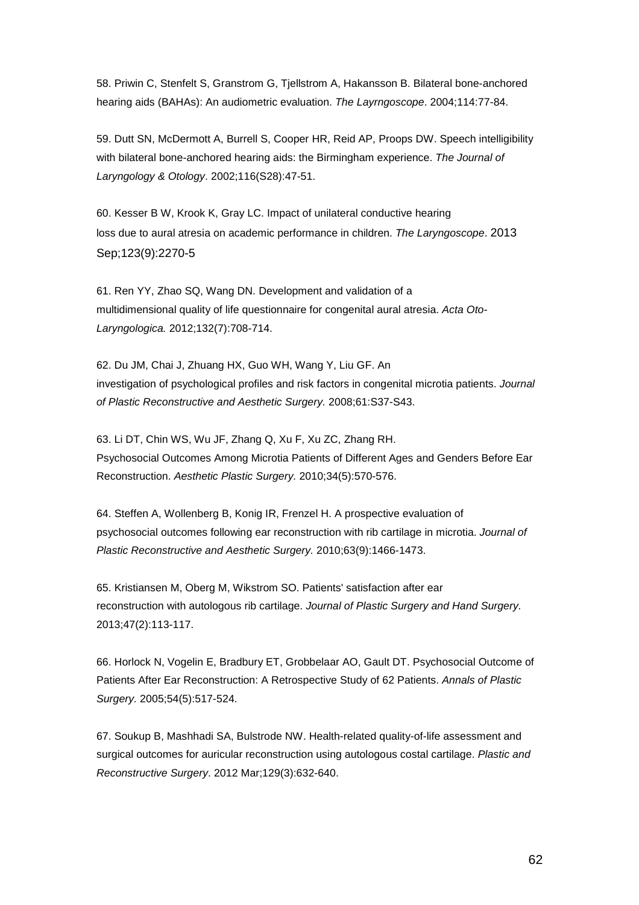58. Priwin C, Stenfelt S, Granstrom G, Tjellstrom A, Hakansson B. Bilateral bone-anchored hearing aids (BAHAs): An audiometric evaluation. *The Layrngoscope*. 2004;114:77-84.

59. Dutt SN, McDermott A, Burrell S, Cooper HR, Reid AP, Proops DW. Speech intelligibility with bilateral bone-anchored hearing aids: the Birmingham experience. *The Journal of Laryngology & Otology*. 2002;116(S28):47-51.

60. Kesser B W, Krook K, Gray LC. Impact of unilateral conductive hearing loss due to aural atresia on academic performance in children. *The Laryngoscope*. 2013 Sep;123(9):2270-5

61. Ren YY, Zhao SQ, Wang DN. Development and validation of a multidimensional quality of life questionnaire for congenital aural atresia. *Acta Oto-Laryngologica.* 2012;132(7):708-714.

62. Du JM, Chai J, Zhuang HX, Guo WH, Wang Y, Liu GF. An investigation of psychological profiles and risk factors in congenital microtia patients. *Journal of Plastic Reconstructive and Aesthetic Surgery.* 2008;61:S37-S43.

63. Li DT, Chin WS, Wu JF, Zhang Q, Xu F, Xu ZC, Zhang RH. Psychosocial Outcomes Among Microtia Patients of Different Ages and Genders Before Ear Reconstruction. *Aesthetic Plastic Surgery.* 2010;34(5):570-576.

64. Steffen A, Wollenberg B, Konig IR, Frenzel H. A prospective evaluation of psychosocial outcomes following ear reconstruction with rib cartilage in microtia. *Journal of Plastic Reconstructive and Aesthetic Surgery.* 2010;63(9):1466-1473.

65. Kristiansen M, Oberg M, Wikstrom SO. Patients' satisfaction after ear reconstruction with autologous rib cartilage. *Journal of Plastic Surgery and Hand Surgery.* 2013;47(2):113-117.

66. Horlock N, Vogelin E, Bradbury ET, Grobbelaar AO, Gault DT. Psychosocial Outcome of Patients After Ear Reconstruction: A Retrospective Study of 62 Patients. *Annals of Plastic Surgery.* 2005;54(5):517-524.

67. Soukup B, Mashhadi SA, Bulstrode NW. Health-related quality-of-life assessment and surgical outcomes for auricular reconstruction using autologous costal cartilage. *Plastic and Reconstructive Surgery*. 2012 Mar;129(3):632-640.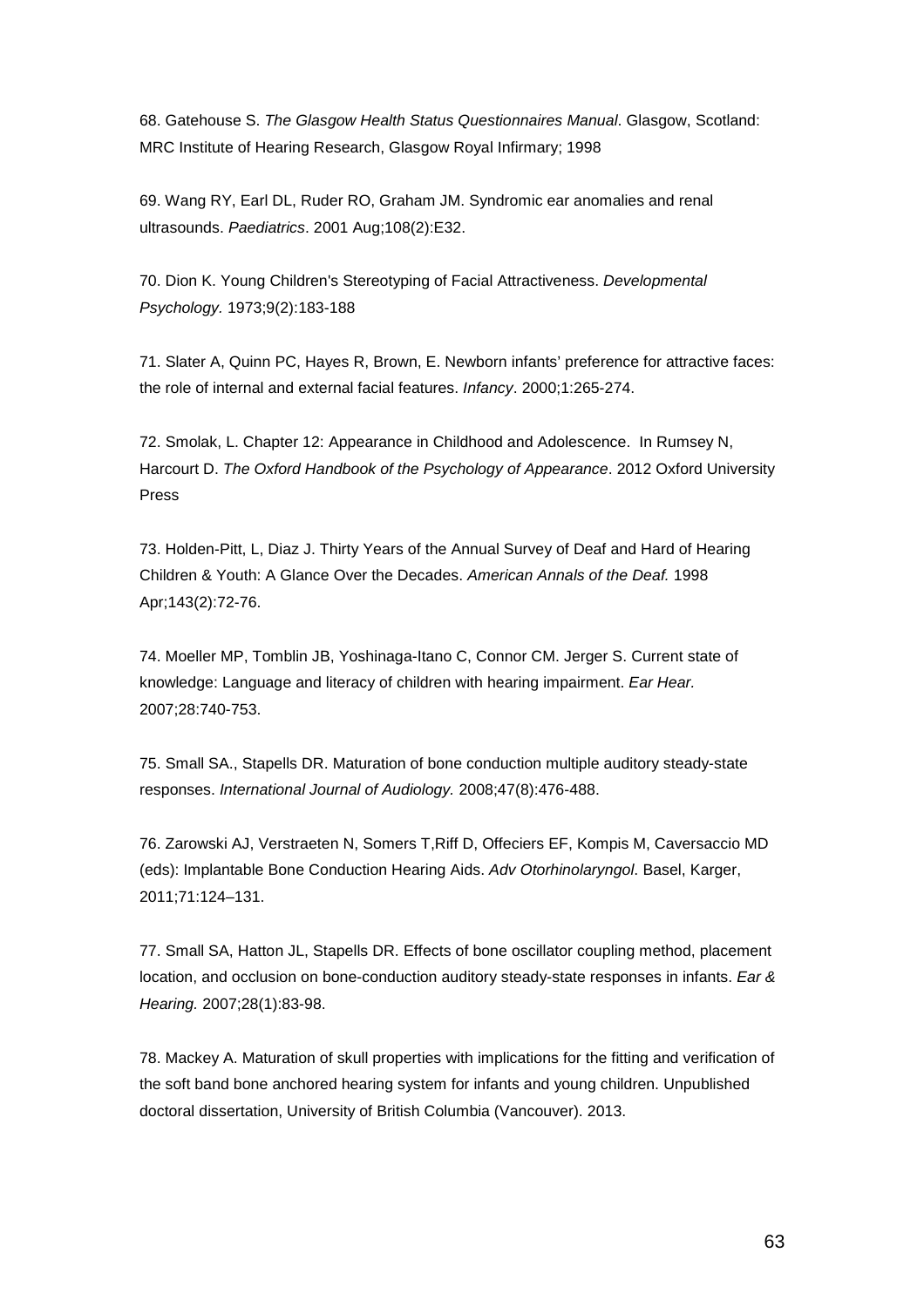68. Gatehouse S. *The Glasgow Health Status Questionnaires Manual*. Glasgow, Scotland: MRC Institute of Hearing Research, Glasgow Royal Infirmary; 1998

69. Wang RY, Earl DL, Ruder RO, Graham JM. Syndromic ear anomalies and renal ultrasounds. *Paediatrics*. 2001 Aug;108(2):E32.

70. Dion K. Young Children's Stereotyping of Facial Attractiveness. *Developmental Psychology.* 1973;9(2):183-188

71. Slater A, Quinn PC, Hayes R, Brown, E. Newborn infants' preference for attractive faces: the role of internal and external facial features. *Infancy*. 2000;1:265-274.

72. Smolak, L. Chapter 12: Appearance in Childhood and Adolescence. In Rumsey N, Harcourt D. *The Oxford Handbook of the Psychology of Appearance*. 2012 Oxford University Press

73. Holden-Pitt, L, Diaz J. Thirty Years of the Annual Survey of Deaf and Hard of Hearing Children & Youth: A Glance Over the Decades. *American Annals of the Deaf.* 1998 Apr;143(2):72-76.

74. Moeller MP, Tomblin JB, Yoshinaga-Itano C, Connor CM. Jerger S. Current state of knowledge: Language and literacy of children with hearing impairment. *Ear Hear.* 2007;28:740-753.

75. Small SA., Stapells DR. Maturation of bone conduction multiple auditory steady-state responses. *International Journal of Audiology.* 2008;47(8):476-488.

76. Zarowski AJ, Verstraeten N, Somers T,Riff D, Offeciers EF, Kompis M, Caversaccio MD (eds): Implantable Bone Conduction Hearing Aids. *Adv Otorhinolaryngol*. Basel, Karger, 2011;71:124–131.

77. Small SA, Hatton JL, Stapells DR. Effects of bone oscillator coupling method, placement location, and occlusion on bone-conduction auditory steady-state responses in infants. *Ear & Hearing.* 2007;28(1):83-98.

78. Mackey A. Maturation of skull properties with implications for the fitting and verification of the soft band bone anchored hearing system for infants and young children. Unpublished doctoral dissertation, University of British Columbia (Vancouver). 2013.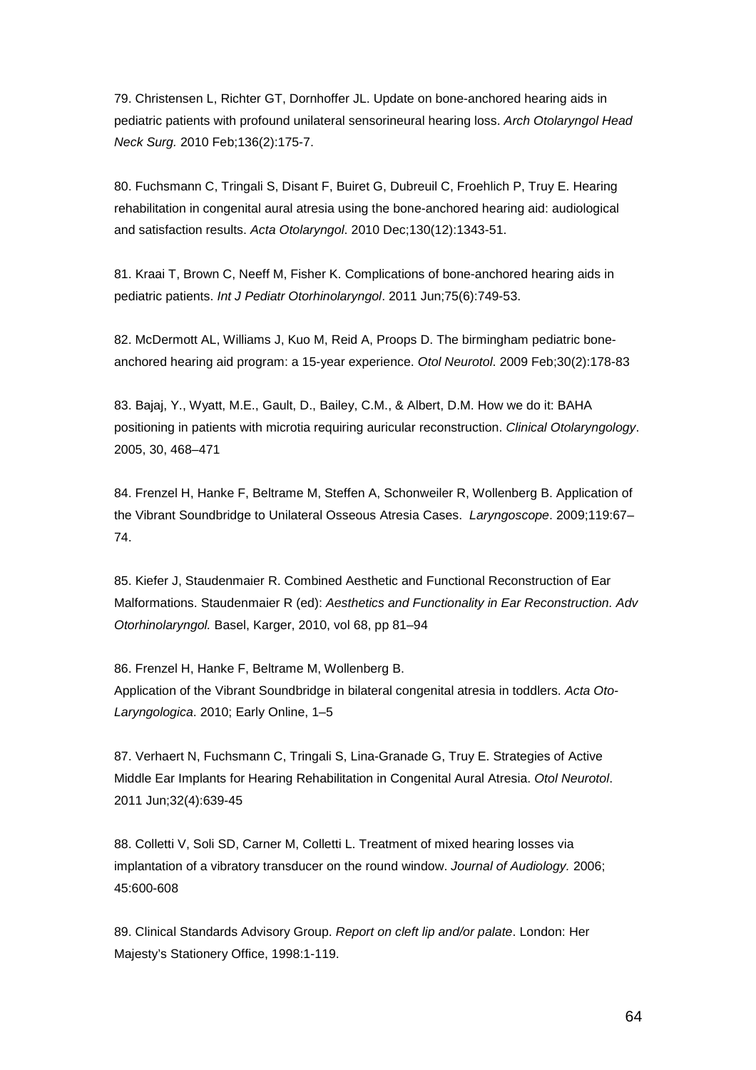79. Christensen L, Richter GT, Dornhoffer JL. Update on bone-anchored hearing aids in pediatric patients with profound unilateral sensorineural hearing loss. *Arch Otolaryngol Head Neck Surg.* 2010 Feb;136(2):175-7.

80. Fuchsmann C, Tringali S, Disant F, Buiret G, Dubreuil C, Froehlich P, Truy E. Hearing rehabilitation in congenital aural atresia using the bone-anchored hearing aid: audiological and satisfaction results. *Acta Otolaryngol*. 2010 Dec;130(12):1343-51.

81. Kraai T, Brown C, Neeff M, Fisher K. Complications of bone-anchored hearing aids in pediatric patients. *Int J Pediatr Otorhinolaryngol*. 2011 Jun;75(6):749-53.

82. McDermott AL, Williams J, Kuo M, Reid A, Proops D. The birmingham pediatric bone-anchored hearing aid program: a 15-year experience. *Otol Neurotol*. 2009 Feb;30(2):178-83

83. Bajaj, Y., Wyatt, M.E., Gault, D., Bailey, C.M., & Albert, D.M. How we do it: BAHA positioning in patients with microtia requiring auricular reconstruction. *Clinical Otolaryngology*. 2005, 30, 468–471

84. Frenzel H, Hanke F, Beltrame M, Steffen A, Schonweiler R, Wollenberg B. Application of the Vibrant Soundbridge to Unilateral Osseous Atresia Cases. *Laryngoscope*. 2009;119:67–74.

85. Kiefer J, Staudenmaier R. Combined Aesthetic and Functional Reconstruction of Ear Malformations. Staudenmaier R (ed): *Aesthetics and Functionality in Ear Reconstruction. Adv Otorhinolaryngol.* Basel, Karger, 2010, vol 68, pp 81–94

86. Frenzel H, Hanke F, Beltrame M, Wollenberg B. Application of the Vibrant Soundbridge in bilateral congenital atresia in toddlers. *Acta Oto-Laryngologica*. 2010; Early Online, 1–5

87. Verhaert N, Fuchsmann C, Tringali S, Lina-Granade G, Truy E. Strategies of Active Middle Ear Implants for Hearing Rehabilitation in Congenital Aural Atresia. *Otol Neurotol*. 2011 Jun;32(4):639-45

88. Colletti V, Soli SD, Carner M, Colletti L. Treatment of mixed hearing losses via implantation of a vibratory transducer on the round window. *Journal of Audiology.* 2006; 45:600-608

89. Clinical Standards Advisory Group. *Report on cleft lip and/or palate*. London: Her Majesty's Stationery Office, 1998:1-119.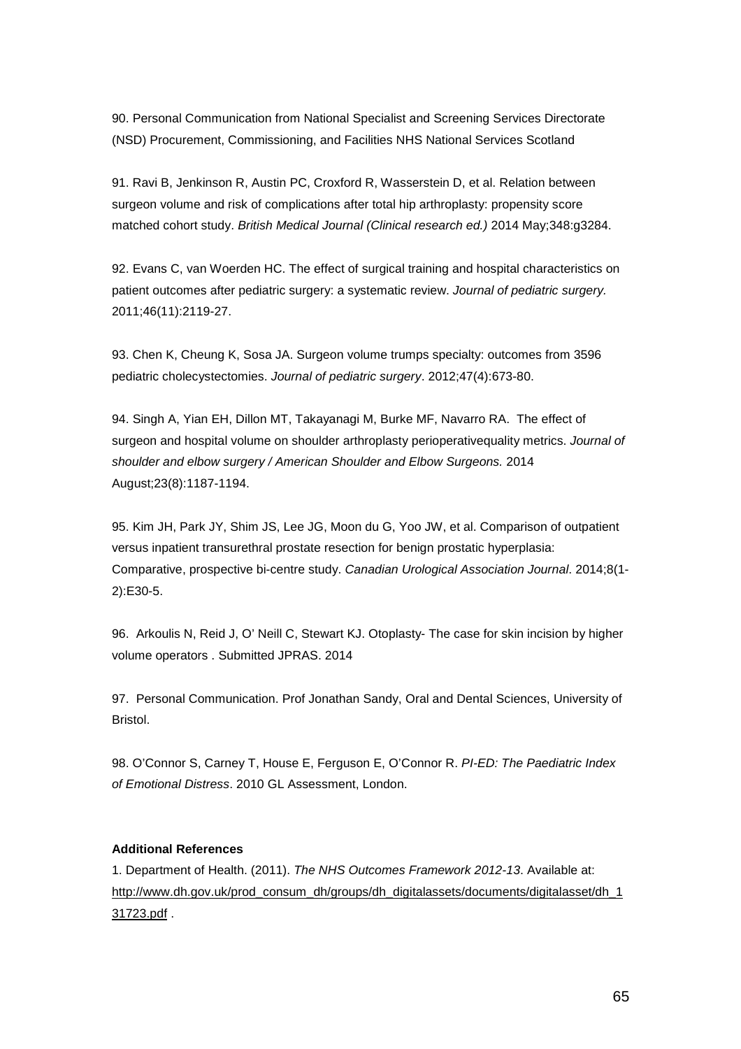90. Personal Communication from National Specialist and Screening Services Directorate (NSD) Procurement, Commissioning, and Facilities NHS National Services Scotland

91. Ravi B, Jenkinson R, Austin PC, Croxford R, Wasserstein D, et al. Relation between surgeon volume and risk of complications after total hip arthroplasty: propensity score matched cohort study. *British Medical Journal (Clinical research ed.)* 2014 May;348:g3284.

92. Evans C, van Woerden HC. The effect of surgical training and hospital characteristics on patient outcomes after pediatric surgery: a systematic review. *Journal of pediatric surgery.* 2011;46(11):2119-27.

93. Chen K, Cheung K, Sosa JA. Surgeon volume trumps specialty: outcomes from 3596 pediatric cholecystectomies. *Journal of pediatric surgery*. 2012;47(4):673-80.

94. Singh A, Yian EH, Dillon MT, Takayanagi M, Burke MF, Navarro RA. The effect of surgeon and hospital volume on shoulder arthroplasty perioperativequality metrics. *Journal of shoulder and elbow surgery / American Shoulder and Elbow Surgeons.* 2014 August;23(8):1187-1194.

95. Kim JH, Park JY, Shim JS, Lee JG, Moon du G, Yoo JW, et al. Comparison of outpatient versus inpatient transurethral prostate resection for benign prostatic hyperplasia: Comparative, prospective bi-centre study. *Canadian Urological Association Journal*. 2014;8(1-2):E30-5.

96. Arkoulis N, Reid J, O' Neill C, Stewart KJ. Otoplasty- The case for skin incision by higher volume operators . Submitted JPRAS. 2014

97. Personal Communication. Prof Jonathan Sandy, Oral and Dental Sciences, University of Bristol.

98. O'Connor S, Carney T, House E, Ferguson E, O'Connor R. *PI-ED: The Paediatric Index of Emotional Distress*. 2010 GL Assessment, London.

**Additional References**

1. Department of Health. (2011). *The NHS Outcomes Framework 2012-13*. Available at: http://www.dh.gov.uk/prod_consum_dh/groups/dh_digitalassets/documents/digitalasset/dh_131723.pdf .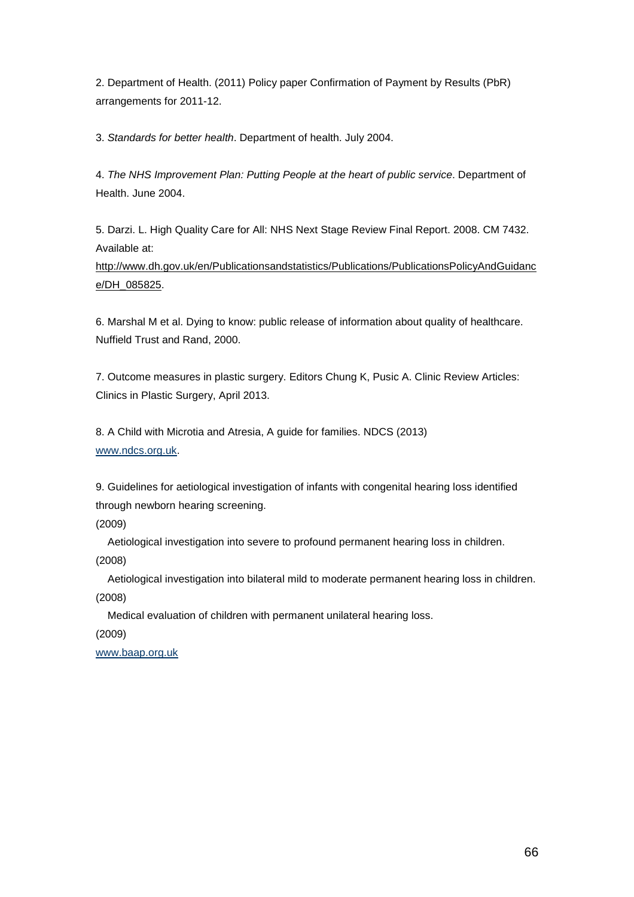2. Department of Health. (2011) Policy paper Confirmation of Payment by Results (PbR) arrangements for 2011-12.

3. *Standards for better health*. Department of health. July 2004.

4. *The NHS Improvement Plan: Putting People at the heart of public service*. Department of Health. June 2004.

5. Darzi. L. High Quality Care for All: NHS Next Stage Review Final Report. 2008. CM 7432. Available at: http://www.dh.gov.uk/en/Publicationsandstatistics/Publications/PublicationsPolicyAndGuidance/DH_085825.

6. Marshal M et al. Dying to know: public release of information about quality of healthcare. Nuffield Trust and Rand, 2000.

7. Outcome measures in plastic surgery. Editors Chung K, Pusic A. Clinic Review Articles: Clinics in Plastic Surgery, April 2013.

8. A Child with Microtia and Atresia, A guide for families. NDCS (2013) www.ndcs.org.uk.

9. Guidelines for aetiological investigation of infants with congenital hearing loss identified through newborn hearing screening.
(2009)

Aetiological investigation into severe to profound permanent hearing loss in children.
(2008)

Aetiological investigation into bilateral mild to moderate permanent hearing loss in children.
(2008)

Medical evaluation of children with permanent unilateral hearing loss.
(2009)

www.baap.org.uk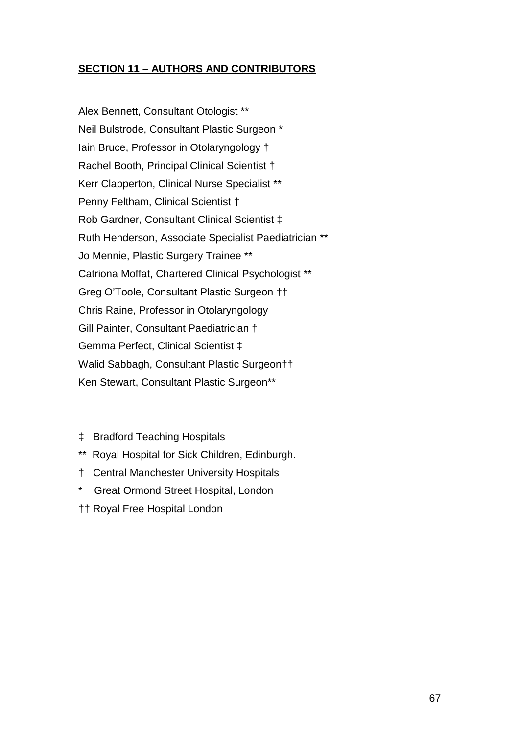## SECTION 11 – AUTHORS AND CONTRIBUTORS

Alex Bennett, Consultant Otologist **  
Neil Bulstrode, Consultant Plastic Surgeon *  
Iain Bruce, Professor in Otolaryngology †  
Rachel Booth, Principal Clinical Scientist †  
Kerr Clapperton, Clinical Nurse Specialist **  
Penny Feltham, Clinical Scientist †  
Rob Gardner, Consultant Clinical Scientist ‡  
Ruth Henderson, Associate Specialist Paediatrician **  
Jo Mennie, Plastic Surgery Trainee **  
Catriona Moffat, Chartered Clinical Psychologist **  
Greg O'Toole, Consultant Plastic Surgeon ††  
Chris Raine, Professor in Otolaryngology  
Gill Painter, Consultant Paediatrician †  
Gemma Perfect, Clinical Scientist ‡  
Walid Sabbagh, Consultant Plastic Surgeon††  
Ken Stewart, Consultant Plastic Surgeon**

‡ Bradford Teaching Hospitals  
** Royal Hospital for Sick Children, Edinburgh.  
† Central Manchester University Hospitals  
* Great Ormond Street Hospital, London  
†† Royal Free Hospital London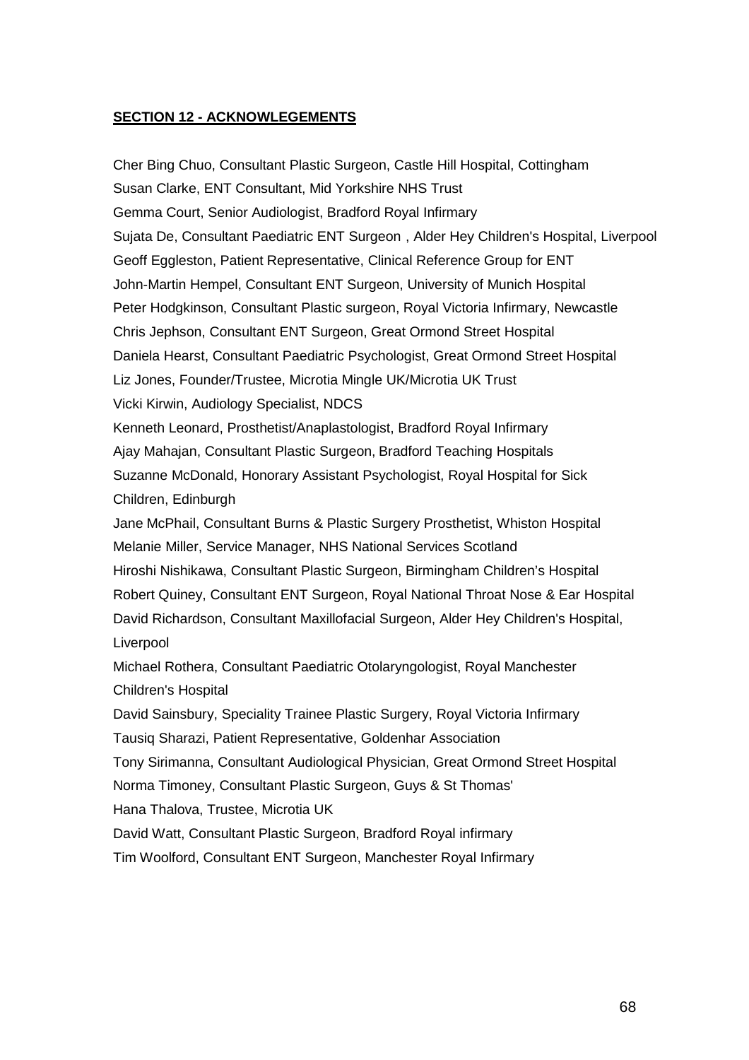## **SECTION 12 - ACKNOWLEGEMENTS**

Cher Bing Chuo, Consultant Plastic Surgeon, Castle Hill Hospital, Cottingham  
Susan Clarke, ENT Consultant, Mid Yorkshire NHS Trust  
Gemma Court, Senior Audiologist, Bradford Royal Infirmary  
Sujata De, Consultant Paediatric ENT Surgeon , Alder Hey Children's Hospital, Liverpool  
Geoff Eggleston, Patient Representative, Clinical Reference Group for ENT  
John-Martin Hempel, Consultant ENT Surgeon, University of Munich Hospital  
Peter Hodgkinson, Consultant Plastic surgeon, Royal Victoria Infirmary, Newcastle  
Chris Jephson, Consultant ENT Surgeon, Great Ormond Street Hospital  
Daniela Hearst, Consultant Paediatric Psychologist, Great Ormond Street Hospital  
Liz Jones, Founder/Trustee, Microtia Mingle UK/Microtia UK Trust  
Vicki Kirwin, Audiology Specialist, NDCS  
Kenneth Leonard, Prosthetist/Anaplastologist, Bradford Royal Infirmary  
Ajay Mahajan, Consultant Plastic Surgeon, Bradford Teaching Hospitals  
Suzanne McDonald, Honorary Assistant Psychologist, Royal Hospital for Sick Children, Edinburgh  
Jane McPhail, Consultant Burns & Plastic Surgery Prosthetist, Whiston Hospital  
Melanie Miller, Service Manager, NHS National Services Scotland  
Hiroshi Nishikawa, Consultant Plastic Surgeon, Birmingham Children's Hospital  
Robert Quiney, Consultant ENT Surgeon, Royal National Throat Nose & Ear Hospital  
David Richardson, Consultant Maxillofacial Surgeon, Alder Hey Children's Hospital, Liverpool  
Michael Rothera, Consultant Paediatric Otolaryngologist, Royal Manchester Children's Hospital  
David Sainsbury, Speciality Trainee Plastic Surgery, Royal Victoria Infirmary  
Tausiq Sharazi, Patient Representative, Goldenhar Association  
Tony Sirimanna, Consultant Audiological Physician, Great Ormond Street Hospital  
Norma Timoney, Consultant Plastic Surgeon, Guys & St Thomas'  
Hana Thalova, Trustee, Microtia UK  
David Watt, Consultant Plastic Surgeon, Bradford Royal infirmary  
Tim Woolford, Consultant ENT Surgeon, Manchester Royal Infirmary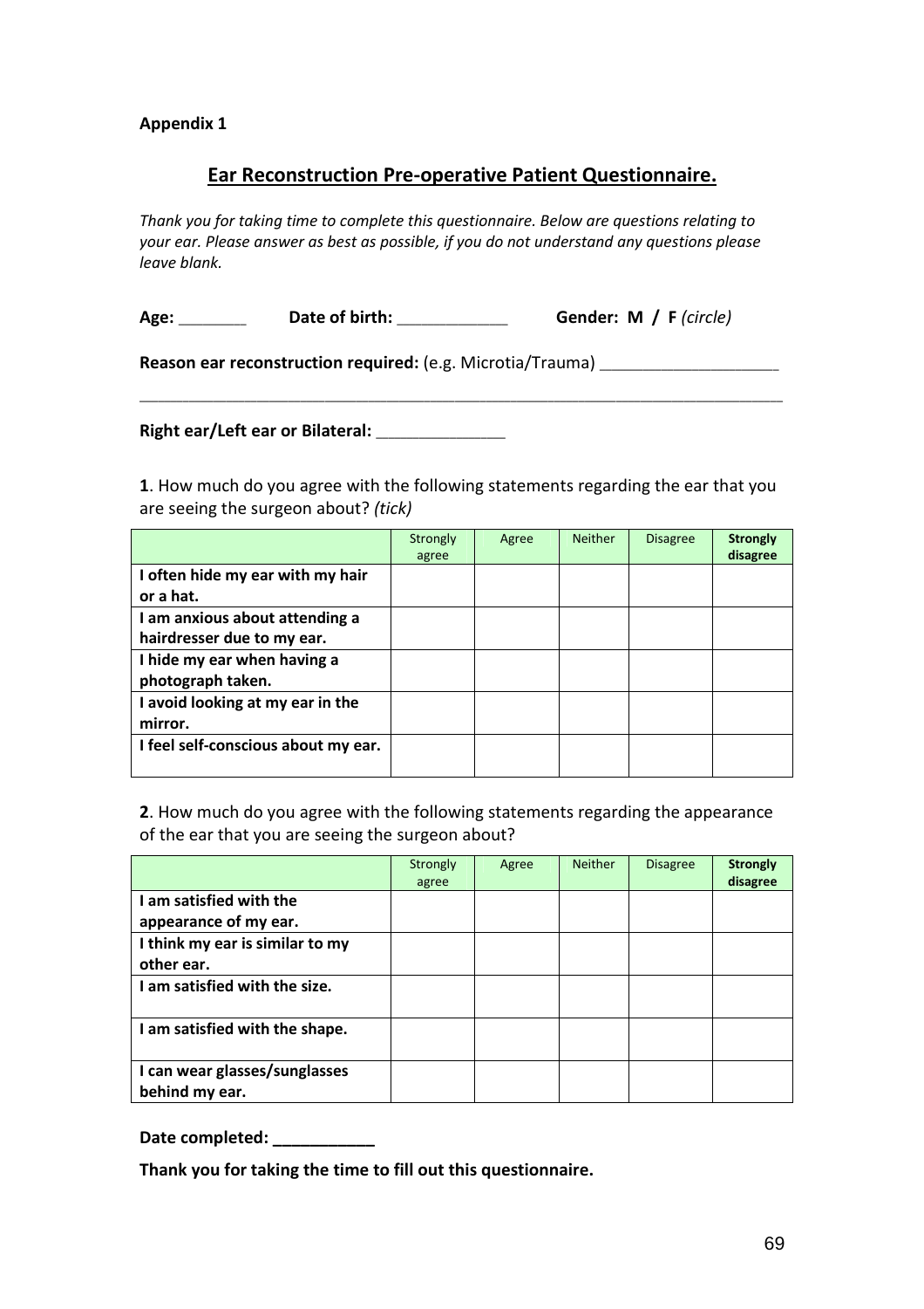**Appendix 1**

## Ear Reconstruction Pre-operative Patient Questionnaire.

*Thank you for taking time to complete this questionnaire. Below are questions relating to your ear. Please answer as best as possible, if you do not understand any questions please leave blank.*

**Age:** _______ **Date of birth:** ____________ **Gender: M / F** *(circle)*

**Reason ear reconstruction required:** (e.g. Microtia/Trauma) ___________________

_________________________________________________________________________

**Right ear/Left ear or Bilateral:** ______________

**1**. How much do you agree with the following statements regarding the ear that you are seeing the surgeon about? *(tick)*

| | Strongly agree | Agree | Neither | Disagree | **Strongly disagree** |
|---|---|---|---|---|---|
| **I often hide my ear with my hair or a hat.** | | | | | |
| **I am anxious about attending a hairdresser due to my ear.** | | | | | |
| **I hide my ear when having a photograph taken.** | | | | | |
| **I avoid looking at my ear in the mirror.** | | | | | |
| **I feel self-conscious about my ear.** | | | | | |

**2**. How much do you agree with the following statements regarding the appearance of the ear that you are seeing the surgeon about?

| | Strongly agree | Agree | Neither | Disagree | **Strongly disagree** |
|---|---|---|---|---|---|
| **I am satisfied with the appearance of my ear.** | | | | | |
| **I think my ear is similar to my other ear.** | | | | | |
| **I am satisfied with the size.** | | | | | |
| **I am satisfied with the shape.** | | | | | |
| **I can wear glasses/sunglasses behind my ear.** | | | | | |

**Date completed: ___________**

**Thank you for taking the time to fill out this questionnaire.**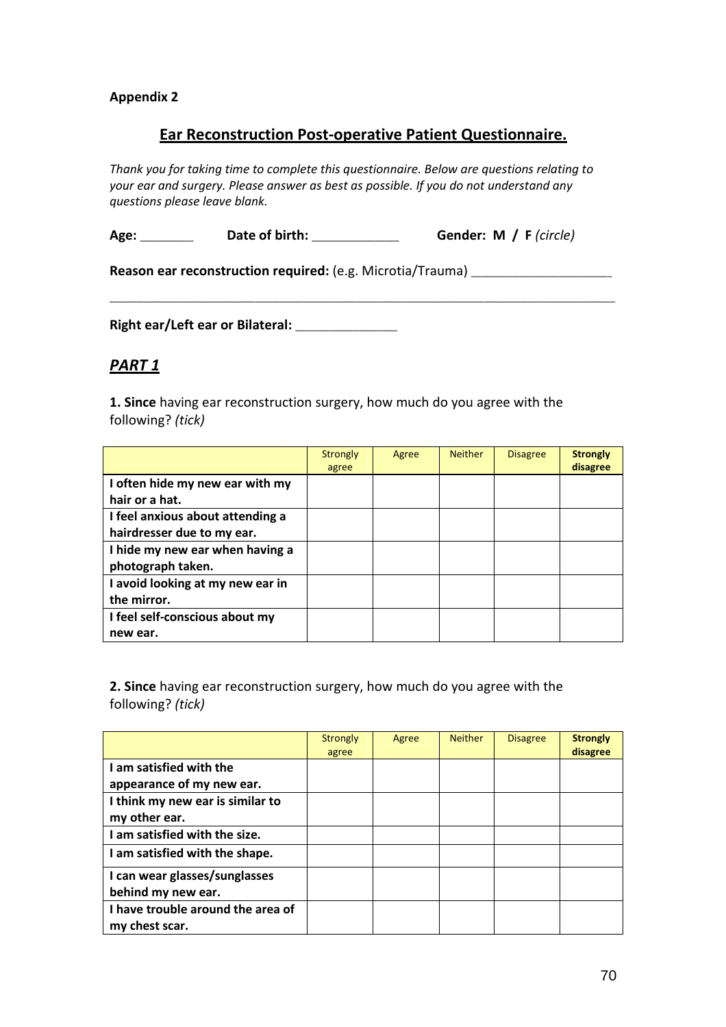**Appendix 2**

## Ear Reconstruction Post-operative Patient Questionnaire.

*Thank you for taking time to complete this questionnaire. Below are questions relating to your ear and surgery. Please answer as best as possible. If you do not understand any questions please leave blank.*

**Age:** _______ **Date of birth:** ____________ **Gender: M / F** *(circle)*

**Reason ear reconstruction required:** (e.g. Microtia/Trauma) ___________________

_______________________________________________________________________

**Right ear/Left ear or Bilateral:** ______________

## *PART 1*

**1. Since** having ear reconstruction surgery, how much do you agree with the following? *(tick)*

| | Strongly agree | Agree | Neither | Disagree | **Strongly disagree** |
|---|---|---|---|---|---|
| **I often hide my new ear with my hair or a hat.** | | | | | |
| **I feel anxious about attending a hairdresser due to my ear.** | | | | | |
| **I hide my new ear when having a photograph taken.** | | | | | |
| **I avoid looking at my new ear in the mirror.** | | | | | |
| **I feel self-conscious about my new ear.** | | | | | |

**2. Since** having ear reconstruction surgery, how much do you agree with the following? *(tick)*

| | Strongly agree | Agree | Neither | Disagree | **Strongly disagree** |
|---|---|---|---|---|---|
| **I am satisfied with the appearance of my new ear.** | | | | | |
| **I think my new ear is similar to my other ear.** | | | | | |
| **I am satisfied with the size.** | | | | | |
| **I am satisfied with the shape.** | | | | | |
| **I can wear glasses/sunglasses behind my new ear.** | | | | | |
| **I have trouble around the area of my chest scar.** | | | | | |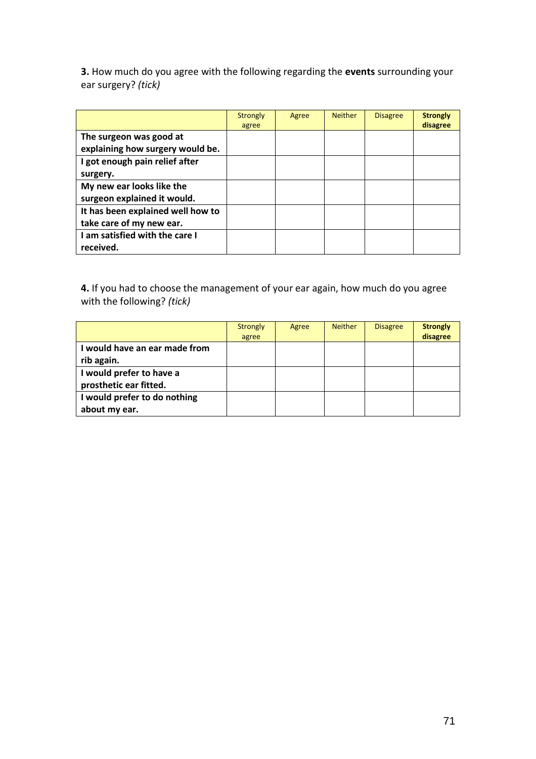**3.** How much do you agree with the following regarding the **events** surrounding your ear surgery? *(tick)*

| | Strongly agree | Agree | Neither | Disagree | **Strongly disagree** |
|---|---|---|---|---|---|
| **The surgeon was good at explaining how surgery would be.** | | | | | |
| **I got enough pain relief after surgery.** | | | | | |
| **My new ear looks like the surgeon explained it would.** | | | | | |
| **It has been explained well how to take care of my new ear.** | | | | | |
| **I am satisfied with the care I received.** | | | | | |

**4.** If you had to choose the management of your ear again, how much do you agree with the following? *(tick)*

| | Strongly agree | Agree | Neither | Disagree | **Strongly disagree** |
|---|---|---|---|---|---|
| **I would have an ear made from rib again.** | | | | | |
| **I would prefer to have a prosthetic ear fitted.** | | | | | |
| **I would prefer to do nothing about my ear.** | | | | | |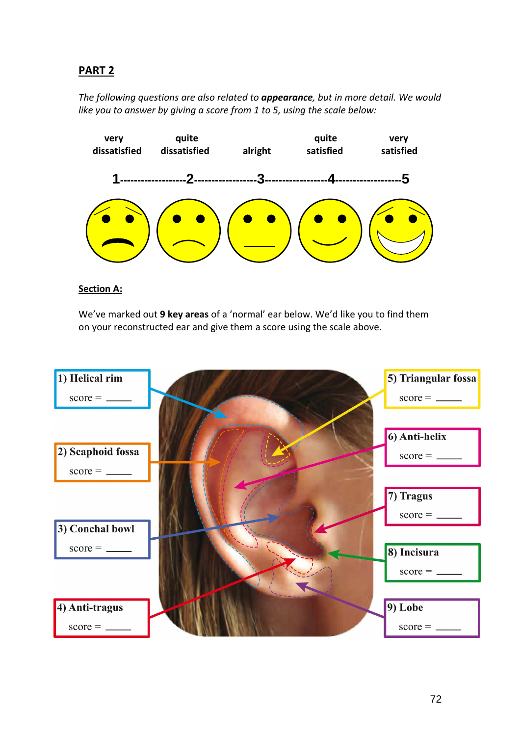## PART 2

*The following questions are also related to* ***appearance****, but in more detail. We would like you to answer by giving a score from 1 to 5, using the scale below:*

| very dissatisfied | quite dissatisfied | alright | quite satisfied | very satisfied |
|---|---|---|---|---|
| 1 | 2 | 3 | 4 | 5 |

### Section A:

We've marked out **9 key areas** of a 'normal' ear below. We'd like you to find them on your reconstructed ear and give them a score using the scale above.

1) Helical rim
score = _____

2) Scaphoid fossa
score = _____

3) Conchal bowl
score = _____

4) Anti-tragus
score = _____

5) Triangular fossa
score = _____

6) Anti-helix
score = _____

7) Tragus
score = _____

8) Incisura
score = _____

9) Lobe
score = _____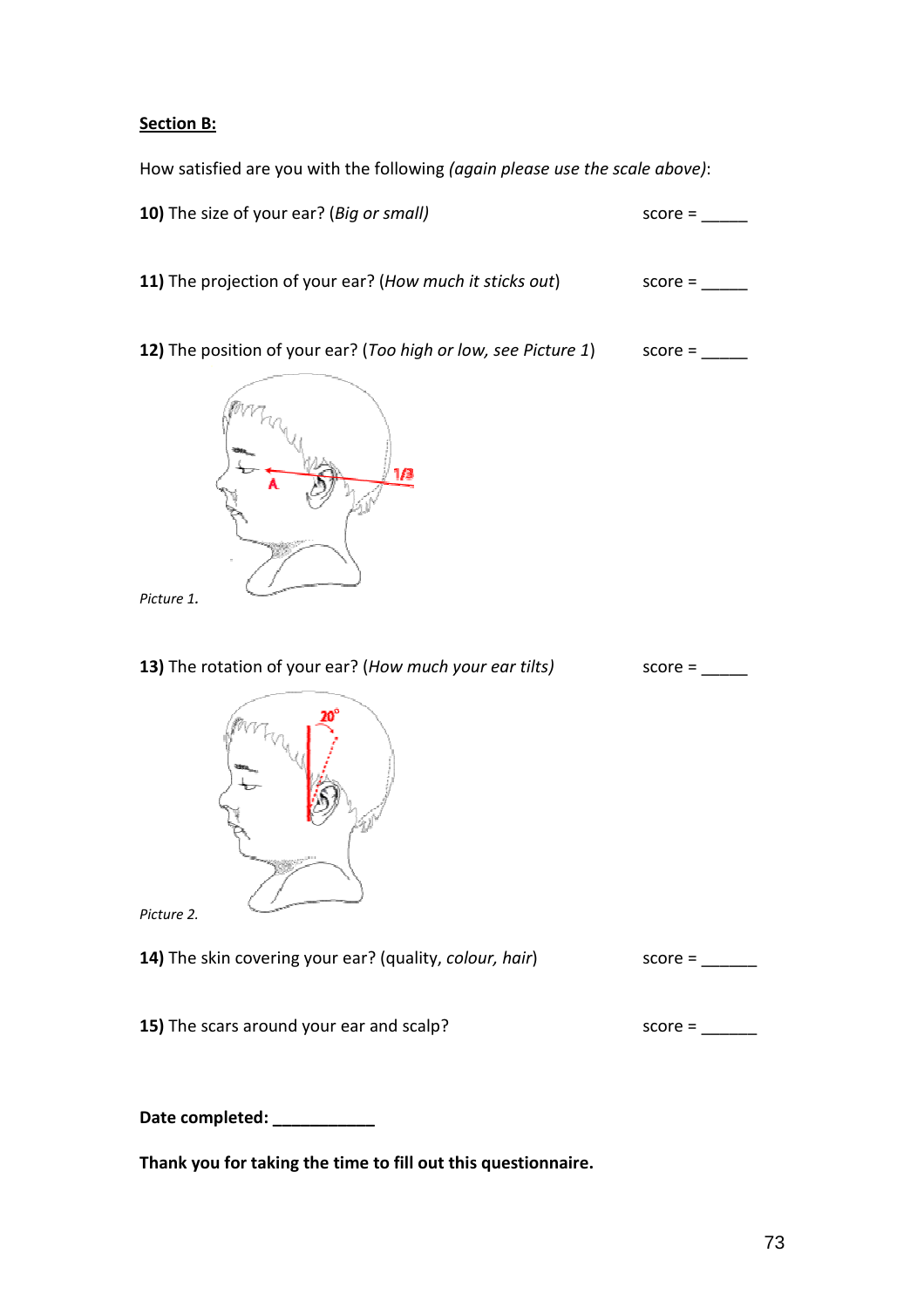**Section B:**

How satisfied are you with the following *(again please use the scale above)*:

**10)** The size of your ear? (*Big or small)* score = _____

**11)** The projection of your ear? (*How much it sticks out*) score = _____

**12)** The position of your ear? (*Too high or low, see Picture 1*) score = _____

A

1/3

*Picture 1.*

**13)** The rotation of your ear? (*How much your ear tilts)* score = _____

20°

*Picture 2.*

**14)** The skin covering your ear? (quality, *colour, hair*) score = ______

**15)** The scars around your ear and scalp? score = ______

**Date completed: ___________**

**Thank you for taking the time to fill out this questionnaire.**